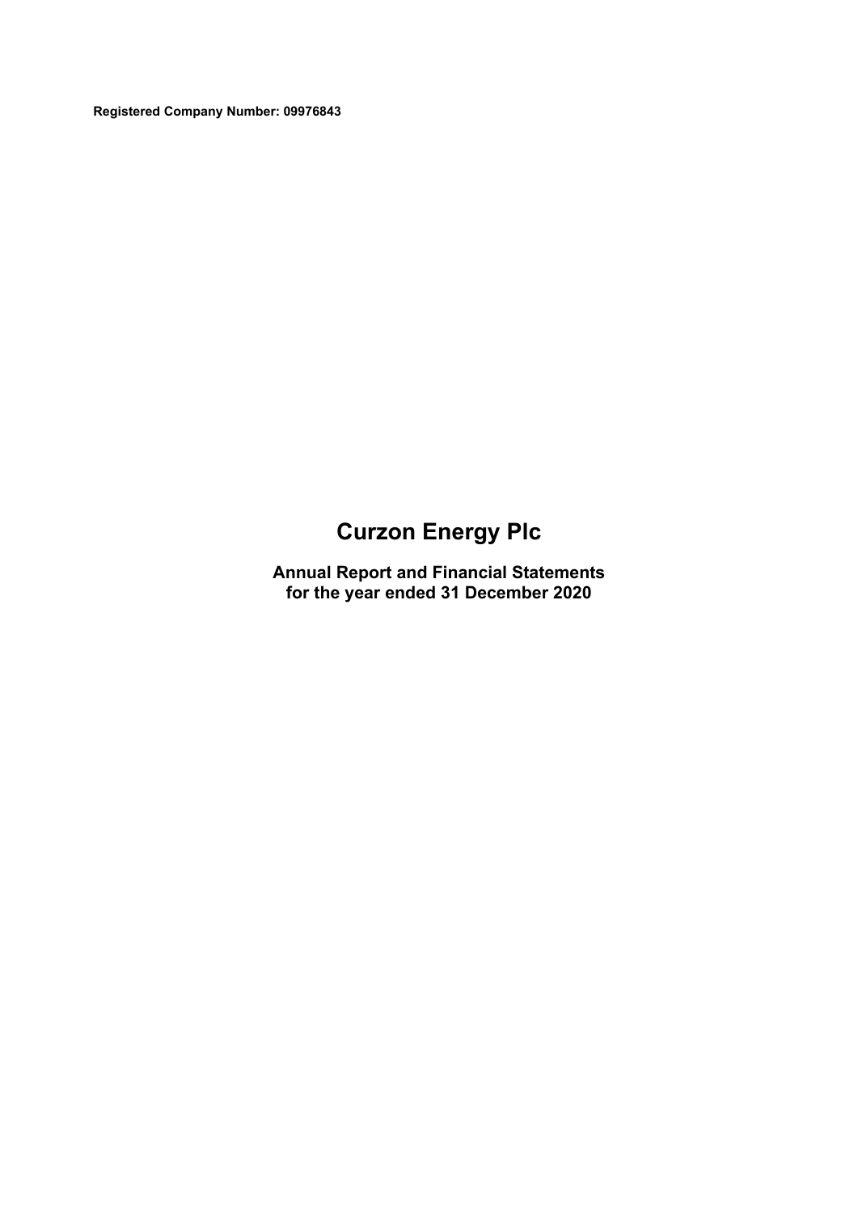**Registered Company Number: 09976843**

# Curzon Energy Plc

## Annual Report and Financial Statements for the year ended 31 December 2020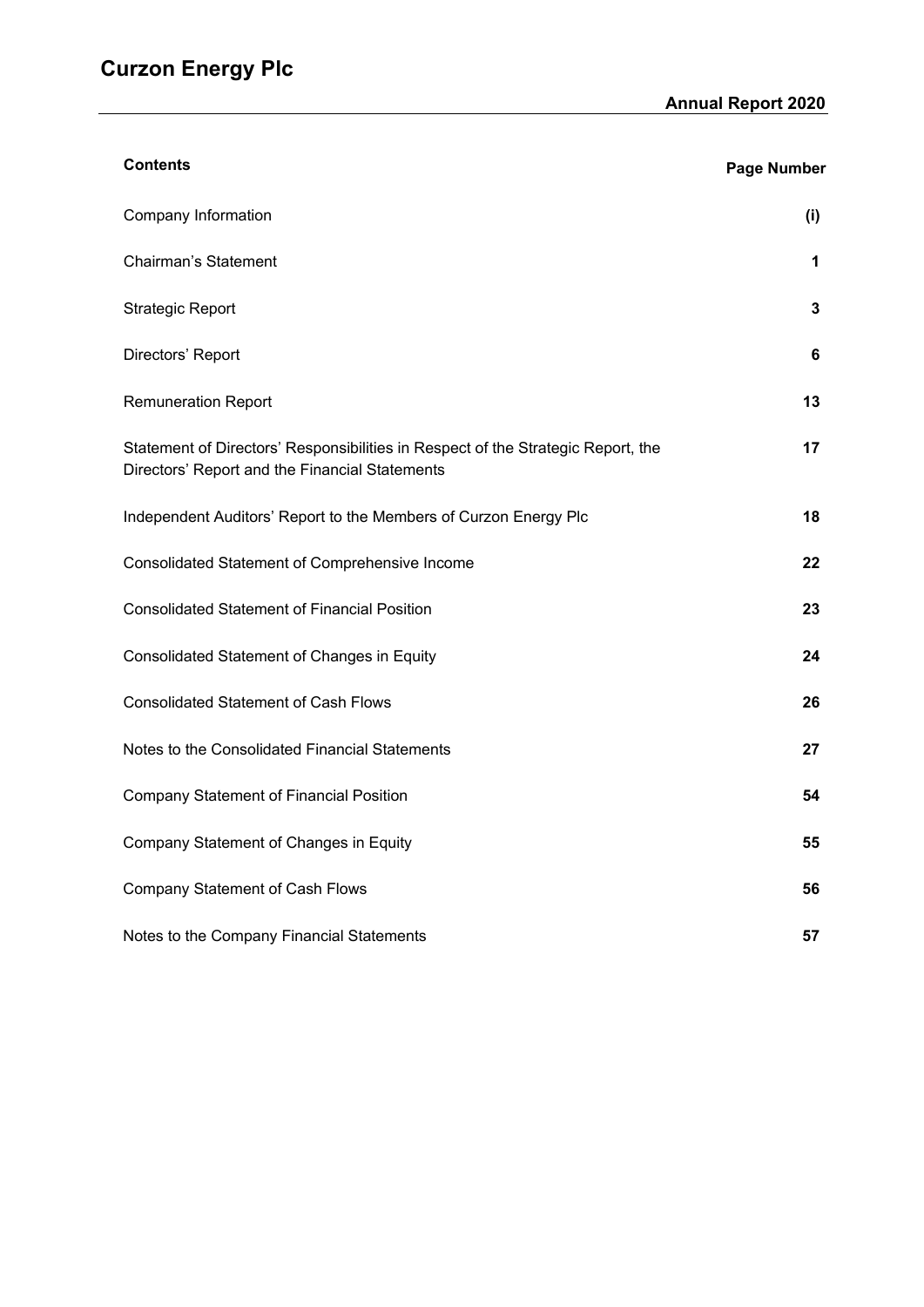# Curzon Energy Plc

## Annual Report 2020

| Contents | Page Number |
|---|---|
| Company Information | (i) |
| Chairman's Statement | 1 |
| Strategic Report | 3 |
| Directors' Report | 6 |
| Remuneration Report | 13 |
| Statement of Directors' Responsibilities in Respect of the Strategic Report, the Directors' Report and the Financial Statements | 17 |
| Independent Auditors' Report to the Members of Curzon Energy Plc | 18 |
| Consolidated Statement of Comprehensive Income | 22 |
| Consolidated Statement of Financial Position | 23 |
| Consolidated Statement of Changes in Equity | 24 |
| Consolidated Statement of Cash Flows | 26 |
| Notes to the Consolidated Financial Statements | 27 |
| Company Statement of Financial Position | 54 |
| Company Statement of Changes in Equity | 55 |
| Company Statement of Cash Flows | 56 |
| Notes to the Company Financial Statements | 57 |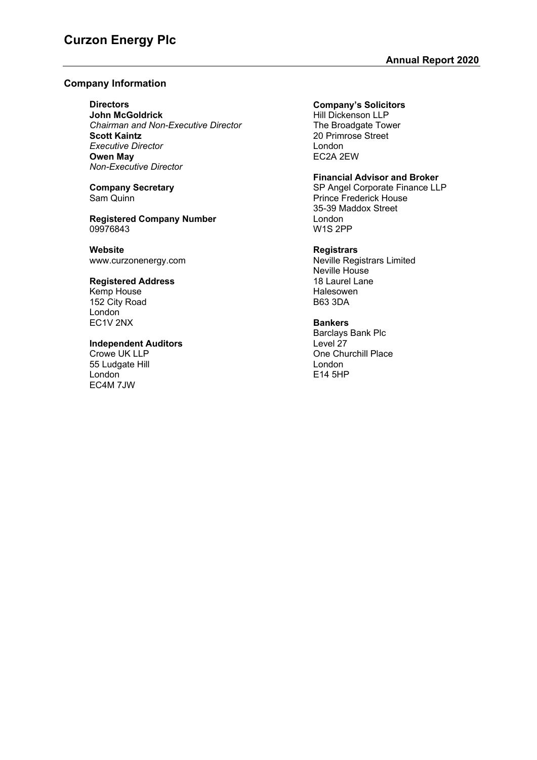## Company Information

**Directors**
**John McGoldrick**
*Chairman and Non-Executive Director*
**Scott Kaintz**
*Executive Director*
**Owen May**
*Non-Executive Director*

**Company Secretary**
Sam Quinn

**Registered Company Number**
09976843

**Website**
www.curzonenergy.com

**Registered Address**
Kemp House
152 City Road
London
EC1V 2NX

**Independent Auditors**
Crowe UK LLP
55 Ludgate Hill
London
EC4M 7JW

**Company's Solicitors**
Hill Dickenson LLP
The Broadgate Tower
20 Primrose Street
London
EC2A 2EW

**Financial Advisor and Broker**
SP Angel Corporate Finance LLP
Prince Frederick House
35-39 Maddox Street
London
W1S 2PP

**Registrars**
Neville Registrars Limited
Neville House
18 Laurel Lane
Halesowen
B63 3DA

**Bankers**
Barclays Bank Plc
Level 27
One Churchill Place
London
E14 5HP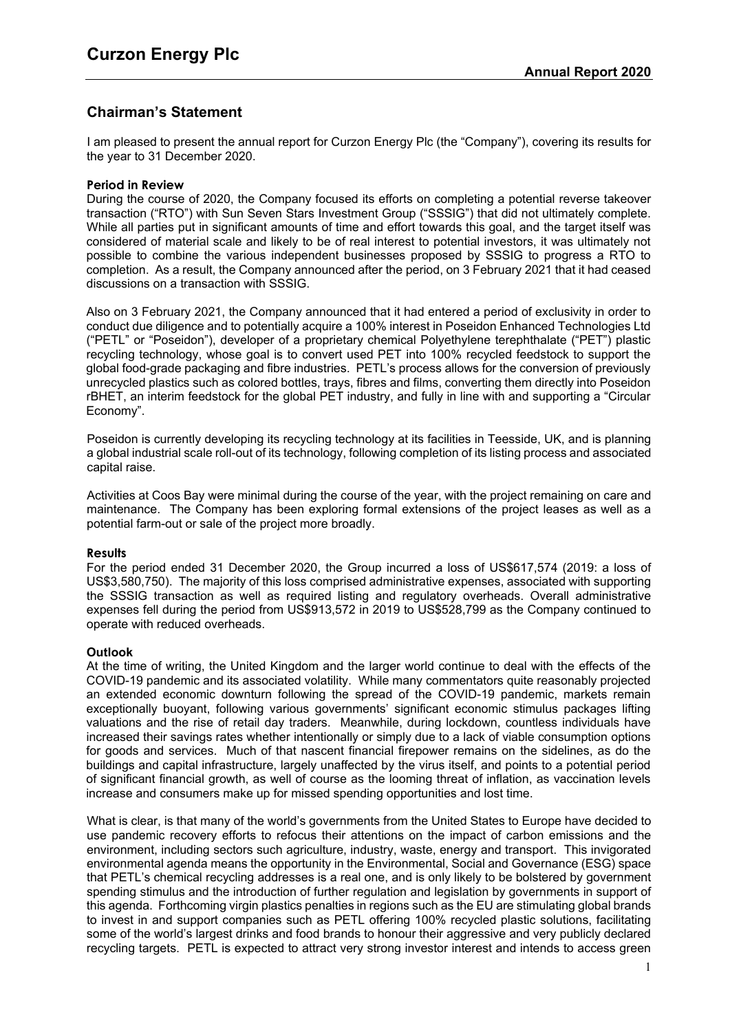## Chairman's Statement

I am pleased to present the annual report for Curzon Energy Plc (the "Company"), covering its results for the year to 31 December 2020.

### Period in Review

During the course of 2020, the Company focused its efforts on completing a potential reverse takeover transaction ("RTO") with Sun Seven Stars Investment Group ("SSSIG") that did not ultimately complete. While all parties put in significant amounts of time and effort towards this goal, and the target itself was considered of material scale and likely to be of real interest to potential investors, it was ultimately not possible to combine the various independent businesses proposed by SSSIG to progress a RTO to completion. As a result, the Company announced after the period, on 3 February 2021 that it had ceased discussions on a transaction with SSSIG.

Also on 3 February 2021, the Company announced that it had entered a period of exclusivity in order to conduct due diligence and to potentially acquire a 100% interest in Poseidon Enhanced Technologies Ltd ("PETL" or "Poseidon"), developer of a proprietary chemical Polyethylene terephthalate ("PET") plastic recycling technology, whose goal is to convert used PET into 100% recycled feedstock to support the global food-grade packaging and fibre industries. PETL's process allows for the conversion of previously unrecycled plastics such as colored bottles, trays, fibres and films, converting them directly into Poseidon rBHET, an interim feedstock for the global PET industry, and fully in line with and supporting a "Circular Economy".

Poseidon is currently developing its recycling technology at its facilities in Teesside, UK, and is planning a global industrial scale roll-out of its technology, following completion of its listing process and associated capital raise.

Activities at Coos Bay were minimal during the course of the year, with the project remaining on care and maintenance. The Company has been exploring formal extensions of the project leases as well as a potential farm-out or sale of the project more broadly.

### Results

For the period ended 31 December 2020, the Group incurred a loss of US$617,574 (2019: a loss of US$3,580,750). The majority of this loss comprised administrative expenses, associated with supporting the SSSIG transaction as well as required listing and regulatory overheads. Overall administrative expenses fell during the period from US$913,572 in 2019 to US$528,799 as the Company continued to operate with reduced overheads.

### Outlook

At the time of writing, the United Kingdom and the larger world continue to deal with the effects of the COVID-19 pandemic and its associated volatility. While many commentators quite reasonably projected an extended economic downturn following the spread of the COVID-19 pandemic, markets remain exceptionally buoyant, following various governments' significant economic stimulus packages lifting valuations and the rise of retail day traders. Meanwhile, during lockdown, countless individuals have increased their savings rates whether intentionally or simply due to a lack of viable consumption options for goods and services. Much of that nascent financial firepower remains on the sidelines, as do the buildings and capital infrastructure, largely unaffected by the virus itself, and points to a potential period of significant financial growth, as well of course as the looming threat of inflation, as vaccination levels increase and consumers make up for missed spending opportunities and lost time.

What is clear, is that many of the world's governments from the United States to Europe have decided to use pandemic recovery efforts to refocus their attentions on the impact of carbon emissions and the environment, including sectors such agriculture, industry, waste, energy and transport. This invigorated environmental agenda means the opportunity in the Environmental, Social and Governance (ESG) space that PETL's chemical recycling addresses is a real one, and is only likely to be bolstered by government spending stimulus and the introduction of further regulation and legislation by governments in support of this agenda. Forthcoming virgin plastics penalties in regions such as the EU are stimulating global brands to invest in and support companies such as PETL offering 100% recycled plastic solutions, facilitating some of the world's largest drinks and food brands to honour their aggressive and very publicly declared recycling targets. PETL is expected to attract very strong investor interest and intends to access green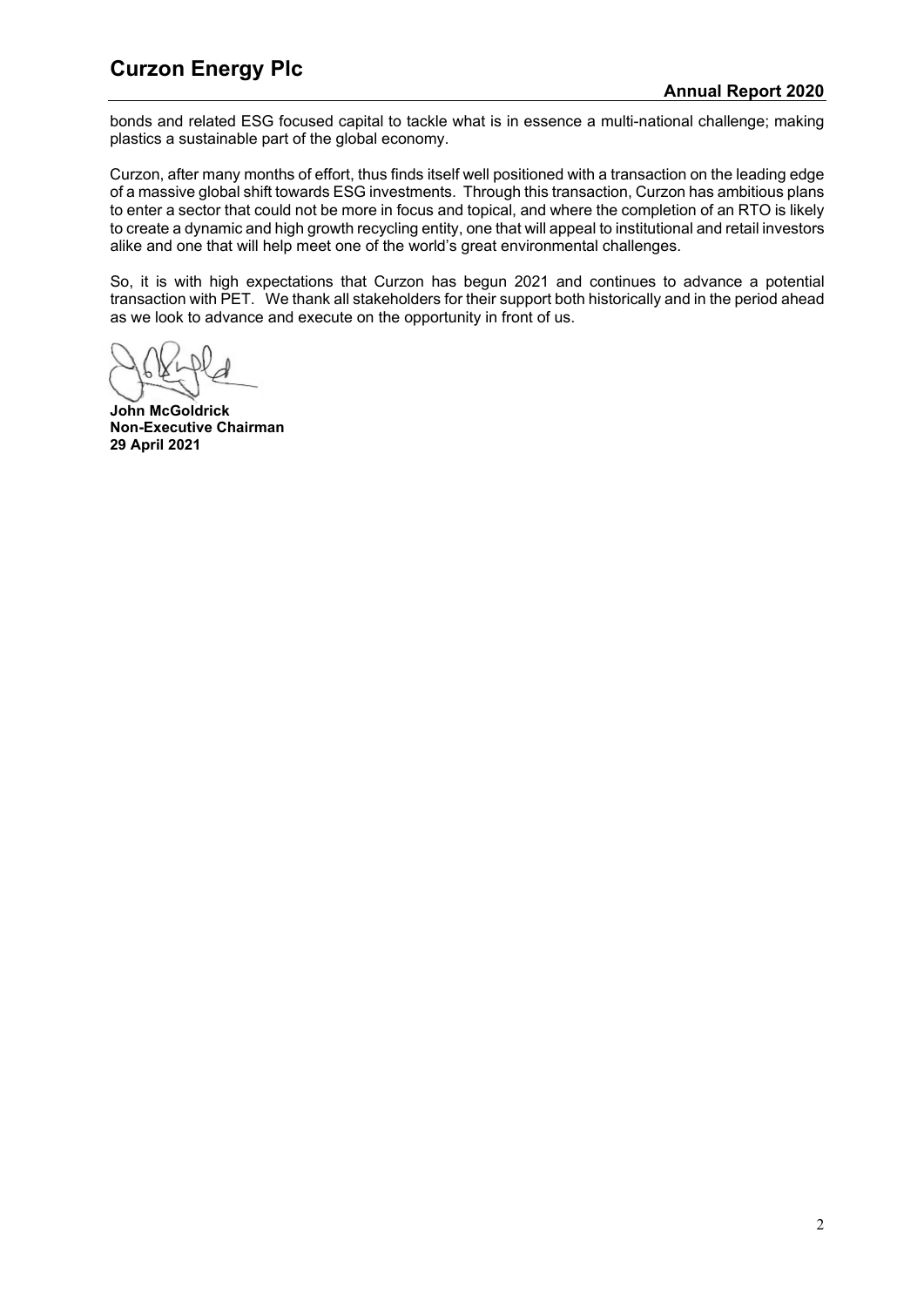bonds and related ESG focused capital to tackle what is in essence a multi-national challenge; making plastics a sustainable part of the global economy.

Curzon, after many months of effort, thus finds itself well positioned with a transaction on the leading edge of a massive global shift towards ESG investments. Through this transaction, Curzon has ambitious plans to enter a sector that could not be more in focus and topical, and where the completion of an RTO is likely to create a dynamic and high growth recycling entity, one that will appeal to institutional and retail investors alike and one that will help meet one of the world's great environmental challenges.

So, it is with high expectations that Curzon has begun 2021 and continues to advance a potential transaction with PET. We thank all stakeholders for their support both historically and in the period ahead as we look to advance and execute on the opportunity in front of us.

**John McGoldrick**
**Non-Executive Chairman**
**29 April 2021**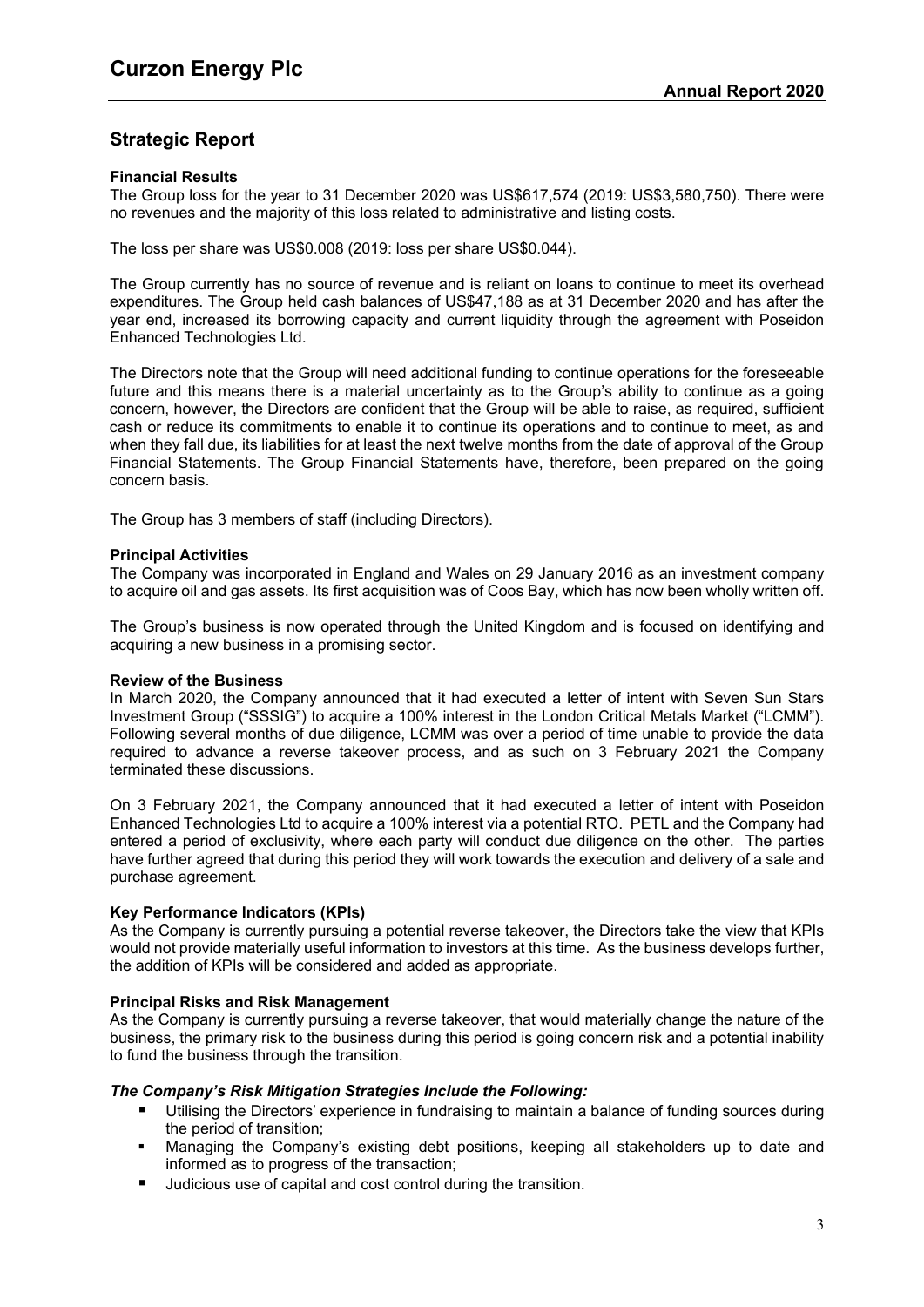## Strategic Report

### Financial Results

The Group loss for the year to 31 December 2020 was US$617,574 (2019: US$3,580,750). There were no revenues and the majority of this loss related to administrative and listing costs.

The loss per share was US$0.008 (2019: loss per share US$0.044).

The Group currently has no source of revenue and is reliant on loans to continue to meet its overhead expenditures. The Group held cash balances of US$47,188 as at 31 December 2020 and has after the year end, increased its borrowing capacity and current liquidity through the agreement with Poseidon Enhanced Technologies Ltd.

The Directors note that the Group will need additional funding to continue operations for the foreseeable future and this means there is a material uncertainty as to the Group's ability to continue as a going concern, however, the Directors are confident that the Group will be able to raise, as required, sufficient cash or reduce its commitments to enable it to continue its operations and to continue to meet, as and when they fall due, its liabilities for at least the next twelve months from the date of approval of the Group Financial Statements. The Group Financial Statements have, therefore, been prepared on the going concern basis.

The Group has 3 members of staff (including Directors).

### Principal Activities

The Company was incorporated in England and Wales on 29 January 2016 as an investment company to acquire oil and gas assets. Its first acquisition was of Coos Bay, which has now been wholly written off.

The Group's business is now operated through the United Kingdom and is focused on identifying and acquiring a new business in a promising sector.

### Review of the Business

In March 2020, the Company announced that it had executed a letter of intent with Seven Sun Stars Investment Group ("SSSIG") to acquire a 100% interest in the London Critical Metals Market ("LCMM"). Following several months of due diligence, LCMM was over a period of time unable to provide the data required to advance a reverse takeover process, and as such on 3 February 2021 the Company terminated these discussions.

On 3 February 2021, the Company announced that it had executed a letter of intent with Poseidon Enhanced Technologies Ltd to acquire a 100% interest via a potential RTO. PETL and the Company had entered a period of exclusivity, where each party will conduct due diligence on the other. The parties have further agreed that during this period they will work towards the execution and delivery of a sale and purchase agreement.

### Key Performance Indicators (KPIs)

As the Company is currently pursuing a potential reverse takeover, the Directors take the view that KPIs would not provide materially useful information to investors at this time. As the business develops further, the addition of KPIs will be considered and added as appropriate.

### Principal Risks and Risk Management

As the Company is currently pursuing a reverse takeover, that would materially change the nature of the business, the primary risk to the business during this period is going concern risk and a potential inability to fund the business through the transition.

#### *The Company's Risk Mitigation Strategies Include the Following:*

- Utilising the Directors' experience in fundraising to maintain a balance of funding sources during the period of transition;
- Managing the Company's existing debt positions, keeping all stakeholders up to date and informed as to progress of the transaction;
- Judicious use of capital and cost control during the transition.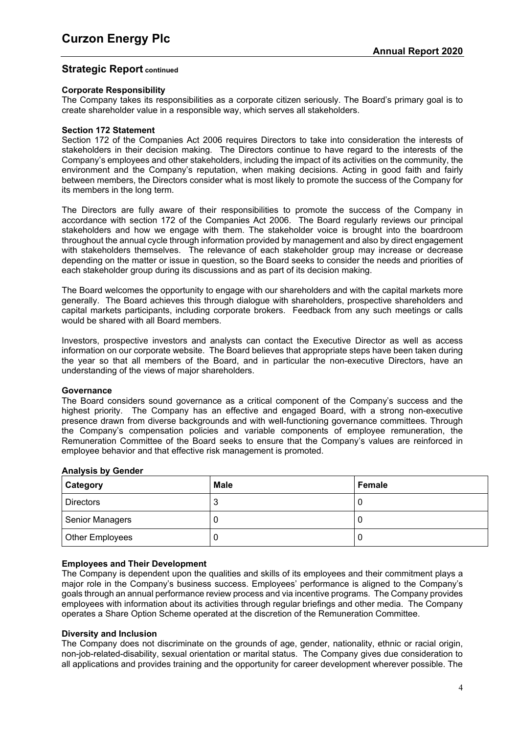## Strategic Report continued

### Corporate Responsibility

The Company takes its responsibilities as a corporate citizen seriously. The Board's primary goal is to create shareholder value in a responsible way, which serves all stakeholders.

### Section 172 Statement

Section 172 of the Companies Act 2006 requires Directors to take into consideration the interests of stakeholders in their decision making. The Directors continue to have regard to the interests of the Company's employees and other stakeholders, including the impact of its activities on the community, the environment and the Company's reputation, when making decisions. Acting in good faith and fairly between members, the Directors consider what is most likely to promote the success of the Company for its members in the long term.

The Directors are fully aware of their responsibilities to promote the success of the Company in accordance with section 172 of the Companies Act 2006. The Board regularly reviews our principal stakeholders and how we engage with them. The stakeholder voice is brought into the boardroom throughout the annual cycle through information provided by management and also by direct engagement with stakeholders themselves. The relevance of each stakeholder group may increase or decrease depending on the matter or issue in question, so the Board seeks to consider the needs and priorities of each stakeholder group during its discussions and as part of its decision making.

The Board welcomes the opportunity to engage with our shareholders and with the capital markets more generally. The Board achieves this through dialogue with shareholders, prospective shareholders and capital markets participants, including corporate brokers. Feedback from any such meetings or calls would be shared with all Board members.

Investors, prospective investors and analysts can contact the Executive Director as well as access information on our corporate website. The Board believes that appropriate steps have been taken during the year so that all members of the Board, and in particular the non-executive Directors, have an understanding of the views of major shareholders.

### Governance

The Board considers sound governance as a critical component of the Company's success and the highest priority. The Company has an effective and engaged Board, with a strong non-executive presence drawn from diverse backgrounds and with well-functioning governance committees. Through the Company's compensation policies and variable components of employee remuneration, the Remuneration Committee of the Board seeks to ensure that the Company's values are reinforced in employee behavior and that effective risk management is promoted.

### Analysis by Gender

| Category | Male | Female |
|---|---|---|
| Directors | 3 | 0 |
| Senior Managers | 0 | 0 |
| Other Employees | 0 | 0 |

### Employees and Their Development

The Company is dependent upon the qualities and skills of its employees and their commitment plays a major role in the Company's business success. Employees' performance is aligned to the Company's goals through an annual performance review process and via incentive programs. The Company provides employees with information about its activities through regular briefings and other media. The Company operates a Share Option Scheme operated at the discretion of the Remuneration Committee.

### Diversity and Inclusion

The Company does not discriminate on the grounds of age, gender, nationality, ethnic or racial origin, non-job-related-disability, sexual orientation or marital status. The Company gives due consideration to all applications and provides training and the opportunity for career development wherever possible. The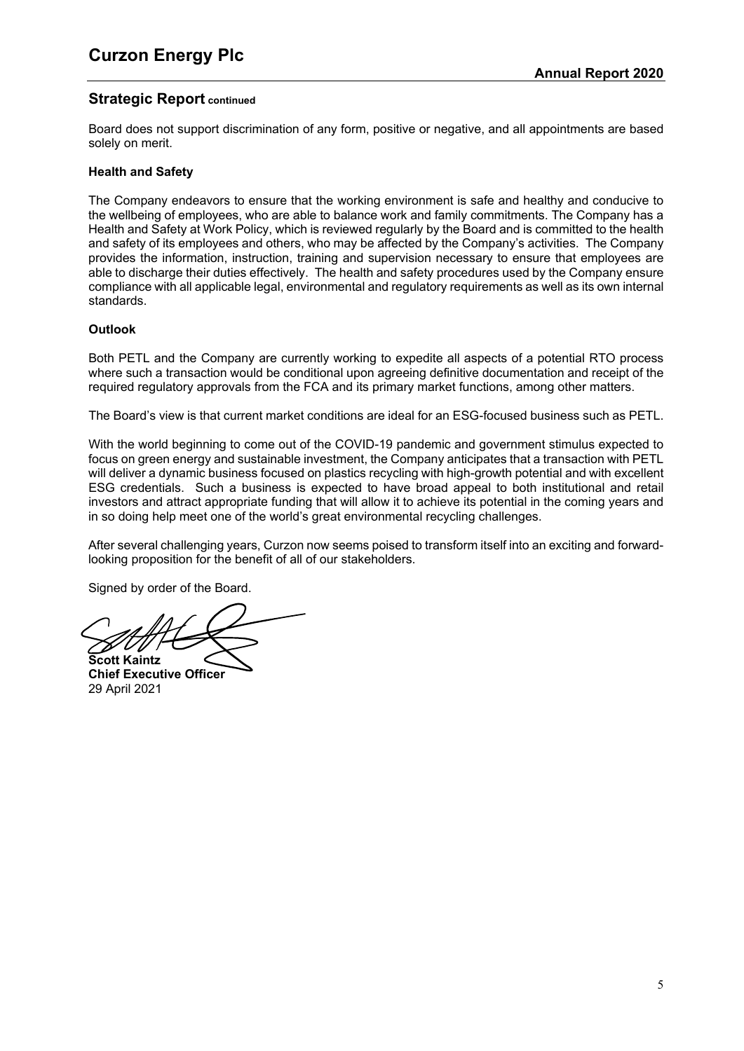## Strategic Report continued

Board does not support discrimination of any form, positive or negative, and all appointments are based solely on merit.

### Health and Safety

The Company endeavors to ensure that the working environment is safe and healthy and conducive to the wellbeing of employees, who are able to balance work and family commitments. The Company has a Health and Safety at Work Policy, which is reviewed regularly by the Board and is committed to the health and safety of its employees and others, who may be affected by the Company's activities. The Company provides the information, instruction, training and supervision necessary to ensure that employees are able to discharge their duties effectively. The health and safety procedures used by the Company ensure compliance with all applicable legal, environmental and regulatory requirements as well as its own internal standards.

### Outlook

Both PETL and the Company are currently working to expedite all aspects of a potential RTO process where such a transaction would be conditional upon agreeing definitive documentation and receipt of the required regulatory approvals from the FCA and its primary market functions, among other matters.

The Board's view is that current market conditions are ideal for an ESG-focused business such as PETL.

With the world beginning to come out of the COVID-19 pandemic and government stimulus expected to focus on green energy and sustainable investment, the Company anticipates that a transaction with PETL will deliver a dynamic business focused on plastics recycling with high-growth potential and with excellent ESG credentials. Such a business is expected to have broad appeal to both institutional and retail investors and attract appropriate funding that will allow it to achieve its potential in the coming years and in so doing help meet one of the world's great environmental recycling challenges.

After several challenging years, Curzon now seems poised to transform itself into an exciting and forward-looking proposition for the benefit of all of our stakeholders.

Signed by order of the Board.

**Scott Kaintz**
**Chief Executive Officer**
29 April 2021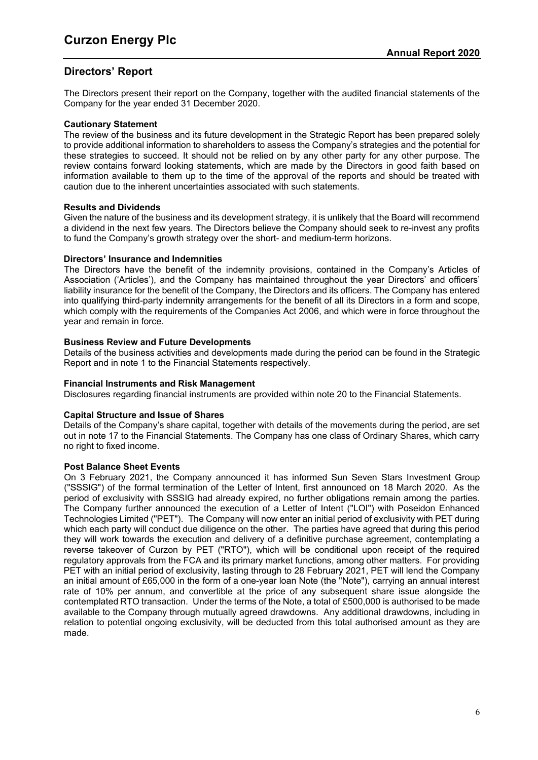## Directors' Report

The Directors present their report on the Company, together with the audited financial statements of the Company for the year ended 31 December 2020.

**Cautionary Statement**

The review of the business and its future development in the Strategic Report has been prepared solely to provide additional information to shareholders to assess the Company's strategies and the potential for these strategies to succeed. It should not be relied on by any other party for any other purpose. The review contains forward looking statements, which are made by the Directors in good faith based on information available to them up to the time of the approval of the reports and should be treated with caution due to the inherent uncertainties associated with such statements.

**Results and Dividends**

Given the nature of the business and its development strategy, it is unlikely that the Board will recommend a dividend in the next few years. The Directors believe the Company should seek to re-invest any profits to fund the Company's growth strategy over the short- and medium-term horizons.

**Directors' Insurance and Indemnities**

The Directors have the benefit of the indemnity provisions, contained in the Company's Articles of Association ('Articles'), and the Company has maintained throughout the year Directors' and officers' liability insurance for the benefit of the Company, the Directors and its officers. The Company has entered into qualifying third-party indemnity arrangements for the benefit of all its Directors in a form and scope, which comply with the requirements of the Companies Act 2006, and which were in force throughout the year and remain in force.

**Business Review and Future Developments**

Details of the business activities and developments made during the period can be found in the Strategic Report and in note 1 to the Financial Statements respectively.

**Financial Instruments and Risk Management**

Disclosures regarding financial instruments are provided within note 20 to the Financial Statements.

**Capital Structure and Issue of Shares**

Details of the Company's share capital, together with details of the movements during the period, are set out in note 17 to the Financial Statements. The Company has one class of Ordinary Shares, which carry no right to fixed income.

**Post Balance Sheet Events**

On 3 February 2021, the Company announced it has informed Sun Seven Stars Investment Group ("SSSIG") of the formal termination of the Letter of Intent, first announced on 18 March 2020. As the period of exclusivity with SSSIG had already expired, no further obligations remain among the parties. The Company further announced the execution of a Letter of Intent ("LOI") with Poseidon Enhanced Technologies Limited ("PET"). The Company will now enter an initial period of exclusivity with PET during which each party will conduct due diligence on the other. The parties have agreed that during this period they will work towards the execution and delivery of a definitive purchase agreement, contemplating a reverse takeover of Curzon by PET ("RTO"), which will be conditional upon receipt of the required regulatory approvals from the FCA and its primary market functions, among other matters. For providing PET with an initial period of exclusivity, lasting through to 28 February 2021, PET will lend the Company an initial amount of £65,000 in the form of a one-year loan Note (the "Note"), carrying an annual interest rate of 10% per annum, and convertible at the price of any subsequent share issue alongside the contemplated RTO transaction. Under the terms of the Note, a total of £500,000 is authorised to be made available to the Company through mutually agreed drawdowns. Any additional drawdowns, including in relation to potential ongoing exclusivity, will be deducted from this total authorised amount as they are made.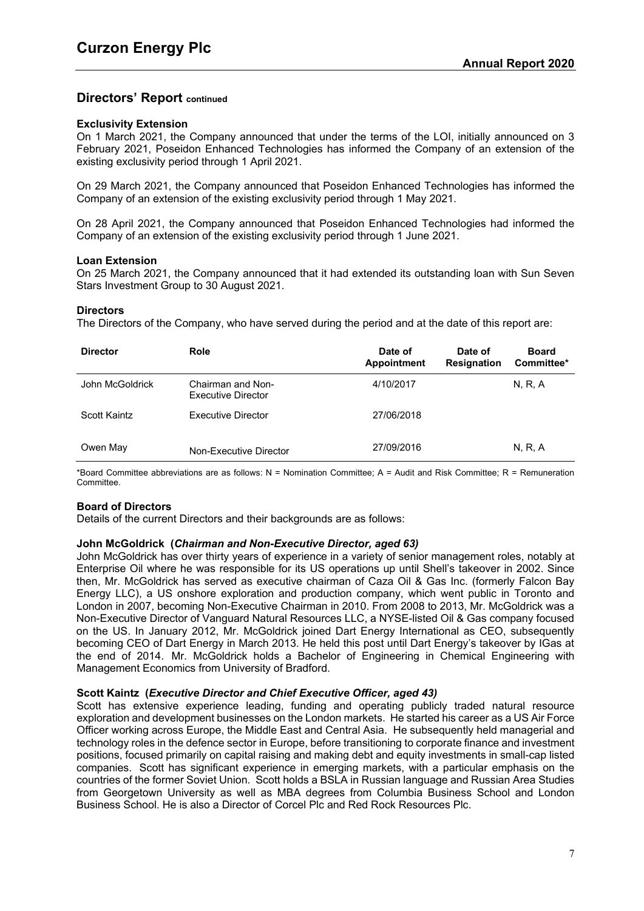## Directors' Report continued

**Exclusivity Extension**

On 1 March 2021, the Company announced that under the terms of the LOI, initially announced on 3 February 2021, Poseidon Enhanced Technologies has informed the Company of an extension of the existing exclusivity period through 1 April 2021.

On 29 March 2021, the Company announced that Poseidon Enhanced Technologies has informed the Company of an extension of the existing exclusivity period through 1 May 2021.

On 28 April 2021, the Company announced that Poseidon Enhanced Technologies had informed the Company of an extension of the existing exclusivity period through 1 June 2021.

**Loan Extension**

On 25 March 2021, the Company announced that it had extended its outstanding loan with Sun Seven Stars Investment Group to 30 August 2021.

**Directors**

The Directors of the Company, who have served during the period and at the date of this report are:

| Director | Role | Date of Appointment | Date of Resignation | Board Committee* |
|---|---|---|---|---|
| John McGoldrick | Chairman and Non-Executive Director | 4/10/2017 | | N, R, A |
| Scott Kaintz | Executive Director | 27/06/2018 | | |
| Owen May | Non-Executive Director | 27/09/2016 | | N, R, A |

*Board Committee abbreviations are as follows: N = Nomination Committee; A = Audit and Risk Committee; R = Remuneration Committee.

**Board of Directors**

Details of the current Directors and their backgrounds are as follows:

**John McGoldrick (*Chairman and Non-Executive Director, aged 63)***

John McGoldrick has over thirty years of experience in a variety of senior management roles, notably at Enterprise Oil where he was responsible for its US operations up until Shell's takeover in 2002. Since then, Mr. McGoldrick has served as executive chairman of Caza Oil & Gas Inc. (formerly Falcon Bay Energy LLC), a US onshore exploration and production company, which went public in Toronto and London in 2007, becoming Non-Executive Chairman in 2010. From 2008 to 2013, Mr. McGoldrick was a Non-Executive Director of Vanguard Natural Resources LLC, a NYSE-listed Oil & Gas company focused on the US. In January 2012, Mr. McGoldrick joined Dart Energy International as CEO, subsequently becoming CEO of Dart Energy in March 2013. He held this post until Dart Energy's takeover by IGas at the end of 2014. Mr. McGoldrick holds a Bachelor of Engineering in Chemical Engineering with Management Economics from University of Bradford.

**Scott Kaintz (*Executive Director and Chief Executive Officer, aged 43)***

Scott has extensive experience leading, funding and operating publicly traded natural resource exploration and development businesses on the London markets. He started his career as a US Air Force Officer working across Europe, the Middle East and Central Asia. He subsequently held managerial and technology roles in the defence sector in Europe, before transitioning to corporate finance and investment positions, focused primarily on capital raising and making debt and equity investments in small-cap listed companies. Scott has significant experience in emerging markets, with a particular emphasis on the countries of the former Soviet Union. Scott holds a BSLA in Russian language and Russian Area Studies from Georgetown University as well as MBA degrees from Columbia Business School and London Business School. He is also a Director of Corcel Plc and Red Rock Resources Plc.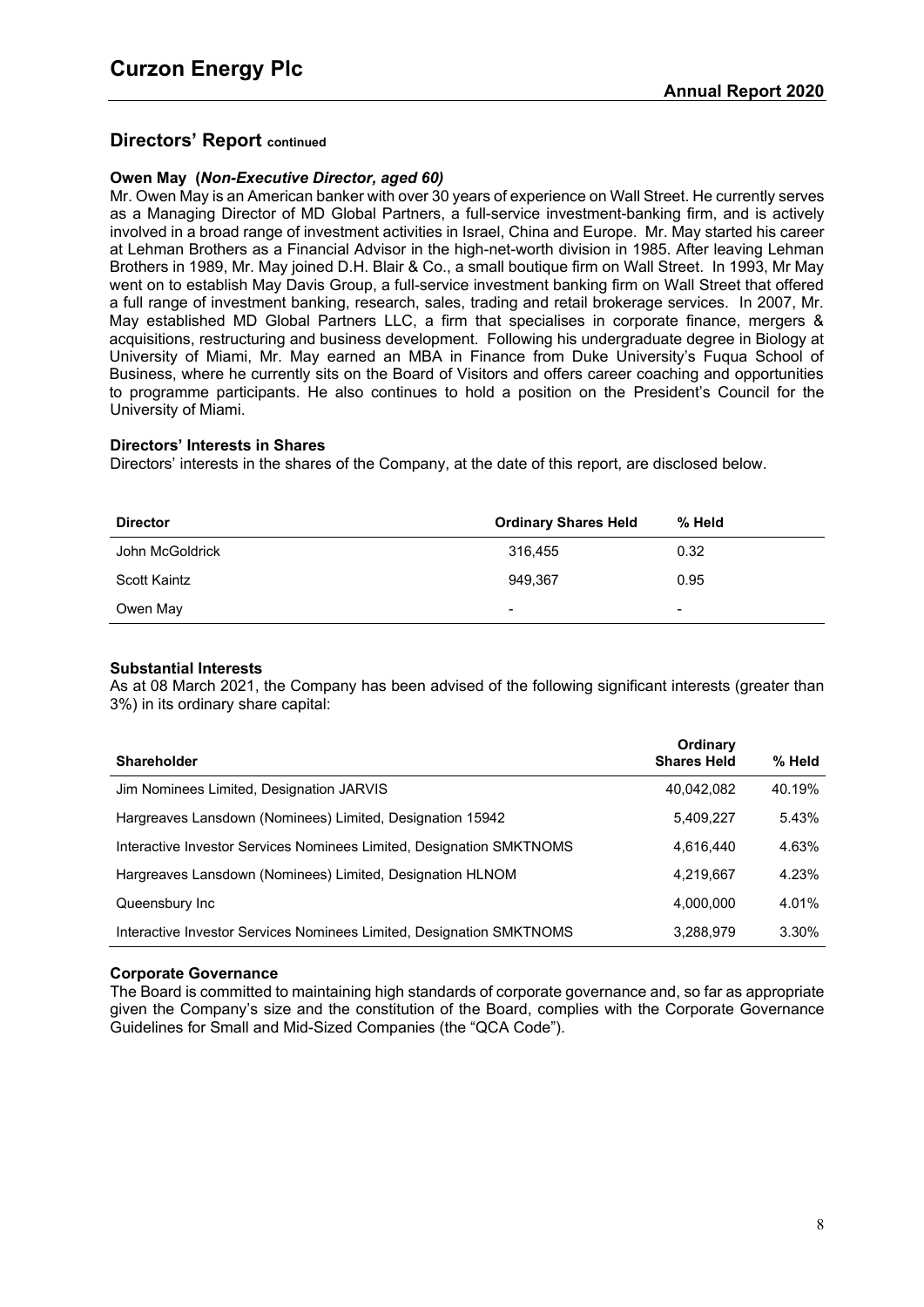## Directors' Report continued

**Owen May (*Non-Executive Director, aged 60)***

Mr. Owen May is an American banker with over 30 years of experience on Wall Street. He currently serves as a Managing Director of MD Global Partners, a full-service investment-banking firm, and is actively involved in a broad range of investment activities in Israel, China and Europe. Mr. May started his career at Lehman Brothers as a Financial Advisor in the high-net-worth division in 1985. After leaving Lehman Brothers in 1989, Mr. May joined D.H. Blair & Co., a small boutique firm on Wall Street. In 1993, Mr May went on to establish May Davis Group, a full-service investment banking firm on Wall Street that offered a full range of investment banking, research, sales, trading and retail brokerage services. In 2007, Mr. May established MD Global Partners LLC, a firm that specialises in corporate finance, mergers & acquisitions, restructuring and business development. Following his undergraduate degree in Biology at University of Miami, Mr. May earned an MBA in Finance from Duke University's Fuqua School of Business, where he currently sits on the Board of Visitors and offers career coaching and opportunities to programme participants. He also continues to hold a position on the President's Council for the University of Miami.

**Directors' Interests in Shares**

Directors' interests in the shares of the Company, at the date of this report, are disclosed below.

| Director | Ordinary Shares Held | % Held |
|---|---|---|
| John McGoldrick | 316,455 | 0.32 |
| Scott Kaintz | 949,367 | 0.95 |
| Owen May | - | - |

**Substantial Interests**

As at 08 March 2021, the Company has been advised of the following significant interests (greater than 3%) in its ordinary share capital:

| Shareholder | Ordinary Shares Held | % Held |
|---|---|---|
| Jim Nominees Limited, Designation JARVIS | 40,042,082 | 40.19% |
| Hargreaves Lansdown (Nominees) Limited, Designation 15942 | 5,409,227 | 5.43% |
| Interactive Investor Services Nominees Limited, Designation SMKTNOMS | 4,616,440 | 4.63% |
| Hargreaves Lansdown (Nominees) Limited, Designation HLNOM | 4,219,667 | 4.23% |
| Queensbury Inc | 4,000,000 | 4.01% |
| Interactive Investor Services Nominees Limited, Designation SMKTNOMS | 3,288,979 | 3.30% |

**Corporate Governance**

The Board is committed to maintaining high standards of corporate governance and, so far as appropriate given the Company's size and the constitution of the Board, complies with the Corporate Governance Guidelines for Small and Mid-Sized Companies (the "QCA Code").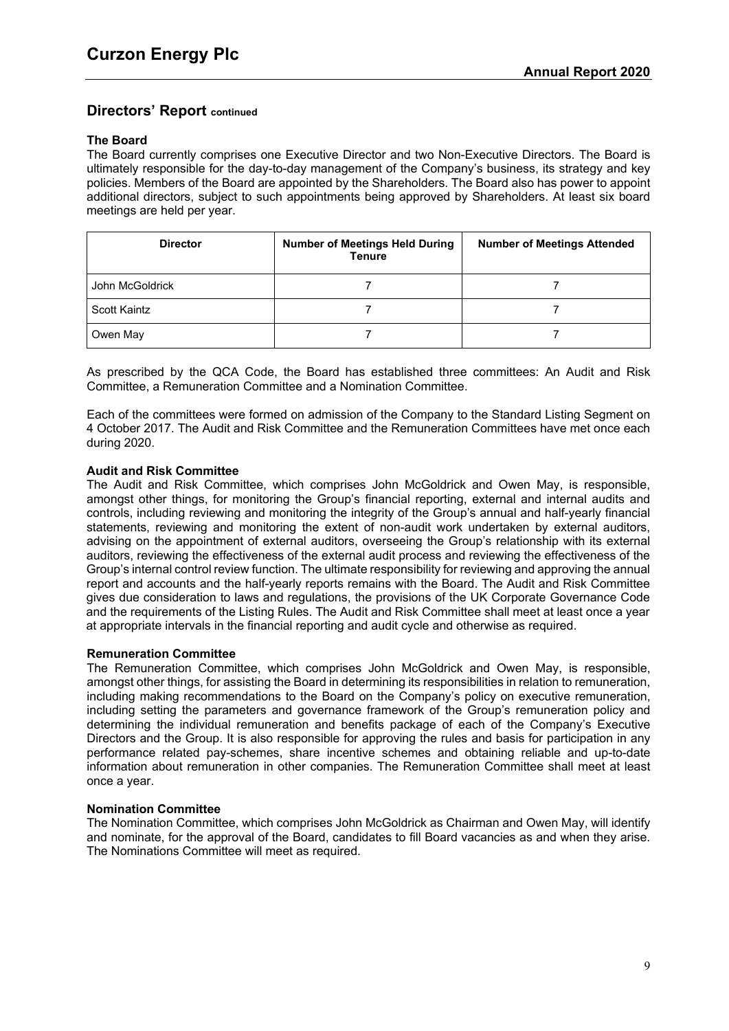## Directors' Report continued

### The Board

The Board currently comprises one Executive Director and two Non-Executive Directors. The Board is ultimately responsible for the day-to-day management of the Company's business, its strategy and key policies. Members of the Board are appointed by the Shareholders. The Board also has power to appoint additional directors, subject to such appointments being approved by Shareholders. At least six board meetings are held per year.

| Director | Number of Meetings Held During Tenure | Number of Meetings Attended |
|---|---|---|
| John McGoldrick | 7 | 7 |
| Scott Kaintz | 7 | 7 |
| Owen May | 7 | 7 |

As prescribed by the QCA Code, the Board has established three committees: An Audit and Risk Committee, a Remuneration Committee and a Nomination Committee.

Each of the committees were formed on admission of the Company to the Standard Listing Segment on 4 October 2017. The Audit and Risk Committee and the Remuneration Committees have met once each during 2020.

### Audit and Risk Committee

The Audit and Risk Committee, which comprises John McGoldrick and Owen May, is responsible, amongst other things, for monitoring the Group's financial reporting, external and internal audits and controls, including reviewing and monitoring the integrity of the Group's annual and half-yearly financial statements, reviewing and monitoring the extent of non-audit work undertaken by external auditors, advising on the appointment of external auditors, overseeing the Group's relationship with its external auditors, reviewing the effectiveness of the external audit process and reviewing the effectiveness of the Group's internal control review function. The ultimate responsibility for reviewing and approving the annual report and accounts and the half-yearly reports remains with the Board. The Audit and Risk Committee gives due consideration to laws and regulations, the provisions of the UK Corporate Governance Code and the requirements of the Listing Rules. The Audit and Risk Committee shall meet at least once a year at appropriate intervals in the financial reporting and audit cycle and otherwise as required.

### Remuneration Committee

The Remuneration Committee, which comprises John McGoldrick and Owen May, is responsible, amongst other things, for assisting the Board in determining its responsibilities in relation to remuneration, including making recommendations to the Board on the Company's policy on executive remuneration, including setting the parameters and governance framework of the Group's remuneration policy and determining the individual remuneration and benefits package of each of the Company's Executive Directors and the Group. It is also responsible for approving the rules and basis for participation in any performance related pay-schemes, share incentive schemes and obtaining reliable and up-to-date information about remuneration in other companies. The Remuneration Committee shall meet at least once a year.

### Nomination Committee

The Nomination Committee, which comprises John McGoldrick as Chairman and Owen May, will identify and nominate, for the approval of the Board, candidates to fill Board vacancies as and when they arise. The Nominations Committee will meet as required.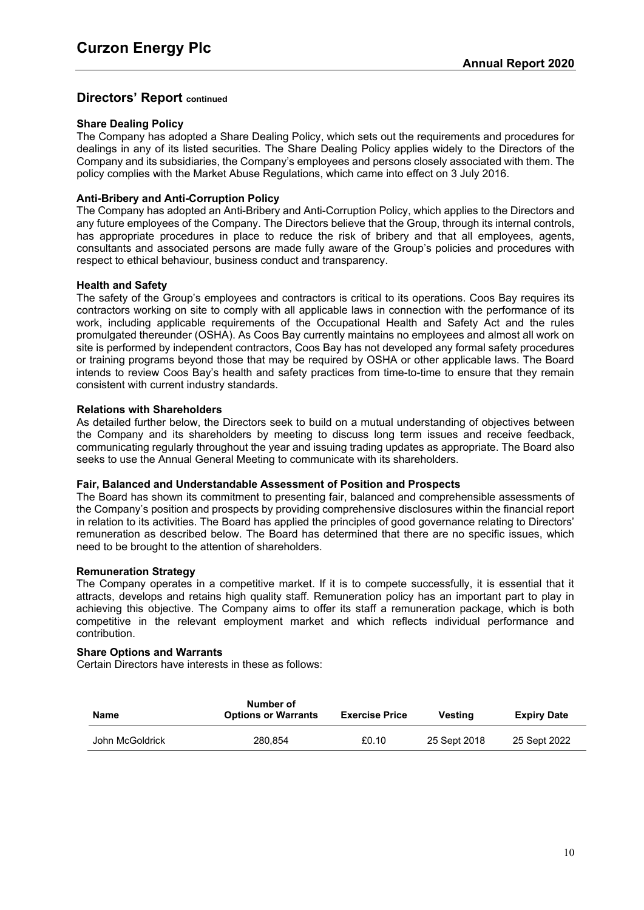## Directors' Report continued

### Share Dealing Policy

The Company has adopted a Share Dealing Policy, which sets out the requirements and procedures for dealings in any of its listed securities. The Share Dealing Policy applies widely to the Directors of the Company and its subsidiaries, the Company's employees and persons closely associated with them. The policy complies with the Market Abuse Regulations, which came into effect on 3 July 2016.

### Anti-Bribery and Anti-Corruption Policy

The Company has adopted an Anti-Bribery and Anti-Corruption Policy, which applies to the Directors and any future employees of the Company. The Directors believe that the Group, through its internal controls, has appropriate procedures in place to reduce the risk of bribery and that all employees, agents, consultants and associated persons are made fully aware of the Group's policies and procedures with respect to ethical behaviour, business conduct and transparency.

### Health and Safety

The safety of the Group's employees and contractors is critical to its operations. Coos Bay requires its contractors working on site to comply with all applicable laws in connection with the performance of its work, including applicable requirements of the Occupational Health and Safety Act and the rules promulgated thereunder (OSHA). As Coos Bay currently maintains no employees and almost all work on site is performed by independent contractors, Coos Bay has not developed any formal safety procedures or training programs beyond those that may be required by OSHA or other applicable laws. The Board intends to review Coos Bay's health and safety practices from time-to-time to ensure that they remain consistent with current industry standards.

### Relations with Shareholders

As detailed further below, the Directors seek to build on a mutual understanding of objectives between the Company and its shareholders by meeting to discuss long term issues and receive feedback, communicating regularly throughout the year and issuing trading updates as appropriate. The Board also seeks to use the Annual General Meeting to communicate with its shareholders.

### Fair, Balanced and Understandable Assessment of Position and Prospects

The Board has shown its commitment to presenting fair, balanced and comprehensible assessments of the Company's position and prospects by providing comprehensive disclosures within the financial report in relation to its activities. The Board has applied the principles of good governance relating to Directors' remuneration as described below. The Board has determined that there are no specific issues, which need to be brought to the attention of shareholders.

### Remuneration Strategy

The Company operates in a competitive market. If it is to compete successfully, it is essential that it attracts, develops and retains high quality staff. Remuneration policy has an important part to play in achieving this objective. The Company aims to offer its staff a remuneration package, which is both competitive in the relevant employment market and which reflects individual performance and contribution.

### Share Options and Warrants

Certain Directors have interests in these as follows:

| Name | Number of Options or Warrants | Exercise Price | Vesting | Expiry Date |
|---|---|---|---|---|
| John McGoldrick | 280,854 | £0.10 | 25 Sept 2018 | 25 Sept 2022 |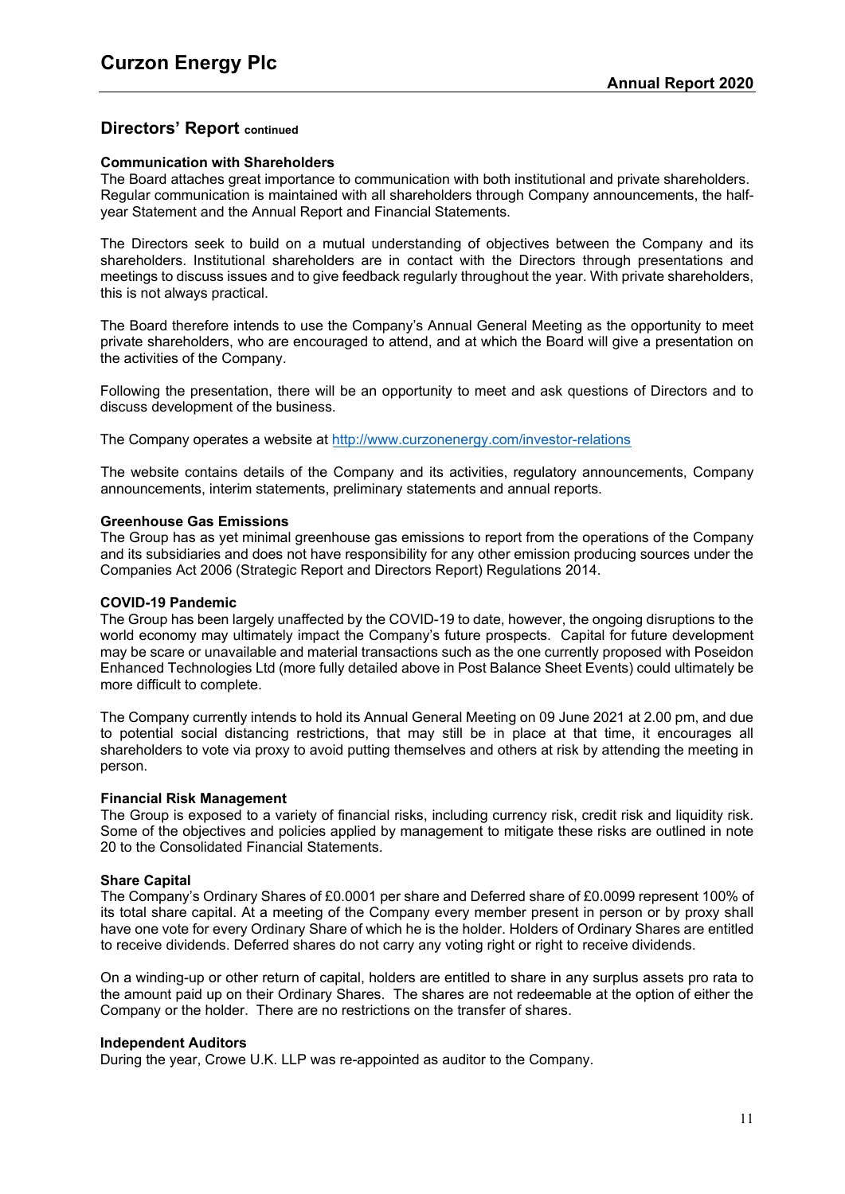## Directors' Report continued

**Communication with Shareholders**
The Board attaches great importance to communication with both institutional and private shareholders. Regular communication is maintained with all shareholders through Company announcements, the half-year Statement and the Annual Report and Financial Statements.

The Directors seek to build on a mutual understanding of objectives between the Company and its shareholders. Institutional shareholders are in contact with the Directors through presentations and meetings to discuss issues and to give feedback regularly throughout the year. With private shareholders, this is not always practical.

The Board therefore intends to use the Company's Annual General Meeting as the opportunity to meet private shareholders, who are encouraged to attend, and at which the Board will give a presentation on the activities of the Company.

Following the presentation, there will be an opportunity to meet and ask questions of Directors and to discuss development of the business.

The Company operates a website at http://www.curzonenergy.com/investor-relations

The website contains details of the Company and its activities, regulatory announcements, Company announcements, interim statements, preliminary statements and annual reports.

**Greenhouse Gas Emissions**
The Group has as yet minimal greenhouse gas emissions to report from the operations of the Company and its subsidiaries and does not have responsibility for any other emission producing sources under the Companies Act 2006 (Strategic Report and Directors Report) Regulations 2014.

**COVID-19 Pandemic**
The Group has been largely unaffected by the COVID-19 to date, however, the ongoing disruptions to the world economy may ultimately impact the Company's future prospects. Capital for future development may be scare or unavailable and material transactions such as the one currently proposed with Poseidon Enhanced Technologies Ltd (more fully detailed above in Post Balance Sheet Events) could ultimately be more difficult to complete.

The Company currently intends to hold its Annual General Meeting on 09 June 2021 at 2.00 pm, and due to potential social distancing restrictions, that may still be in place at that time, it encourages all shareholders to vote via proxy to avoid putting themselves and others at risk by attending the meeting in person.

**Financial Risk Management**
The Group is exposed to a variety of financial risks, including currency risk, credit risk and liquidity risk. Some of the objectives and policies applied by management to mitigate these risks are outlined in note 20 to the Consolidated Financial Statements.

**Share Capital**
The Company's Ordinary Shares of £0.0001 per share and Deferred share of £0.0099 represent 100% of its total share capital. At a meeting of the Company every member present in person or by proxy shall have one vote for every Ordinary Share of which he is the holder. Holders of Ordinary Shares are entitled to receive dividends. Deferred shares do not carry any voting right or right to receive dividends.

On a winding-up or other return of capital, holders are entitled to share in any surplus assets pro rata to the amount paid up on their Ordinary Shares. The shares are not redeemable at the option of either the Company or the holder. There are no restrictions on the transfer of shares.

**Independent Auditors**
During the year, Crowe U.K. LLP was re-appointed as auditor to the Company.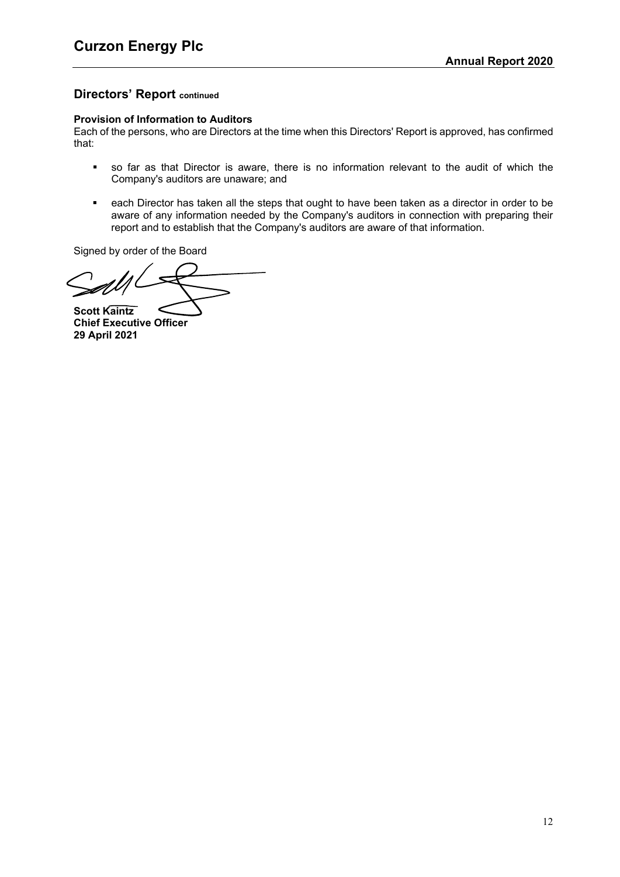## Directors' Report continued

**Provision of Information to Auditors**

Each of the persons, who are Directors at the time when this Directors' Report is approved, has confirmed that:

- so far as that Director is aware, there is no information relevant to the audit of which the Company's auditors are unaware; and
- each Director has taken all the steps that ought to have been taken as a director in order to be aware of any information needed by the Company's auditors in connection with preparing their report and to establish that the Company's auditors are aware of that information.

Signed by order of the Board

**Scott Kaintz**
**Chief Executive Officer**
**29 April 2021**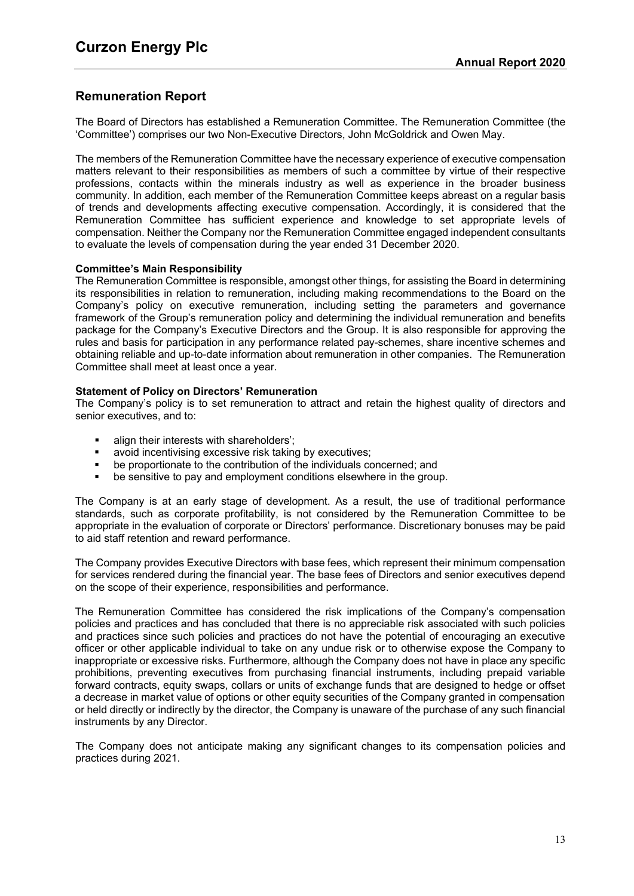## Remuneration Report

The Board of Directors has established a Remuneration Committee. The Remuneration Committee (the 'Committee') comprises our two Non-Executive Directors, John McGoldrick and Owen May.

The members of the Remuneration Committee have the necessary experience of executive compensation matters relevant to their responsibilities as members of such a committee by virtue of their respective professions, contacts within the minerals industry as well as experience in the broader business community. In addition, each member of the Remuneration Committee keeps abreast on a regular basis of trends and developments affecting executive compensation. Accordingly, it is considered that the Remuneration Committee has sufficient experience and knowledge to set appropriate levels of compensation. Neither the Company nor the Remuneration Committee engaged independent consultants to evaluate the levels of compensation during the year ended 31 December 2020.

**Committee's Main Responsibility**

The Remuneration Committee is responsible, amongst other things, for assisting the Board in determining its responsibilities in relation to remuneration, including making recommendations to the Board on the Company's policy on executive remuneration, including setting the parameters and governance framework of the Group's remuneration policy and determining the individual remuneration and benefits package for the Company's Executive Directors and the Group. It is also responsible for approving the rules and basis for participation in any performance related pay-schemes, share incentive schemes and obtaining reliable and up-to-date information about remuneration in other companies. The Remuneration Committee shall meet at least once a year.

**Statement of Policy on Directors' Remuneration**

The Company's policy is to set remuneration to attract and retain the highest quality of directors and senior executives, and to:

- align their interests with shareholders';
- avoid incentivising excessive risk taking by executives;
- be proportionate to the contribution of the individuals concerned; and
- be sensitive to pay and employment conditions elsewhere in the group.

The Company is at an early stage of development. As a result, the use of traditional performance standards, such as corporate profitability, is not considered by the Remuneration Committee to be appropriate in the evaluation of corporate or Directors' performance. Discretionary bonuses may be paid to aid staff retention and reward performance.

The Company provides Executive Directors with base fees, which represent their minimum compensation for services rendered during the financial year. The base fees of Directors and senior executives depend on the scope of their experience, responsibilities and performance.

The Remuneration Committee has considered the risk implications of the Company's compensation policies and practices and has concluded that there is no appreciable risk associated with such policies and practices since such policies and practices do not have the potential of encouraging an executive officer or other applicable individual to take on any undue risk or to otherwise expose the Company to inappropriate or excessive risks. Furthermore, although the Company does not have in place any specific prohibitions, preventing executives from purchasing financial instruments, including prepaid variable forward contracts, equity swaps, collars or units of exchange funds that are designed to hedge or offset a decrease in market value of options or other equity securities of the Company granted in compensation or held directly or indirectly by the director, the Company is unaware of the purchase of any such financial instruments by any Director.

The Company does not anticipate making any significant changes to its compensation policies and practices during 2021.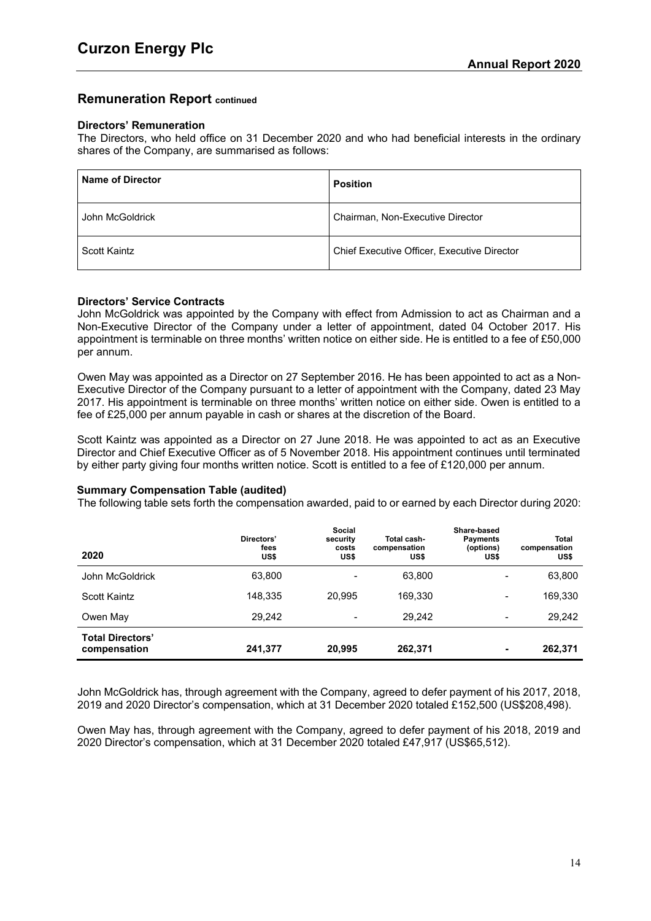## Remuneration Report continued

### Directors' Remuneration

The Directors, who held office on 31 December 2020 and who had beneficial interests in the ordinary shares of the Company, are summarised as follows:

| Name of Director | Position |
|---|---|
| John McGoldrick | Chairman, Non-Executive Director |
| Scott Kaintz | Chief Executive Officer, Executive Director |

### Directors' Service Contracts

John McGoldrick was appointed by the Company with effect from Admission to act as Chairman and a Non-Executive Director of the Company under a letter of appointment, dated 04 October 2017. His appointment is terminable on three months' written notice on either side. He is entitled to a fee of £50,000 per annum.

Owen May was appointed as a Director on 27 September 2016. He has been appointed to act as a Non-Executive Director of the Company pursuant to a letter of appointment with the Company, dated 23 May 2017. His appointment is terminable on three months' written notice on either side. Owen is entitled to a fee of £25,000 per annum payable in cash or shares at the discretion of the Board.

Scott Kaintz was appointed as a Director on 27 June 2018. He was appointed to act as an Executive Director and Chief Executive Officer as of 5 November 2018. His appointment continues until terminated by either party giving four months written notice. Scott is entitled to a fee of £120,000 per annum.

### Summary Compensation Table (audited)

The following table sets forth the compensation awarded, paid to or earned by each Director during 2020:

| 2020 | Directors' fees US$ | Social security costs US$ | Total cash-compensation US$ | Share-based Payments (options) US$ | Total compensation US$ |
|---|---|---|---|---|---|
| John McGoldrick | 63,800 | - | 63,800 | - | 63,800 |
| Scott Kaintz | 148,335 | 20,995 | 169,330 | - | 169,330 |
| Owen May | 29,242 | - | 29,242 | - | 29,242 |
| **Total Directors' compensation** | **241,377** | **20,995** | **262,371** | **-** | **262,371** |

John McGoldrick has, through agreement with the Company, agreed to defer payment of his 2017, 2018, 2019 and 2020 Director's compensation, which at 31 December 2020 totaled £152,500 (US$208,498).

Owen May has, through agreement with the Company, agreed to defer payment of his 2018, 2019 and 2020 Director's compensation, which at 31 December 2020 totaled £47,917 (US$65,512).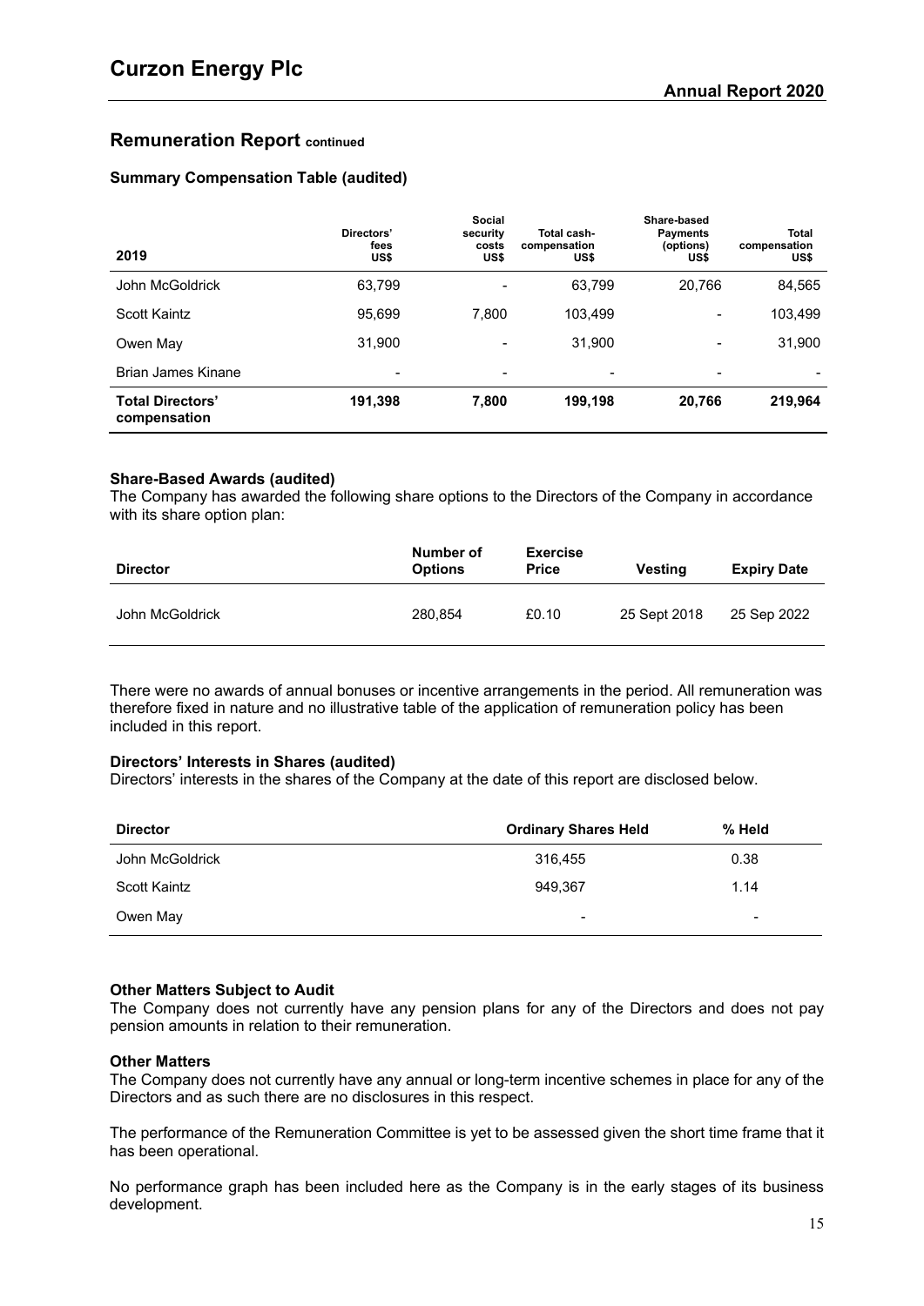## Remuneration Report continued

### Summary Compensation Table (audited)

| 2019 | Directors' fees US$ | Social security costs US$ | Total cash-compensation US$ | Share-based Payments (options) US$ | Total compensation US$ |
|---|---|---|---|---|---|
| John McGoldrick | 63,799 | - | 63,799 | 20,766 | 84,565 |
| Scott Kaintz | 95,699 | 7,800 | 103,499 | - | 103,499 |
| Owen May | 31,900 | - | 31,900 | - | 31,900 |
| Brian James Kinane | - | - | - | - | - |
| **Total Directors' compensation** | **191,398** | **7,800** | **199,198** | **20,766** | **219,964** |

### Share-Based Awards (audited)

The Company has awarded the following share options to the Directors of the Company in accordance with its share option plan:

| Director | Number of Options | Exercise Price | Vesting | Expiry Date |
|---|---|---|---|---|
| John McGoldrick | 280,854 | £0.10 | 25 Sept 2018 | 25 Sep 2022 |

There were no awards of annual bonuses or incentive arrangements in the period. All remuneration was therefore fixed in nature and no illustrative table of the application of remuneration policy has been included in this report.

### Directors' Interests in Shares (audited)

Directors' interests in the shares of the Company at the date of this report are disclosed below.

| Director | Ordinary Shares Held | % Held |
|---|---|---|
| John McGoldrick | 316,455 | 0.38 |
| Scott Kaintz | 949,367 | 1.14 |
| Owen May | - | - |

### Other Matters Subject to Audit

The Company does not currently have any pension plans for any of the Directors and does not pay pension amounts in relation to their remuneration.

### Other Matters

The Company does not currently have any annual or long-term incentive schemes in place for any of the Directors and as such there are no disclosures in this respect.

The performance of the Remuneration Committee is yet to be assessed given the short time frame that it has been operational.

No performance graph has been included here as the Company is in the early stages of its business development.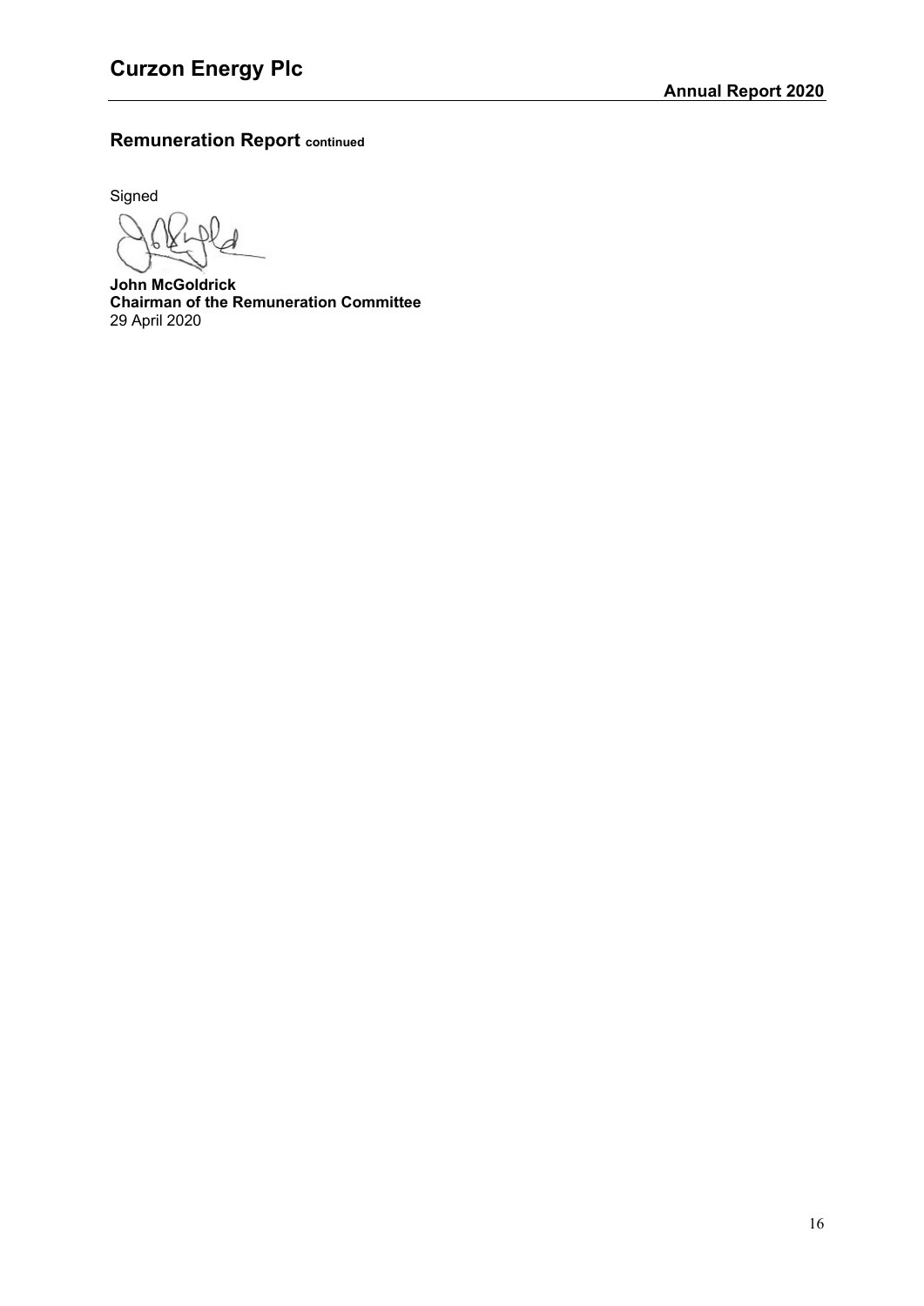## Remuneration Report continued

Signed

**John McGoldrick**
**Chairman of the Remuneration Committee**
29 April 2020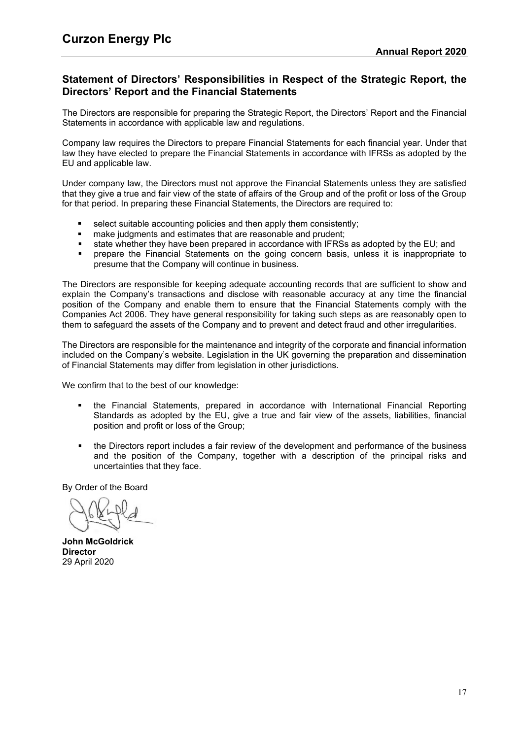## Statement of Directors' Responsibilities in Respect of the Strategic Report, the Directors' Report and the Financial Statements

The Directors are responsible for preparing the Strategic Report, the Directors' Report and the Financial Statements in accordance with applicable law and regulations.

Company law requires the Directors to prepare Financial Statements for each financial year. Under that law they have elected to prepare the Financial Statements in accordance with IFRSs as adopted by the EU and applicable law.

Under company law, the Directors must not approve the Financial Statements unless they are satisfied that they give a true and fair view of the state of affairs of the Group and of the profit or loss of the Group for that period. In preparing these Financial Statements, the Directors are required to:

- select suitable accounting policies and then apply them consistently;
- make judgments and estimates that are reasonable and prudent;
- state whether they have been prepared in accordance with IFRSs as adopted by the EU; and
- prepare the Financial Statements on the going concern basis, unless it is inappropriate to presume that the Company will continue in business.

The Directors are responsible for keeping adequate accounting records that are sufficient to show and explain the Company's transactions and disclose with reasonable accuracy at any time the financial position of the Company and enable them to ensure that the Financial Statements comply with the Companies Act 2006. They have general responsibility for taking such steps as are reasonably open to them to safeguard the assets of the Company and to prevent and detect fraud and other irregularities.

The Directors are responsible for the maintenance and integrity of the corporate and financial information included on the Company's website. Legislation in the UK governing the preparation and dissemination of Financial Statements may differ from legislation in other jurisdictions.

We confirm that to the best of our knowledge:

- the Financial Statements, prepared in accordance with International Financial Reporting Standards as adopted by the EU, give a true and fair view of the assets, liabilities, financial position and profit or loss of the Group;
- the Directors report includes a fair review of the development and performance of the business and the position of the Company, together with a description of the principal risks and uncertainties that they face.

By Order of the Board

**John McGoldrick**
**Director**
29 April 2020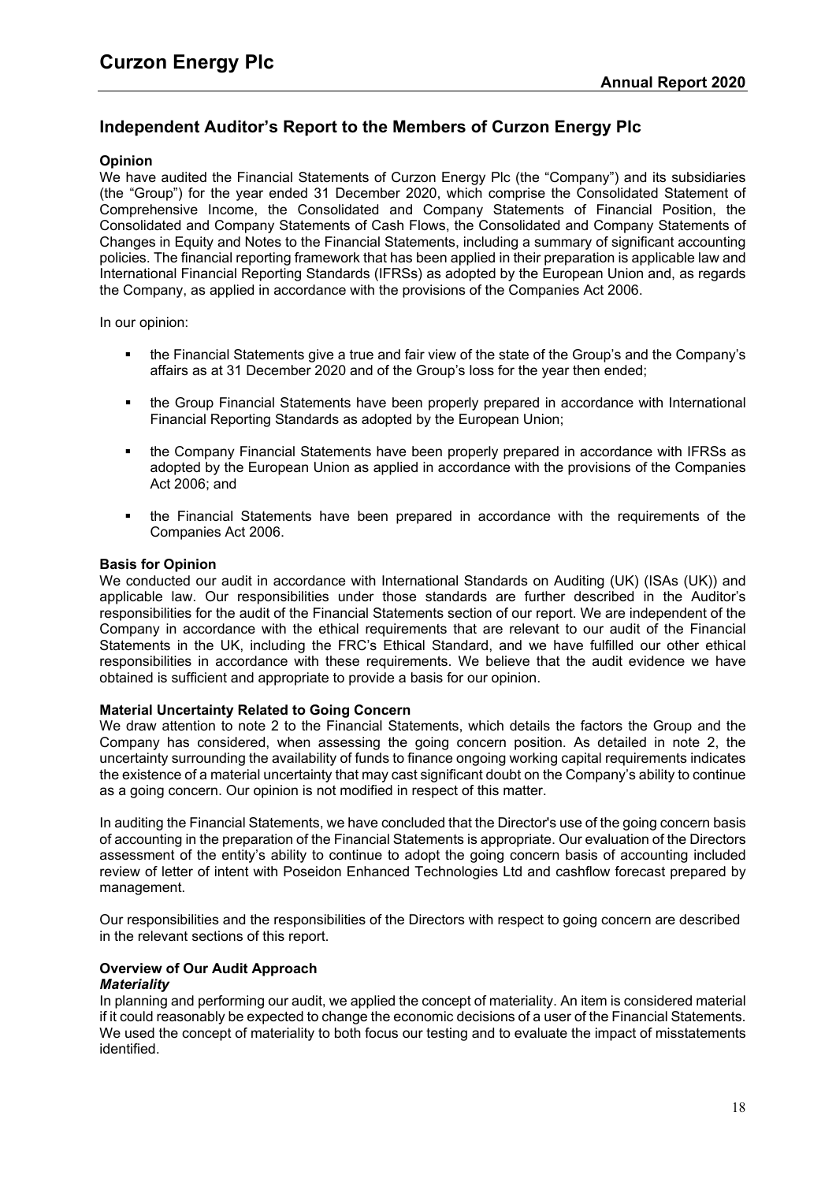## Independent Auditor's Report to the Members of Curzon Energy Plc

### Opinion

We have audited the Financial Statements of Curzon Energy Plc (the "Company") and its subsidiaries (the "Group") for the year ended 31 December 2020, which comprise the Consolidated Statement of Comprehensive Income, the Consolidated and Company Statements of Financial Position, the Consolidated and Company Statements of Cash Flows, the Consolidated and Company Statements of Changes in Equity and Notes to the Financial Statements, including a summary of significant accounting policies. The financial reporting framework that has been applied in their preparation is applicable law and International Financial Reporting Standards (IFRSs) as adopted by the European Union and, as regards the Company, as applied in accordance with the provisions of the Companies Act 2006.

In our opinion:

- the Financial Statements give a true and fair view of the state of the Group's and the Company's affairs as at 31 December 2020 and of the Group's loss for the year then ended;
- the Group Financial Statements have been properly prepared in accordance with International Financial Reporting Standards as adopted by the European Union;
- the Company Financial Statements have been properly prepared in accordance with IFRSs as adopted by the European Union as applied in accordance with the provisions of the Companies Act 2006; and
- the Financial Statements have been prepared in accordance with the requirements of the Companies Act 2006.

### Basis for Opinion

We conducted our audit in accordance with International Standards on Auditing (UK) (ISAs (UK)) and applicable law. Our responsibilities under those standards are further described in the Auditor's responsibilities for the audit of the Financial Statements section of our report. We are independent of the Company in accordance with the ethical requirements that are relevant to our audit of the Financial Statements in the UK, including the FRC's Ethical Standard, and we have fulfilled our other ethical responsibilities in accordance with these requirements. We believe that the audit evidence we have obtained is sufficient and appropriate to provide a basis for our opinion.

### Material Uncertainty Related to Going Concern

We draw attention to note 2 to the Financial Statements, which details the factors the Group and the Company has considered, when assessing the going concern position. As detailed in note 2, the uncertainty surrounding the availability of funds to finance ongoing working capital requirements indicates the existence of a material uncertainty that may cast significant doubt on the Company's ability to continue as a going concern. Our opinion is not modified in respect of this matter.

In auditing the Financial Statements, we have concluded that the Director's use of the going concern basis of accounting in the preparation of the Financial Statements is appropriate. Our evaluation of the Directors assessment of the entity's ability to continue to adopt the going concern basis of accounting included review of letter of intent with Poseidon Enhanced Technologies Ltd and cashflow forecast prepared by management.

Our responsibilities and the responsibilities of the Directors with respect to going concern are described in the relevant sections of this report.

### Overview of Our Audit Approach

#### *Materiality*

In planning and performing our audit, we applied the concept of materiality. An item is considered material if it could reasonably be expected to change the economic decisions of a user of the Financial Statements. We used the concept of materiality to both focus our testing and to evaluate the impact of misstatements identified.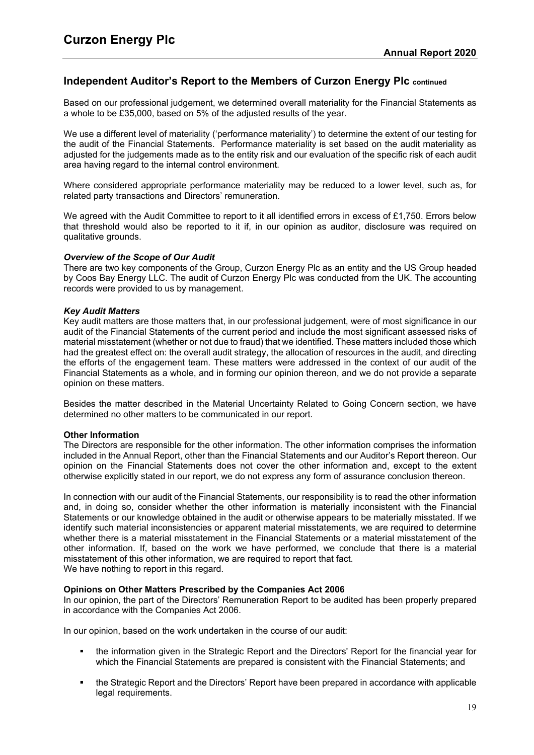## Independent Auditor's Report to the Members of Curzon Energy Plc continued

Based on our professional judgement, we determined overall materiality for the Financial Statements as a whole to be £35,000, based on 5% of the adjusted results of the year.

We use a different level of materiality ('performance materiality') to determine the extent of our testing for the audit of the Financial Statements. Performance materiality is set based on the audit materiality as adjusted for the judgements made as to the entity risk and our evaluation of the specific risk of each audit area having regard to the internal control environment.

Where considered appropriate performance materiality may be reduced to a lower level, such as, for related party transactions and Directors' remuneration.

We agreed with the Audit Committee to report to it all identified errors in excess of £1,750. Errors below that threshold would also be reported to it if, in our opinion as auditor, disclosure was required on qualitative grounds.

***Overview of the Scope of Our Audit***

There are two key components of the Group, Curzon Energy Plc as an entity and the US Group headed by Coos Bay Energy LLC. The audit of Curzon Energy Plc was conducted from the UK. The accounting records were provided to us by management.

***Key Audit Matters***

Key audit matters are those matters that, in our professional judgement, were of most significance in our audit of the Financial Statements of the current period and include the most significant assessed risks of material misstatement (whether or not due to fraud) that we identified. These matters included those which had the greatest effect on: the overall audit strategy, the allocation of resources in the audit, and directing the efforts of the engagement team. These matters were addressed in the context of our audit of the Financial Statements as a whole, and in forming our opinion thereon, and we do not provide a separate opinion on these matters.

Besides the matter described in the Material Uncertainty Related to Going Concern section, we have determined no other matters to be communicated in our report.

**Other Information**

The Directors are responsible for the other information. The other information comprises the information included in the Annual Report, other than the Financial Statements and our Auditor's Report thereon. Our opinion on the Financial Statements does not cover the other information and, except to the extent otherwise explicitly stated in our report, we do not express any form of assurance conclusion thereon.

In connection with our audit of the Financial Statements, our responsibility is to read the other information and, in doing so, consider whether the other information is materially inconsistent with the Financial Statements or our knowledge obtained in the audit or otherwise appears to be materially misstated. If we identify such material inconsistencies or apparent material misstatements, we are required to determine whether there is a material misstatement in the Financial Statements or a material misstatement of the other information. If, based on the work we have performed, we conclude that there is a material misstatement of this other information, we are required to report that fact.
We have nothing to report in this regard.

**Opinions on Other Matters Prescribed by the Companies Act 2006**

In our opinion, the part of the Directors' Remuneration Report to be audited has been properly prepared in accordance with the Companies Act 2006.

In our opinion, based on the work undertaken in the course of our audit:

- the information given in the Strategic Report and the Directors' Report for the financial year for which the Financial Statements are prepared is consistent with the Financial Statements; and
- the Strategic Report and the Directors' Report have been prepared in accordance with applicable legal requirements.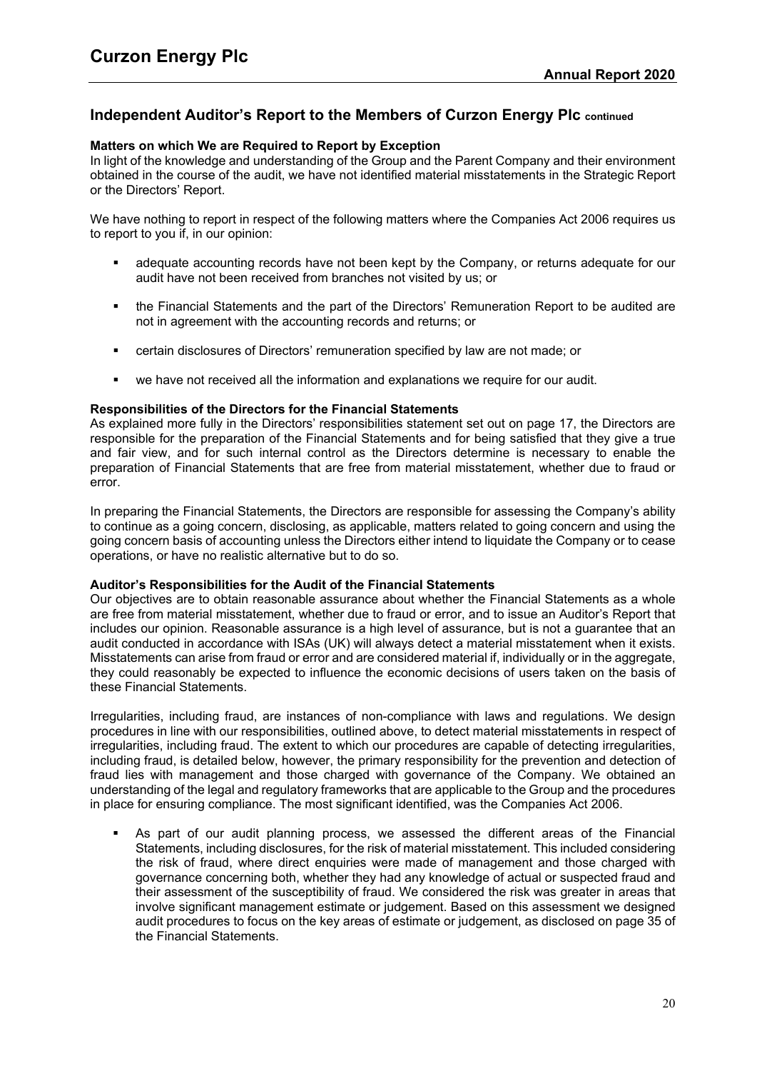## Independent Auditor's Report to the Members of Curzon Energy Plc continued

**Matters on which We are Required to Report by Exception**
In light of the knowledge and understanding of the Group and the Parent Company and their environment obtained in the course of the audit, we have not identified material misstatements in the Strategic Report or the Directors' Report.

We have nothing to report in respect of the following matters where the Companies Act 2006 requires us to report to you if, in our opinion:

- adequate accounting records have not been kept by the Company, or returns adequate for our audit have not been received from branches not visited by us; or
- the Financial Statements and the part of the Directors' Remuneration Report to be audited are not in agreement with the accounting records and returns; or
- certain disclosures of Directors' remuneration specified by law are not made; or
- we have not received all the information and explanations we require for our audit.

**Responsibilities of the Directors for the Financial Statements**
As explained more fully in the Directors' responsibilities statement set out on page 17, the Directors are responsible for the preparation of the Financial Statements and for being satisfied that they give a true and fair view, and for such internal control as the Directors determine is necessary to enable the preparation of Financial Statements that are free from material misstatement, whether due to fraud or error.

In preparing the Financial Statements, the Directors are responsible for assessing the Company's ability to continue as a going concern, disclosing, as applicable, matters related to going concern and using the going concern basis of accounting unless the Directors either intend to liquidate the Company or to cease operations, or have no realistic alternative but to do so.

**Auditor's Responsibilities for the Audit of the Financial Statements**
Our objectives are to obtain reasonable assurance about whether the Financial Statements as a whole are free from material misstatement, whether due to fraud or error, and to issue an Auditor's Report that includes our opinion. Reasonable assurance is a high level of assurance, but is not a guarantee that an audit conducted in accordance with ISAs (UK) will always detect a material misstatement when it exists. Misstatements can arise from fraud or error and are considered material if, individually or in the aggregate, they could reasonably be expected to influence the economic decisions of users taken on the basis of these Financial Statements.

Irregularities, including fraud, are instances of non-compliance with laws and regulations. We design procedures in line with our responsibilities, outlined above, to detect material misstatements in respect of irregularities, including fraud. The extent to which our procedures are capable of detecting irregularities, including fraud, is detailed below, however, the primary responsibility for the prevention and detection of fraud lies with management and those charged with governance of the Company. We obtained an understanding of the legal and regulatory frameworks that are applicable to the Group and the procedures in place for ensuring compliance. The most significant identified, was the Companies Act 2006.

- As part of our audit planning process, we assessed the different areas of the Financial Statements, including disclosures, for the risk of material misstatement. This included considering the risk of fraud, where direct enquiries were made of management and those charged with governance concerning both, whether they had any knowledge of actual or suspected fraud and their assessment of the susceptibility of fraud. We considered the risk was greater in areas that involve significant management estimate or judgement. Based on this assessment we designed audit procedures to focus on the key areas of estimate or judgement, as disclosed on page 35 of the Financial Statements.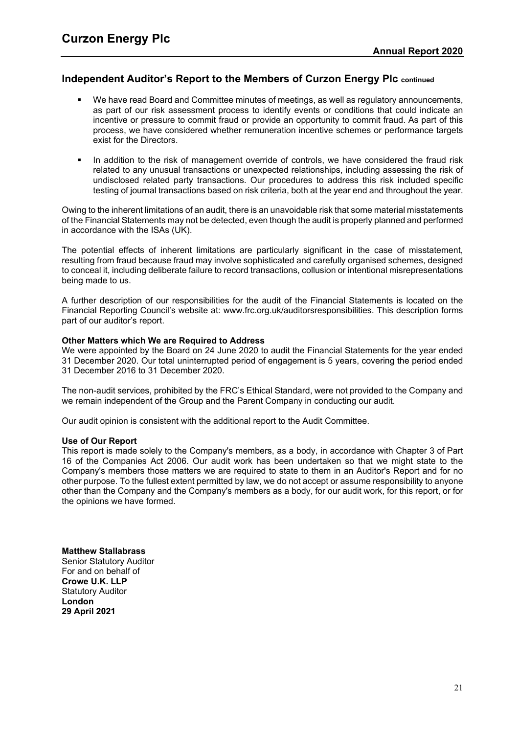## Independent Auditor's Report to the Members of Curzon Energy Plc continued

- We have read Board and Committee minutes of meetings, as well as regulatory announcements, as part of our risk assessment process to identify events or conditions that could indicate an incentive or pressure to commit fraud or provide an opportunity to commit fraud. As part of this process, we have considered whether remuneration incentive schemes or performance targets exist for the Directors.

- In addition to the risk of management override of controls, we have considered the fraud risk related to any unusual transactions or unexpected relationships, including assessing the risk of undisclosed related party transactions. Our procedures to address this risk included specific testing of journal transactions based on risk criteria, both at the year end and throughout the year.

Owing to the inherent limitations of an audit, there is an unavoidable risk that some material misstatements of the Financial Statements may not be detected, even though the audit is properly planned and performed in accordance with the ISAs (UK).

The potential effects of inherent limitations are particularly significant in the case of misstatement, resulting from fraud because fraud may involve sophisticated and carefully organised schemes, designed to conceal it, including deliberate failure to record transactions, collusion or intentional misrepresentations being made to us.

A further description of our responsibilities for the audit of the Financial Statements is located on the Financial Reporting Council's website at: www.frc.org.uk/auditorsresponsibilities. This description forms part of our auditor's report.

**Other Matters which We are Required to Address**

We were appointed by the Board on 24 June 2020 to audit the Financial Statements for the year ended 31 December 2020. Our total uninterrupted period of engagement is 5 years, covering the period ended 31 December 2016 to 31 December 2020.

The non-audit services, prohibited by the FRC's Ethical Standard, were not provided to the Company and we remain independent of the Group and the Parent Company in conducting our audit.

Our audit opinion is consistent with the additional report to the Audit Committee.

**Use of Our Report**

This report is made solely to the Company's members, as a body, in accordance with Chapter 3 of Part 16 of the Companies Act 2006. Our audit work has been undertaken so that we might state to the Company's members those matters we are required to state to them in an Auditor's Report and for no other purpose. To the fullest extent permitted by law, we do not accept or assume responsibility to anyone other than the Company and the Company's members as a body, for our audit work, for this report, or for the opinions we have formed.

**Matthew Stallabrass**
Senior Statutory Auditor
For and on behalf of
**Crowe U.K. LLP**
Statutory Auditor
**London**
**29 April 2021**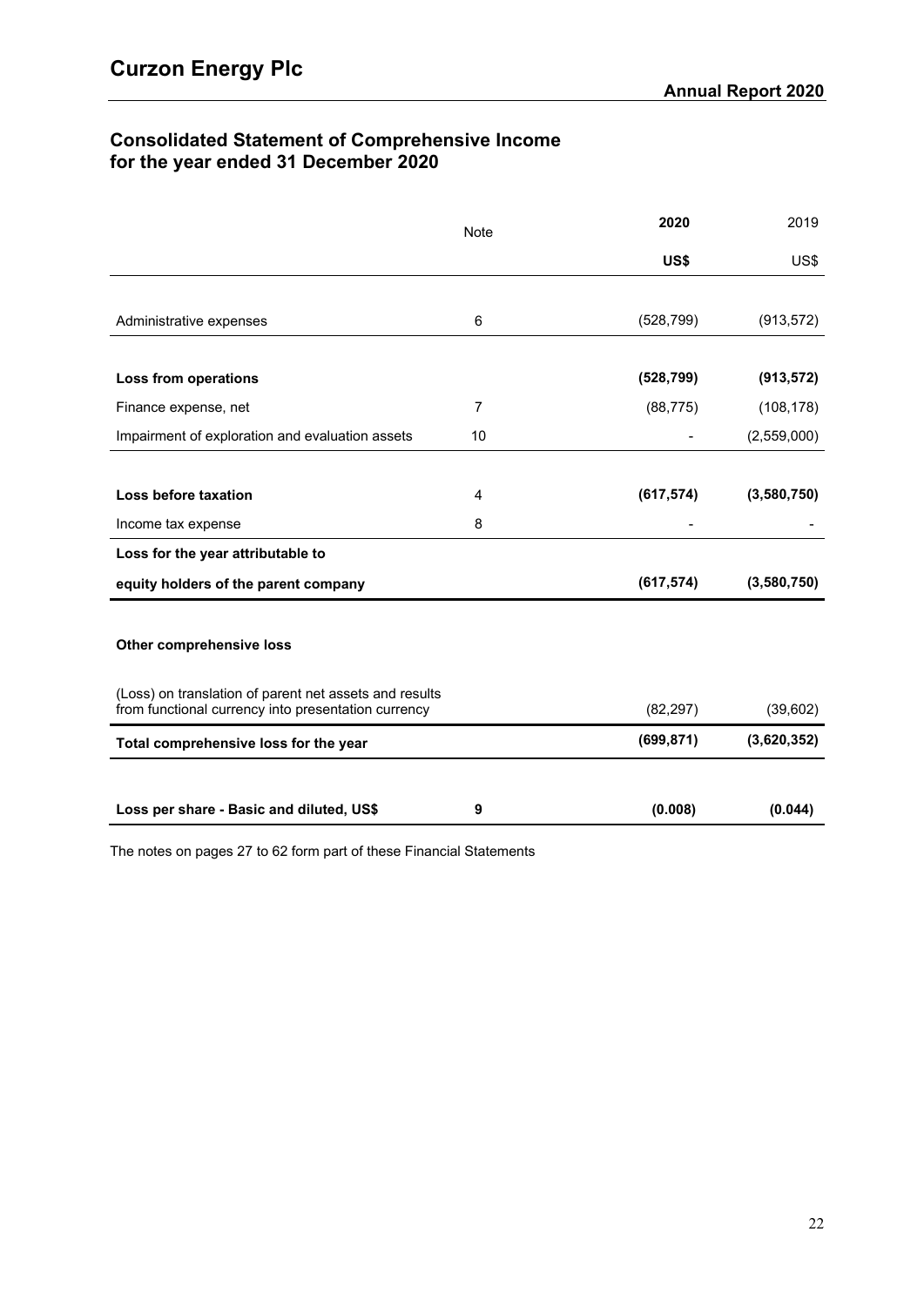# Consolidated Statement of Comprehensive Income for the year ended 31 December 2020

| | Note | 2020 | 2019 |
|---|---|---|---|
| | | **US$** | US$ |
| Administrative expenses | 6 | (528,799) | (913,572) |
| **Loss from operations** | | **(528,799)** | **(913,572)** |
| Finance expense, net | 7 | (88,775) | (108,178) |
| Impairment of exploration and evaluation assets | 10 | - | (2,559,000) |
| **Loss before taxation** | 4 | **(617,574)** | **(3,580,750)** |
| Income tax expense | 8 | - | - |
| **Loss for the year attributable to equity holders of the parent company** | | **(617,574)** | **(3,580,750)** |
| **Other comprehensive loss** | | | |
| (Loss) on translation of parent net assets and results from functional currency into presentation currency | | (82,297) | (39,602) |
| **Total comprehensive loss for the year** | | **(699,871)** | **(3,620,352)** |
| **Loss per share - Basic and diluted, US$** | **9** | **(0.008)** | **(0.044)** |

The notes on pages 27 to 62 form part of these Financial Statements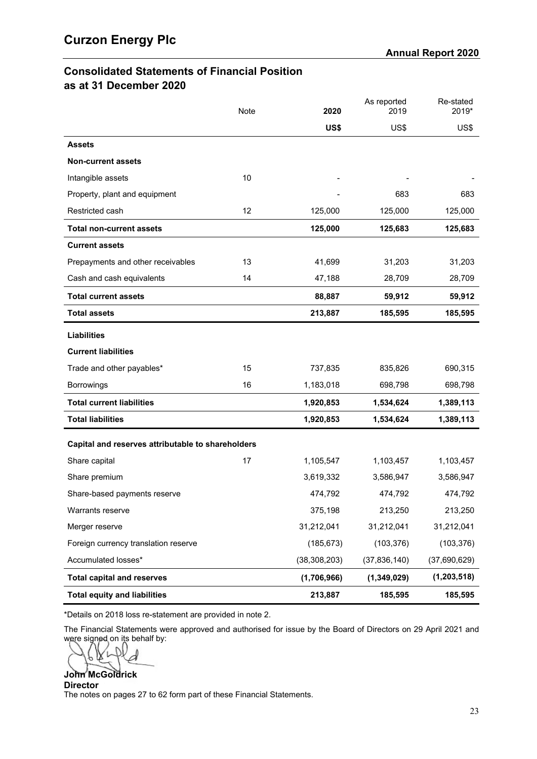# Consolidated Statements of Financial Position as at 31 December 2020

| | Note | 2020 | As reported 2019 | Re-stated 2019* |
|---|---|---|---|---|
| | | **US$** | US$ | US$ |
| **Assets** | | | | |
| **Non-current assets** | | | | |
| Intangible assets | 10 | - | - | - |
| Property, plant and equipment | | - | 683 | 683 |
| Restricted cash | 12 | 125,000 | 125,000 | 125,000 |
| **Total non-current assets** | | **125,000** | **125,683** | **125,683** |
| **Current assets** | | | | |
| Prepayments and other receivables | 13 | 41,699 | 31,203 | 31,203 |
| Cash and cash equivalents | 14 | 47,188 | 28,709 | 28,709 |
| **Total current assets** | | **88,887** | **59,912** | **59,912** |
| **Total assets** | | **213,887** | **185,595** | **185,595** |
| **Liabilities** | | | | |
| **Current liabilities** | | | | |
| Trade and other payables* | 15 | 737,835 | 835,826 | 690,315 |
| Borrowings | 16 | 1,183,018 | 698,798 | 698,798 |
| **Total current liabilities** | | **1,920,853** | **1,534,624** | **1,389,113** |
| **Total liabilities** | | **1,920,853** | **1,534,624** | **1,389,113** |
| **Capital and reserves attributable to shareholders** | | | | |
| Share capital | 17 | 1,105,547 | 1,103,457 | 1,103,457 |
| Share premium | | 3,619,332 | 3,586,947 | 3,586,947 |
| Share-based payments reserve | | 474,792 | 474,792 | 474,792 |
| Warrants reserve | | 375,198 | 213,250 | 213,250 |
| Merger reserve | | 31,212,041 | 31,212,041 | 31,212,041 |
| Foreign currency translation reserve | | (185,673) | (103,376) | (103,376) |
| Accumulated losses* | | (38,308,203) | (37,836,140) | (37,690,629) |
| **Total capital and reserves** | | **(1,706,966)** | **(1,349,029)** | **(1,203,518)** |
| **Total equity and liabilities** | | **213,887** | **185,595** | **185,595** |

*Details on 2018 loss re-statement are provided in note 2.

The Financial Statements were approved and authorised for issue by the Board of Directors on 29 April 2021 and were signed on its behalf by:

**John McGoldrick**
**Director**

The notes on pages 27 to 62 form part of these Financial Statements.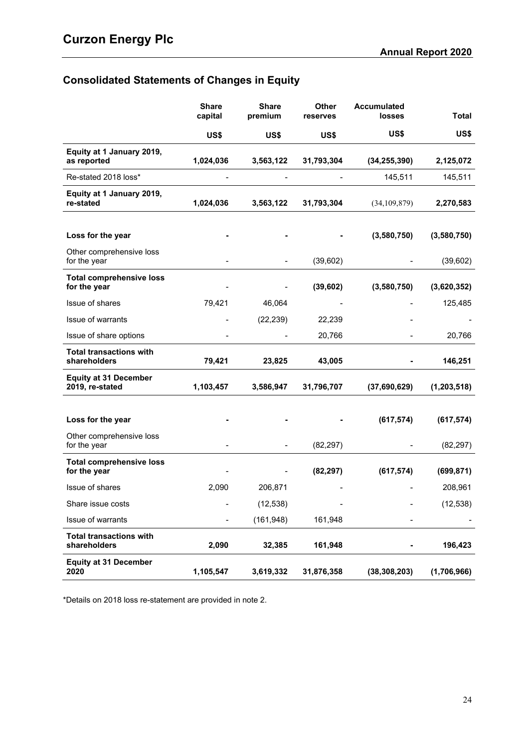## Consolidated Statements of Changes in Equity

| | Share capital | Share premium | Other reserves | Accumulated losses | Total |
|---|---|---|---|---|---|
| | US$ | US$ | US$ | US$ | US$ |
| **Equity at 1 January 2019, as reported** | **1,024,036** | **3,563,122** | **31,793,304** | **(34,255,390)** | **2,125,072** |
| Re-stated 2018 loss* | - | - | - | 145,511 | 145,511 |
| **Equity at 1 January 2019, re-stated** | **1,024,036** | **3,563,122** | **31,793,304** | (34,109,879) | **2,270,583** |
| **Loss for the year** | **-** | **-** | **-** | **(3,580,750)** | **(3,580,750)** |
| Other comprehensive loss for the year | - | - | (39,602) | - | (39,602) |
| **Total comprehensive loss for the year** | - | - | **(39,602)** | **(3,580,750)** | **(3,620,352)** |
| Issue of shares | 79,421 | 46,064 | - | - | 125,485 |
| Issue of warrants | - | (22,239) | 22,239 | - | - |
| Issue of share options | - | - | 20,766 | - | 20,766 |
| **Total transactions with shareholders** | **79,421** | **23,825** | **43,005** | **-** | **146,251** |
| **Equity at 31 December 2019, re-stated** | **1,103,457** | **3,586,947** | **31,796,707** | **(37,690,629)** | **(1,203,518)** |
| **Loss for the year** | **-** | **-** | **-** | **(617,574)** | **(617,574)** |
| Other comprehensive loss for the year | - | - | (82,297) | - | (82,297) |
| **Total comprehensive loss for the year** | - | - | **(82,297)** | **(617,574)** | **(699,871)** |
| Issue of shares | 2,090 | 206,871 | - | - | 208,961 |
| Share issue costs | - | (12,538) | - | - | (12,538) |
| Issue of warrants | - | (161,948) | 161,948 | - | - |
| **Total transactions with shareholders** | **2,090** | **32,385** | **161,948** | **-** | **196,423** |
| **Equity at 31 December 2020** | **1,105,547** | **3,619,332** | **31,876,358** | **(38,308,203)** | **(1,706,966)** |

*Details on 2018 loss re-statement are provided in note 2.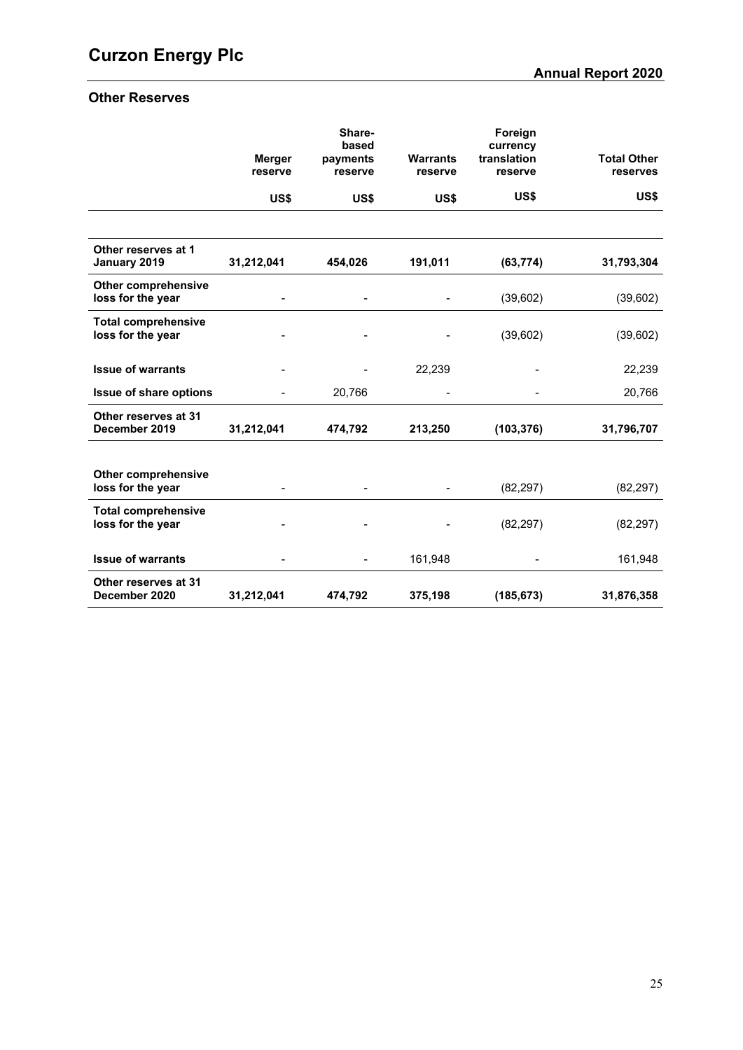## Other Reserves

| | Merger reserve | Share-based payments reserve | Warrants reserve | Foreign currency translation reserve | Total Other reserves |
|---|---|---|---|---|---|
| | US$ | US$ | US$ | US$ | US$ |
| **Other reserves at 1 January 2019** | **31,212,041** | **454,026** | **191,011** | **(63,774)** | **31,793,304** |
| **Other comprehensive loss for the year** | - | - | - | (39,602) | (39,602) |
| **Total comprehensive loss for the year** | - | - | - | (39,602) | (39,602) |
| **Issue of warrants** | - | - | 22,239 | - | 22,239 |
| **Issue of share options** | - | 20,766 | - | - | 20,766 |
| **Other reserves at 31 December 2019** | **31,212,041** | **474,792** | **213,250** | **(103,376)** | **31,796,707** |
| **Other comprehensive loss for the year** | - | - | - | (82,297) | (82,297) |
| **Total comprehensive loss for the year** | - | - | - | (82,297) | (82,297) |
| **Issue of warrants** | - | - | 161,948 | - | 161,948 |
| **Other reserves at 31 December 2020** | **31,212,041** | **474,792** | **375,198** | **(185,673)** | **31,876,358** |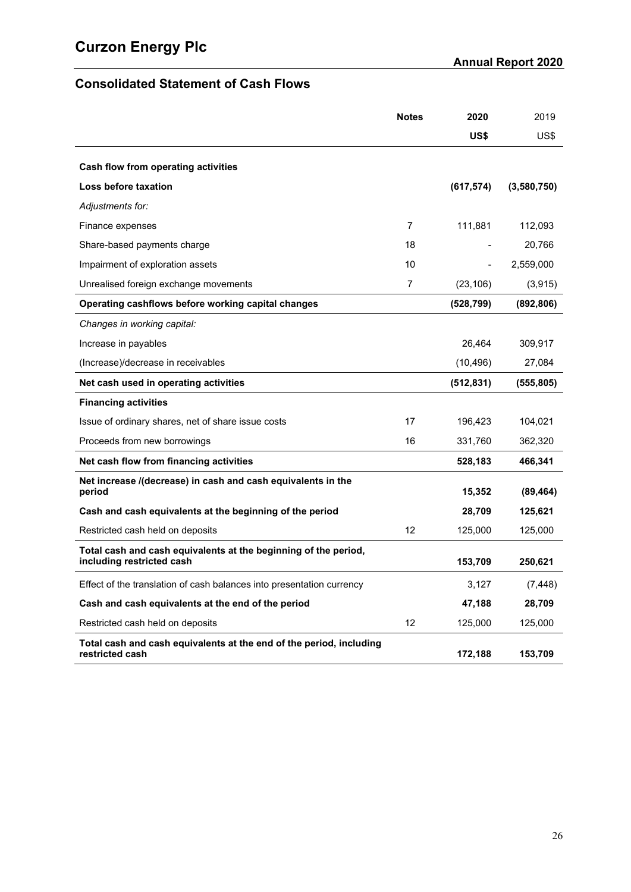## Consolidated Statement of Cash Flows

| | Notes | 2020 | 2019 |
|---|---|---|---|
| | | US$ | US$ |
| **Cash flow from operating activities** | | | |
| **Loss before taxation** | | **(617,574)** | **(3,580,750)** |
| *Adjustments for:* | | | |
| Finance expenses | 7 | 111,881 | 112,093 |
| Share-based payments charge | 18 | - | 20,766 |
| Impairment of exploration assets | 10 | - | 2,559,000 |
| Unrealised foreign exchange movements | 7 | (23,106) | (3,915) |
| **Operating cashflows before working capital changes** | | **(528,799)** | **(892,806)** |
| *Changes in working capital:* | | | |
| Increase in payables | | 26,464 | 309,917 |
| (Increase)/decrease in receivables | | (10,496) | 27,084 |
| **Net cash used in operating activities** | | **(512,831)** | **(555,805)** |
| **Financing activities** | | | |
| Issue of ordinary shares, net of share issue costs | 17 | 196,423 | 104,021 |
| Proceeds from new borrowings | 16 | 331,760 | 362,320 |
| **Net cash flow from financing activities** | | **528,183** | **466,341** |
| **Net increase /(decrease) in cash and cash equivalents in the period** | | **15,352** | **(89,464)** |
| **Cash and cash equivalents at the beginning of the period** | | **28,709** | **125,621** |
| Restricted cash held on deposits | 12 | 125,000 | 125,000 |
| **Total cash and cash equivalents at the beginning of the period, including restricted cash** | | **153,709** | **250,621** |
| Effect of the translation of cash balances into presentation currency | | 3,127 | (7,448) |
| **Cash and cash equivalents at the end of the period** | | **47,188** | **28,709** |
| Restricted cash held on deposits | 12 | 125,000 | 125,000 |
| **Total cash and cash equivalents at the end of the period, including restricted cash** | | **172,188** | **153,709** |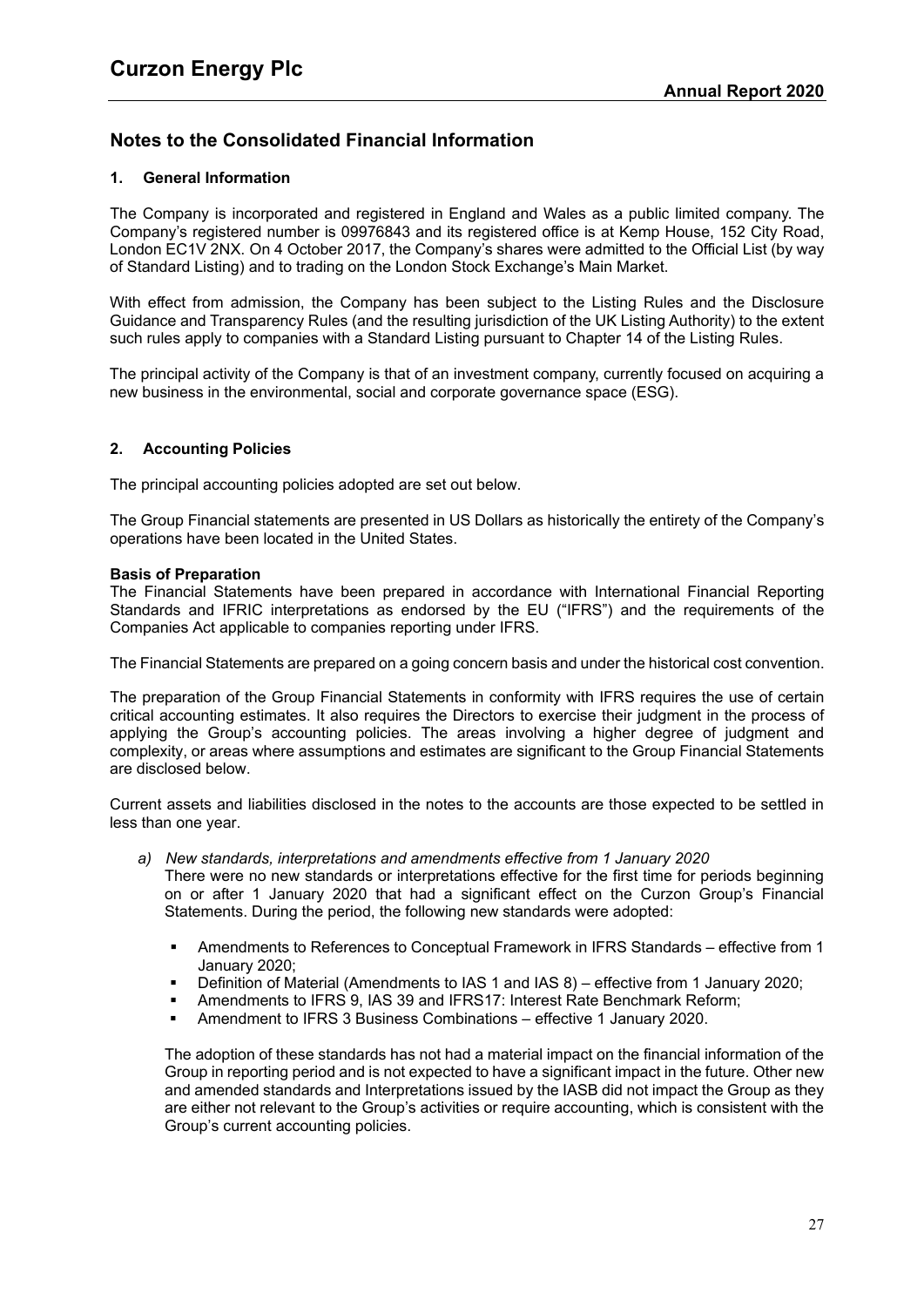# Notes to the Consolidated Financial Information

## 1. General Information

The Company is incorporated and registered in England and Wales as a public limited company. The Company's registered number is 09976843 and its registered office is at Kemp House, 152 City Road, London EC1V 2NX. On 4 October 2017, the Company's shares were admitted to the Official List (by way of Standard Listing) and to trading on the London Stock Exchange's Main Market.

With effect from admission, the Company has been subject to the Listing Rules and the Disclosure Guidance and Transparency Rules (and the resulting jurisdiction of the UK Listing Authority) to the extent such rules apply to companies with a Standard Listing pursuant to Chapter 14 of the Listing Rules.

The principal activity of the Company is that of an investment company, currently focused on acquiring a new business in the environmental, social and corporate governance space (ESG).

## 2. Accounting Policies

The principal accounting policies adopted are set out below.

The Group Financial statements are presented in US Dollars as historically the entirety of the Company's operations have been located in the United States.

### Basis of Preparation

The Financial Statements have been prepared in accordance with International Financial Reporting Standards and IFRIC interpretations as endorsed by the EU ("IFRS") and the requirements of the Companies Act applicable to companies reporting under IFRS.

The Financial Statements are prepared on a going concern basis and under the historical cost convention.

The preparation of the Group Financial Statements in conformity with IFRS requires the use of certain critical accounting estimates. It also requires the Directors to exercise their judgment in the process of applying the Group's accounting policies. The areas involving a higher degree of judgment and complexity, or areas where assumptions and estimates are significant to the Group Financial Statements are disclosed below.

Current assets and liabilities disclosed in the notes to the accounts are those expected to be settled in less than one year.

a) *New standards, interpretations and amendments effective from 1 January 2020*

   There were no new standards or interpretations effective for the first time for periods beginning on or after 1 January 2020 that had a significant effect on the Curzon Group's Financial Statements. During the period, the following new standards were adopted:

   - Amendments to References to Conceptual Framework in IFRS Standards – effective from 1 January 2020;
   - Definition of Material (Amendments to IAS 1 and IAS 8) – effective from 1 January 2020;
   - Amendments to IFRS 9, IAS 39 and IFRS17: Interest Rate Benchmark Reform;
   - Amendment to IFRS 3 Business Combinations – effective 1 January 2020.

   The adoption of these standards has not had a material impact on the financial information of the Group in reporting period and is not expected to have a significant impact in the future. Other new and amended standards and Interpretations issued by the IASB did not impact the Group as they are either not relevant to the Group's activities or require accounting, which is consistent with the Group's current accounting policies.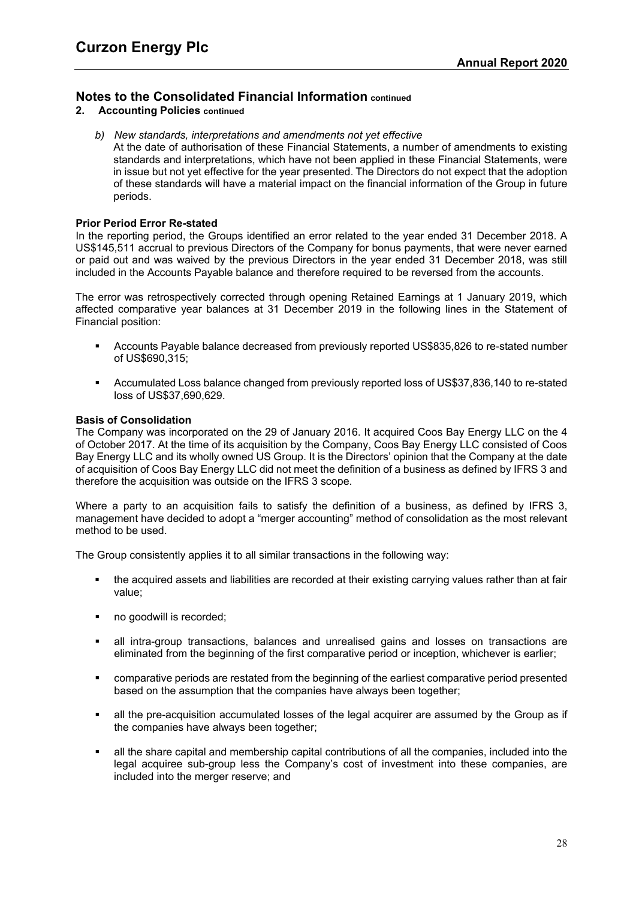# Notes to the Consolidated Financial Information continued

## 2. Accounting Policies continued

*b) New standards, interpretations and amendments not yet effective*

At the date of authorisation of these Financial Statements, a number of amendments to existing standards and interpretations, which have not been applied in these Financial Statements, were in issue but not yet effective for the year presented. The Directors do not expect that the adoption of these standards will have a material impact on the financial information of the Group in future periods.

**Prior Period Error Re-stated**

In the reporting period, the Groups identified an error related to the year ended 31 December 2018. A US$145,511 accrual to previous Directors of the Company for bonus payments, that were never earned or paid out and was waived by the previous Directors in the year ended 31 December 2018, was still included in the Accounts Payable balance and therefore required to be reversed from the accounts.

The error was retrospectively corrected through opening Retained Earnings at 1 January 2019, which affected comparative year balances at 31 December 2019 in the following lines in the Statement of Financial position:

- Accounts Payable balance decreased from previously reported US$835,826 to re-stated number of US$690,315;
- Accumulated Loss balance changed from previously reported loss of US$37,836,140 to re-stated loss of US$37,690,629.

**Basis of Consolidation**

The Company was incorporated on the 29 of January 2016. It acquired Coos Bay Energy LLC on the 4 of October 2017. At the time of its acquisition by the Company, Coos Bay Energy LLC consisted of Coos Bay Energy LLC and its wholly owned US Group. It is the Directors' opinion that the Company at the date of acquisition of Coos Bay Energy LLC did not meet the definition of a business as defined by IFRS 3 and therefore the acquisition was outside on the IFRS 3 scope.

Where a party to an acquisition fails to satisfy the definition of a business, as defined by IFRS 3, management have decided to adopt a "merger accounting" method of consolidation as the most relevant method to be used.

The Group consistently applies it to all similar transactions in the following way:

- the acquired assets and liabilities are recorded at their existing carrying values rather than at fair value;
- no goodwill is recorded;
- all intra-group transactions, balances and unrealised gains and losses on transactions are eliminated from the beginning of the first comparative period or inception, whichever is earlier;
- comparative periods are restated from the beginning of the earliest comparative period presented based on the assumption that the companies have always been together;
- all the pre-acquisition accumulated losses of the legal acquirer are assumed by the Group as if the companies have always been together;
- all the share capital and membership capital contributions of all the companies, included into the legal acquiree sub-group less the Company's cost of investment into these companies, are included into the merger reserve; and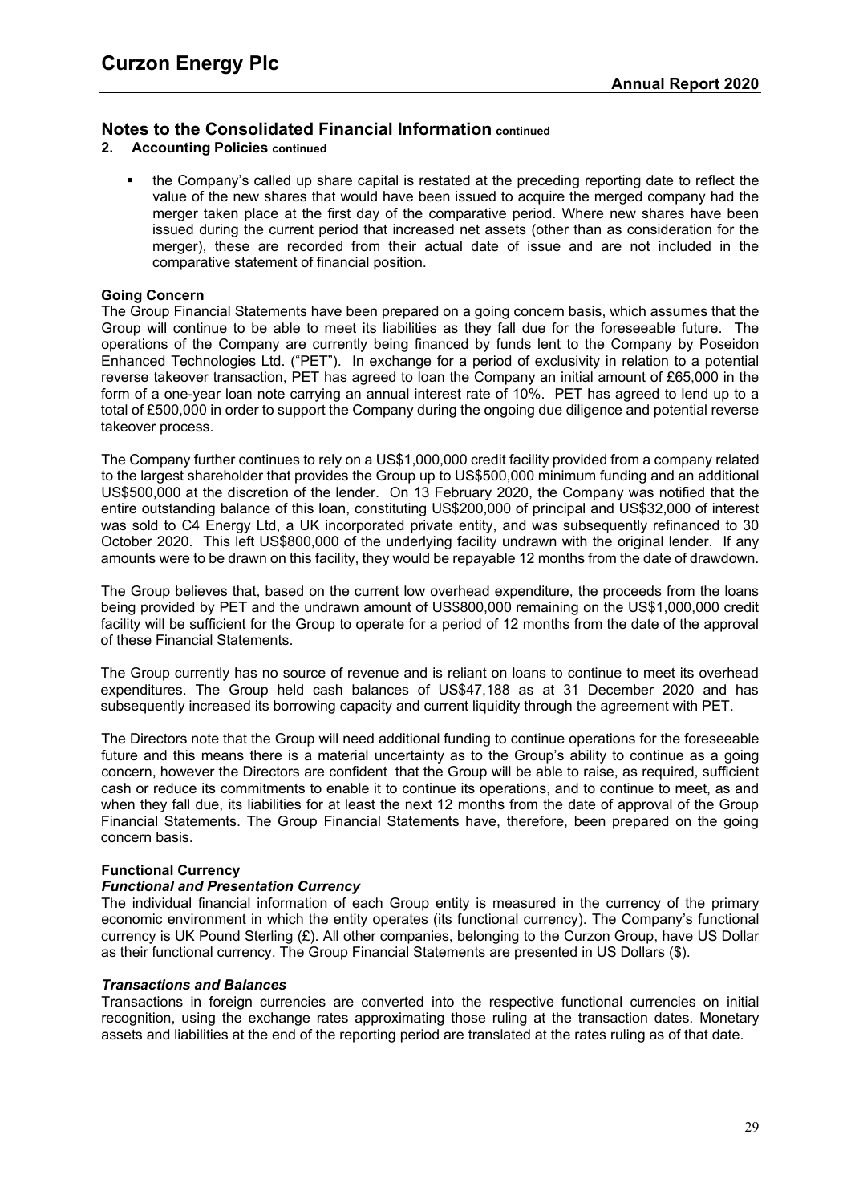## Notes to the Consolidated Financial Information continued

### 2. Accounting Policies continued

- the Company's called up share capital is restated at the preceding reporting date to reflect the value of the new shares that would have been issued to acquire the merged company had the merger taken place at the first day of the comparative period. Where new shares have been issued during the current period that increased net assets (other than as consideration for the merger), these are recorded from their actual date of issue and are not included in the comparative statement of financial position.

**Going Concern**

The Group Financial Statements have been prepared on a going concern basis, which assumes that the Group will continue to be able to meet its liabilities as they fall due for the foreseeable future. The operations of the Company are currently being financed by funds lent to the Company by Poseidon Enhanced Technologies Ltd. ("PET"). In exchange for a period of exclusivity in relation to a potential reverse takeover transaction, PET has agreed to loan the Company an initial amount of £65,000 in the form of a one-year loan note carrying an annual interest rate of 10%. PET has agreed to lend up to a total of £500,000 in order to support the Company during the ongoing due diligence and potential reverse takeover process.

The Company further continues to rely on a US$1,000,000 credit facility provided from a company related to the largest shareholder that provides the Group up to US$500,000 minimum funding and an additional US$500,000 at the discretion of the lender. On 13 February 2020, the Company was notified that the entire outstanding balance of this loan, constituting US$200,000 of principal and US$32,000 of interest was sold to C4 Energy Ltd, a UK incorporated private entity, and was subsequently refinanced to 30 October 2020. This left US$800,000 of the underlying facility undrawn with the original lender. If any amounts were to be drawn on this facility, they would be repayable 12 months from the date of drawdown.

The Group believes that, based on the current low overhead expenditure, the proceeds from the loans being provided by PET and the undrawn amount of US$800,000 remaining on the US$1,000,000 credit facility will be sufficient for the Group to operate for a period of 12 months from the date of the approval of these Financial Statements.

The Group currently has no source of revenue and is reliant on loans to continue to meet its overhead expenditures. The Group held cash balances of US$47,188 as at 31 December 2020 and has subsequently increased its borrowing capacity and current liquidity through the agreement with PET.

The Directors note that the Group will need additional funding to continue operations for the foreseeable future and this means there is a material uncertainty as to the Group's ability to continue as a going concern, however the Directors are confident that the Group will be able to raise, as required, sufficient cash or reduce its commitments to enable it to continue its operations, and to continue to meet, as and when they fall due, its liabilities for at least the next 12 months from the date of approval of the Group Financial Statements. The Group Financial Statements have, therefore, been prepared on the going concern basis.

**Functional Currency**

***Functional and Presentation Currency***

The individual financial information of each Group entity is measured in the currency of the primary economic environment in which the entity operates (its functional currency). The Company's functional currency is UK Pound Sterling (£). All other companies, belonging to the Curzon Group, have US Dollar as their functional currency. The Group Financial Statements are presented in US Dollars ($).

***Transactions and Balances***

Transactions in foreign currencies are converted into the respective functional currencies on initial recognition, using the exchange rates approximating those ruling at the transaction dates. Monetary assets and liabilities at the end of the reporting period are translated at the rates ruling as of that date.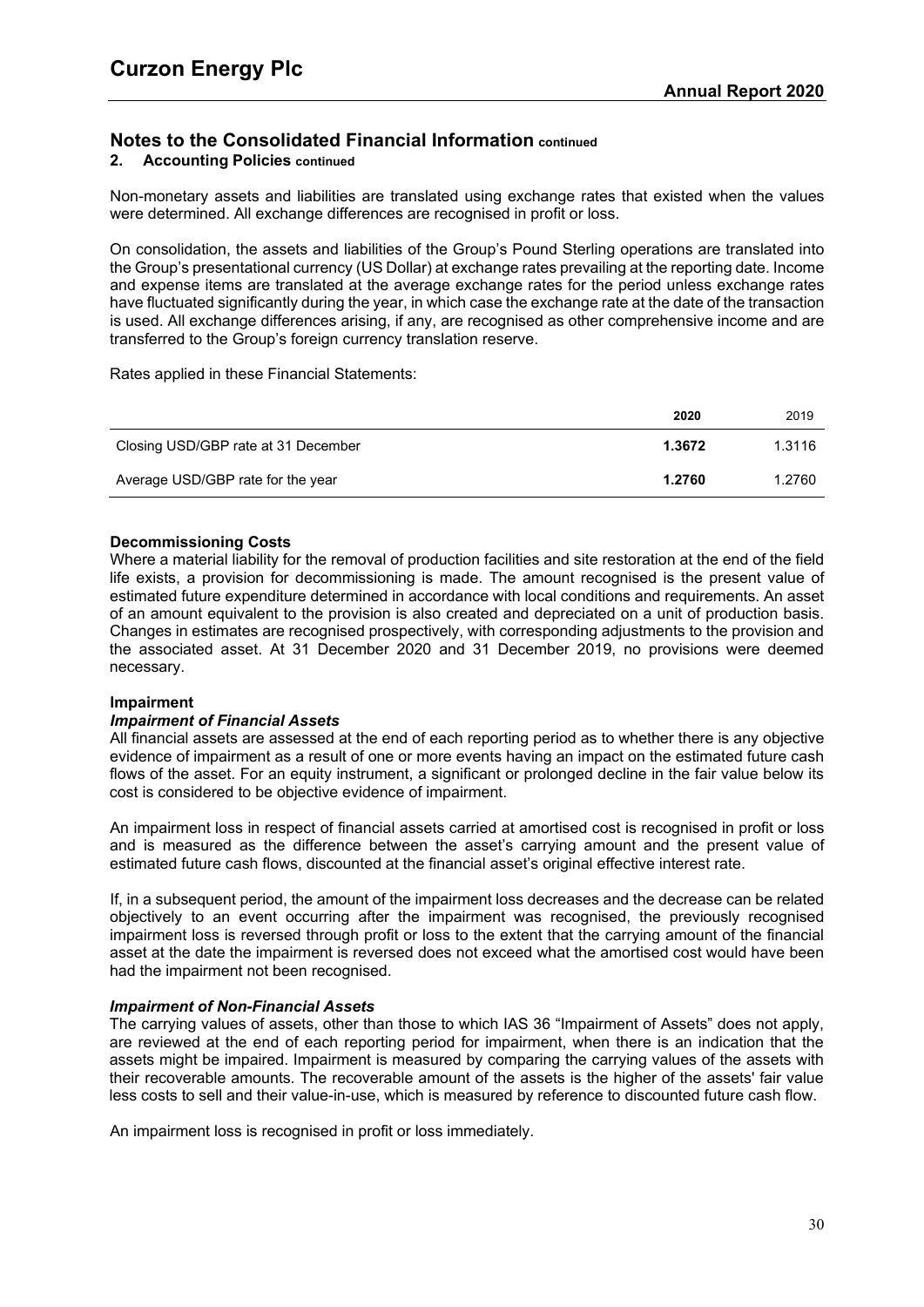# Notes to the Consolidated Financial Information continued

## 2. Accounting Policies continued

Non-monetary assets and liabilities are translated using exchange rates that existed when the values were determined. All exchange differences are recognised in profit or loss.

On consolidation, the assets and liabilities of the Group's Pound Sterling operations are translated into the Group's presentational currency (US Dollar) at exchange rates prevailing at the reporting date. Income and expense items are translated at the average exchange rates for the period unless exchange rates have fluctuated significantly during the year, in which case the exchange rate at the date of the transaction is used. All exchange differences arising, if any, are recognised as other comprehensive income and are transferred to the Group's foreign currency translation reserve.

Rates applied in these Financial Statements:

| | **2020** | 2019 |
|---|---|---|
| Closing USD/GBP rate at 31 December | **1.3672** | 1.3116 |
| Average USD/GBP rate for the year | **1.2760** | 1.2760 |

### Decommissioning Costs

Where a material liability for the removal of production facilities and site restoration at the end of the field life exists, a provision for decommissioning is made. The amount recognised is the present value of estimated future expenditure determined in accordance with local conditions and requirements. An asset of an amount equivalent to the provision is also created and depreciated on a unit of production basis. Changes in estimates are recognised prospectively, with corresponding adjustments to the provision and the associated asset. At 31 December 2020 and 31 December 2019, no provisions were deemed necessary.

### Impairment

#### *Impairment of Financial Assets*

All financial assets are assessed at the end of each reporting period as to whether there is any objective evidence of impairment as a result of one or more events having an impact on the estimated future cash flows of the asset. For an equity instrument, a significant or prolonged decline in the fair value below its cost is considered to be objective evidence of impairment.

An impairment loss in respect of financial assets carried at amortised cost is recognised in profit or loss and is measured as the difference between the asset's carrying amount and the present value of estimated future cash flows, discounted at the financial asset's original effective interest rate.

If, in a subsequent period, the amount of the impairment loss decreases and the decrease can be related objectively to an event occurring after the impairment was recognised, the previously recognised impairment loss is reversed through profit or loss to the extent that the carrying amount of the financial asset at the date the impairment is reversed does not exceed what the amortised cost would have been had the impairment not been recognised.

#### *Impairment of Non-Financial Assets*

The carrying values of assets, other than those to which IAS 36 "Impairment of Assets" does not apply, are reviewed at the end of each reporting period for impairment, when there is an indication that the assets might be impaired. Impairment is measured by comparing the carrying values of the assets with their recoverable amounts. The recoverable amount of the assets is the higher of the assets' fair value less costs to sell and their value-in-use, which is measured by reference to discounted future cash flow.

An impairment loss is recognised in profit or loss immediately.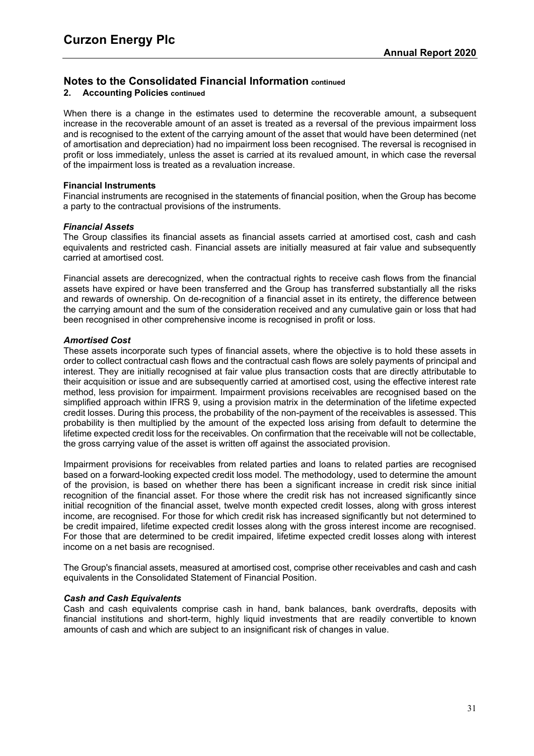## Notes to the Consolidated Financial Information continued

### 2. Accounting Policies continued

When there is a change in the estimates used to determine the recoverable amount, a subsequent increase in the recoverable amount of an asset is treated as a reversal of the previous impairment loss and is recognised to the extent of the carrying amount of the asset that would have been determined (net of amortisation and depreciation) had no impairment loss been recognised. The reversal is recognised in profit or loss immediately, unless the asset is carried at its revalued amount, in which case the reversal of the impairment loss is treated as a revaluation increase.

**Financial Instruments**

Financial instruments are recognised in the statements of financial position, when the Group has become a party to the contractual provisions of the instruments.

***Financial Assets***

The Group classifies its financial assets as financial assets carried at amortised cost, cash and cash equivalents and restricted cash. Financial assets are initially measured at fair value and subsequently carried at amortised cost.

Financial assets are derecognized, when the contractual rights to receive cash flows from the financial assets have expired or have been transferred and the Group has transferred substantially all the risks and rewards of ownership. On de-recognition of a financial asset in its entirety, the difference between the carrying amount and the sum of the consideration received and any cumulative gain or loss that had been recognised in other comprehensive income is recognised in profit or loss.

***Amortised Cost***

These assets incorporate such types of financial assets, where the objective is to hold these assets in order to collect contractual cash flows and the contractual cash flows are solely payments of principal and interest. They are initially recognised at fair value plus transaction costs that are directly attributable to their acquisition or issue and are subsequently carried at amortised cost, using the effective interest rate method, less provision for impairment. Impairment provisions receivables are recognised based on the simplified approach within IFRS 9, using a provision matrix in the determination of the lifetime expected credit losses. During this process, the probability of the non-payment of the receivables is assessed. This probability is then multiplied by the amount of the expected loss arising from default to determine the lifetime expected credit loss for the receivables. On confirmation that the receivable will not be collectable, the gross carrying value of the asset is written off against the associated provision.

Impairment provisions for receivables from related parties and loans to related parties are recognised based on a forward-looking expected credit loss model. The methodology, used to determine the amount of the provision, is based on whether there has been a significant increase in credit risk since initial recognition of the financial asset. For those where the credit risk has not increased significantly since initial recognition of the financial asset, twelve month expected credit losses, along with gross interest income, are recognised. For those for which credit risk has increased significantly but not determined to be credit impaired, lifetime expected credit losses along with the gross interest income are recognised. For those that are determined to be credit impaired, lifetime expected credit losses along with interest income on a net basis are recognised.

The Group's financial assets, measured at amortised cost, comprise other receivables and cash and cash equivalents in the Consolidated Statement of Financial Position.

***Cash and Cash Equivalents***

Cash and cash equivalents comprise cash in hand, bank balances, bank overdrafts, deposits with financial institutions and short-term, highly liquid investments that are readily convertible to known amounts of cash and which are subject to an insignificant risk of changes in value.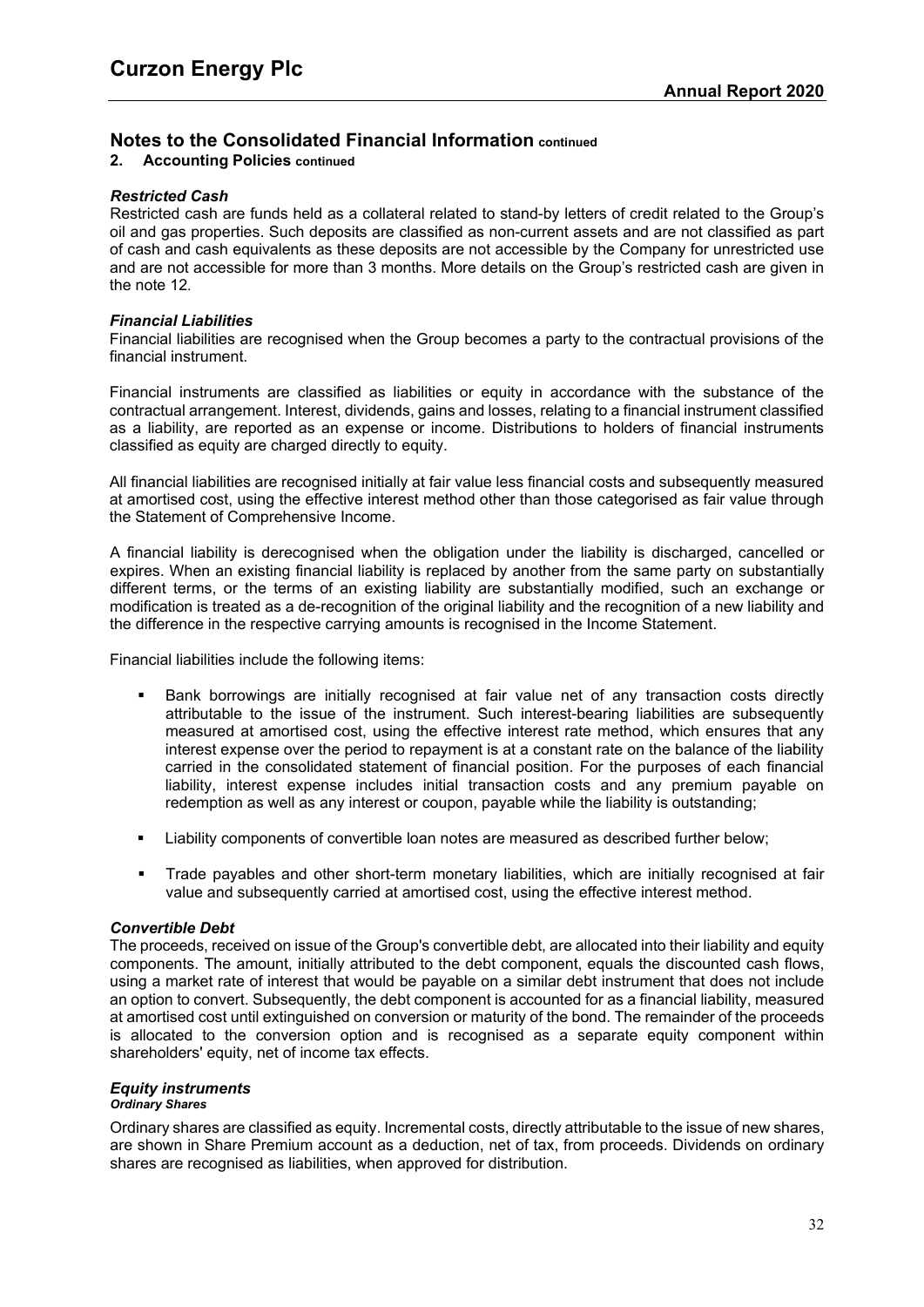## Notes to the Consolidated Financial Information continued

### 2. Accounting Policies continued

***Restricted Cash***

Restricted cash are funds held as a collateral related to stand-by letters of credit related to the Group's oil and gas properties. Such deposits are classified as non-current assets and are not classified as part of cash and cash equivalents as these deposits are not accessible by the Company for unrestricted use and are not accessible for more than 3 months. More details on the Group's restricted cash are given in the note 12.

***Financial Liabilities***

Financial liabilities are recognised when the Group becomes a party to the contractual provisions of the financial instrument.

Financial instruments are classified as liabilities or equity in accordance with the substance of the contractual arrangement. Interest, dividends, gains and losses, relating to a financial instrument classified as a liability, are reported as an expense or income. Distributions to holders of financial instruments classified as equity are charged directly to equity.

All financial liabilities are recognised initially at fair value less financial costs and subsequently measured at amortised cost, using the effective interest method other than those categorised as fair value through the Statement of Comprehensive Income.

A financial liability is derecognised when the obligation under the liability is discharged, cancelled or expires. When an existing financial liability is replaced by another from the same party on substantially different terms, or the terms of an existing liability are substantially modified, such an exchange or modification is treated as a de-recognition of the original liability and the recognition of a new liability and the difference in the respective carrying amounts is recognised in the Income Statement.

Financial liabilities include the following items:

- Bank borrowings are initially recognised at fair value net of any transaction costs directly attributable to the issue of the instrument. Such interest-bearing liabilities are subsequently measured at amortised cost, using the effective interest rate method, which ensures that any interest expense over the period to repayment is at a constant rate on the balance of the liability carried in the consolidated statement of financial position. For the purposes of each financial liability, interest expense includes initial transaction costs and any premium payable on redemption as well as any interest or coupon, payable while the liability is outstanding;
- Liability components of convertible loan notes are measured as described further below;
- Trade payables and other short-term monetary liabilities, which are initially recognised at fair value and subsequently carried at amortised cost, using the effective interest method.

***Convertible Debt***

The proceeds, received on issue of the Group's convertible debt, are allocated into their liability and equity components. The amount, initially attributed to the debt component, equals the discounted cash flows, using a market rate of interest that would be payable on a similar debt instrument that does not include an option to convert. Subsequently, the debt component is accounted for as a financial liability, measured at amortised cost until extinguished on conversion or maturity of the bond. The remainder of the proceeds is allocated to the conversion option and is recognised as a separate equity component within shareholders' equity, net of income tax effects.

***Equity instruments***

***Ordinary Shares***

Ordinary shares are classified as equity. Incremental costs, directly attributable to the issue of new shares, are shown in Share Premium account as a deduction, net of tax, from proceeds. Dividends on ordinary shares are recognised as liabilities, when approved for distribution.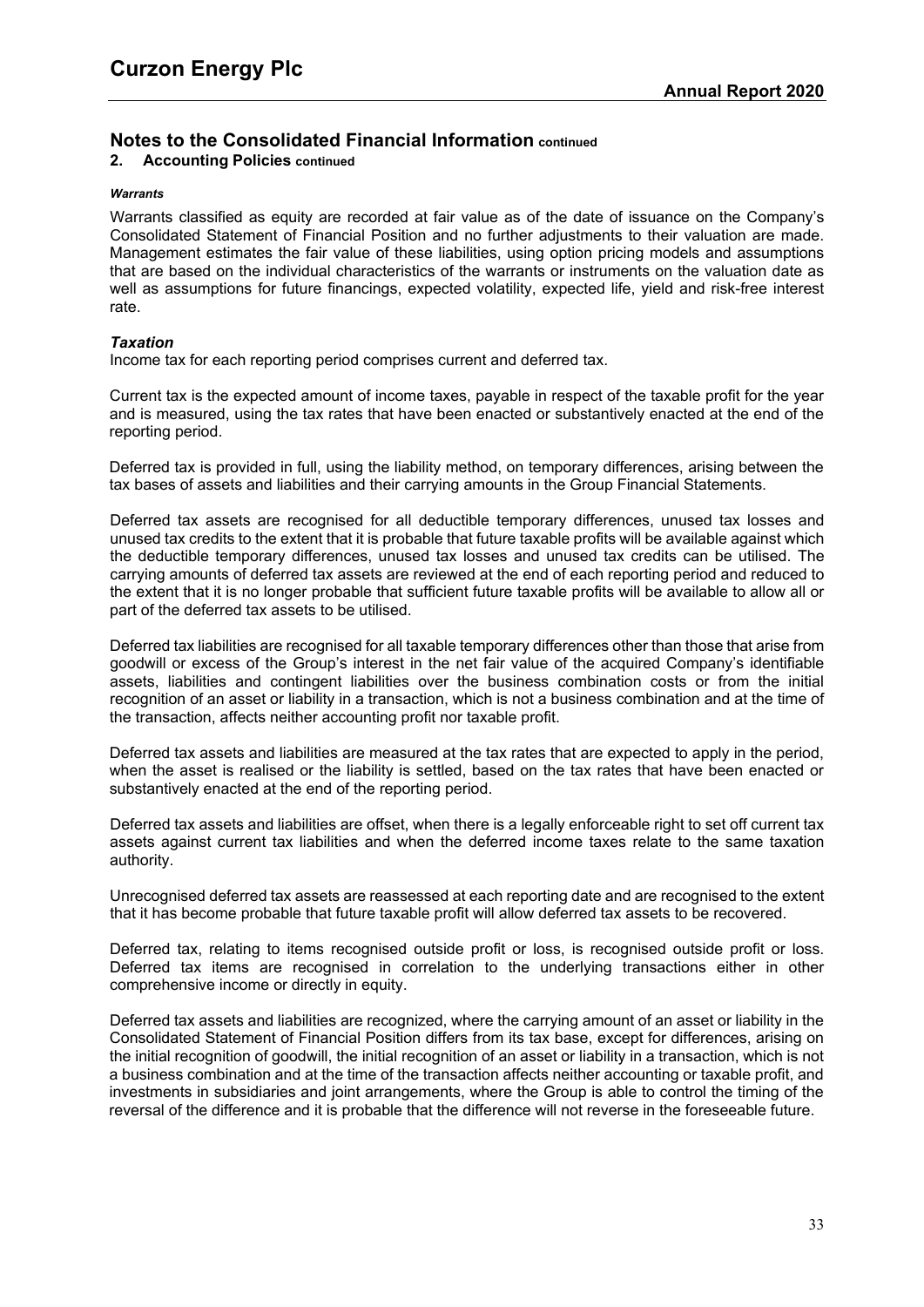## Notes to the Consolidated Financial Information continued

### 2. Accounting Policies continued

***Warrants***

Warrants classified as equity are recorded at fair value as of the date of issuance on the Company's Consolidated Statement of Financial Position and no further adjustments to their valuation are made. Management estimates the fair value of these liabilities, using option pricing models and assumptions that are based on the individual characteristics of the warrants or instruments on the valuation date as well as assumptions for future financings, expected volatility, expected life, yield and risk-free interest rate.

***Taxation***

Income tax for each reporting period comprises current and deferred tax.

Current tax is the expected amount of income taxes, payable in respect of the taxable profit for the year and is measured, using the tax rates that have been enacted or substantively enacted at the end of the reporting period.

Deferred tax is provided in full, using the liability method, on temporary differences, arising between the tax bases of assets and liabilities and their carrying amounts in the Group Financial Statements.

Deferred tax assets are recognised for all deductible temporary differences, unused tax losses and unused tax credits to the extent that it is probable that future taxable profits will be available against which the deductible temporary differences, unused tax losses and unused tax credits can be utilised. The carrying amounts of deferred tax assets are reviewed at the end of each reporting period and reduced to the extent that it is no longer probable that sufficient future taxable profits will be available to allow all or part of the deferred tax assets to be utilised.

Deferred tax liabilities are recognised for all taxable temporary differences other than those that arise from goodwill or excess of the Group's interest in the net fair value of the acquired Company's identifiable assets, liabilities and contingent liabilities over the business combination costs or from the initial recognition of an asset or liability in a transaction, which is not a business combination and at the time of the transaction, affects neither accounting profit nor taxable profit.

Deferred tax assets and liabilities are measured at the tax rates that are expected to apply in the period, when the asset is realised or the liability is settled, based on the tax rates that have been enacted or substantively enacted at the end of the reporting period.

Deferred tax assets and liabilities are offset, when there is a legally enforceable right to set off current tax assets against current tax liabilities and when the deferred income taxes relate to the same taxation authority.

Unrecognised deferred tax assets are reassessed at each reporting date and are recognised to the extent that it has become probable that future taxable profit will allow deferred tax assets to be recovered.

Deferred tax, relating to items recognised outside profit or loss, is recognised outside profit or loss. Deferred tax items are recognised in correlation to the underlying transactions either in other comprehensive income or directly in equity.

Deferred tax assets and liabilities are recognized, where the carrying amount of an asset or liability in the Consolidated Statement of Financial Position differs from its tax base, except for differences, arising on the initial recognition of goodwill, the initial recognition of an asset or liability in a transaction, which is not a business combination and at the time of the transaction affects neither accounting or taxable profit, and investments in subsidiaries and joint arrangements, where the Group is able to control the timing of the reversal of the difference and it is probable that the difference will not reverse in the foreseeable future.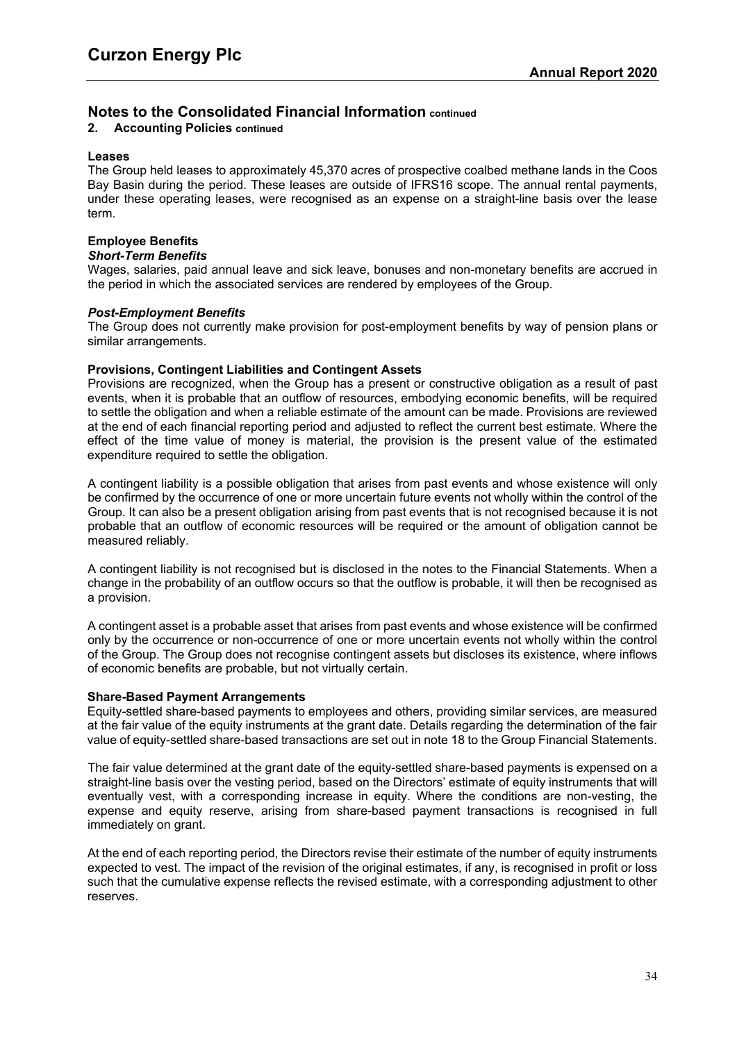## Notes to the Consolidated Financial Information continued

### 2. Accounting Policies continued

**Leases**

The Group held leases to approximately 45,370 acres of prospective coalbed methane lands in the Coos Bay Basin during the period. These leases are outside of IFRS16 scope. The annual rental payments, under these operating leases, were recognised as an expense on a straight-line basis over the lease term.

**Employee Benefits**

***Short-Term Benefits***

Wages, salaries, paid annual leave and sick leave, bonuses and non-monetary benefits are accrued in the period in which the associated services are rendered by employees of the Group.

***Post-Employment Benefits***

The Group does not currently make provision for post-employment benefits by way of pension plans or similar arrangements.

**Provisions, Contingent Liabilities and Contingent Assets**

Provisions are recognized, when the Group has a present or constructive obligation as a result of past events, when it is probable that an outflow of resources, embodying economic benefits, will be required to settle the obligation and when a reliable estimate of the amount can be made. Provisions are reviewed at the end of each financial reporting period and adjusted to reflect the current best estimate. Where the effect of the time value of money is material, the provision is the present value of the estimated expenditure required to settle the obligation.

A contingent liability is a possible obligation that arises from past events and whose existence will only be confirmed by the occurrence of one or more uncertain future events not wholly within the control of the Group. It can also be a present obligation arising from past events that is not recognised because it is not probable that an outflow of economic resources will be required or the amount of obligation cannot be measured reliably.

A contingent liability is not recognised but is disclosed in the notes to the Financial Statements. When a change in the probability of an outflow occurs so that the outflow is probable, it will then be recognised as a provision.

A contingent asset is a probable asset that arises from past events and whose existence will be confirmed only by the occurrence or non-occurrence of one or more uncertain events not wholly within the control of the Group. The Group does not recognise contingent assets but discloses its existence, where inflows of economic benefits are probable, but not virtually certain.

**Share-Based Payment Arrangements**

Equity-settled share-based payments to employees and others, providing similar services, are measured at the fair value of the equity instruments at the grant date. Details regarding the determination of the fair value of equity-settled share-based transactions are set out in note 18 to the Group Financial Statements.

The fair value determined at the grant date of the equity-settled share-based payments is expensed on a straight-line basis over the vesting period, based on the Directors' estimate of equity instruments that will eventually vest, with a corresponding increase in equity. Where the conditions are non-vesting, the expense and equity reserve, arising from share-based payment transactions is recognised in full immediately on grant.

At the end of each reporting period, the Directors revise their estimate of the number of equity instruments expected to vest. The impact of the revision of the original estimates, if any, is recognised in profit or loss such that the cumulative expense reflects the revised estimate, with a corresponding adjustment to other reserves.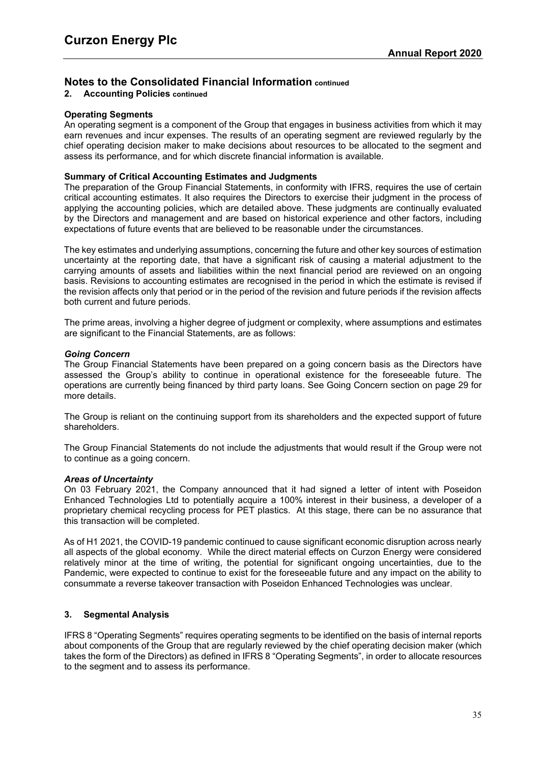## Notes to the Consolidated Financial Information continued

### 2. Accounting Policies continued

**Operating Segments**

An operating segment is a component of the Group that engages in business activities from which it may earn revenues and incur expenses. The results of an operating segment are reviewed regularly by the chief operating decision maker to make decisions about resources to be allocated to the segment and assess its performance, and for which discrete financial information is available.

**Summary of Critical Accounting Estimates and Judgments**

The preparation of the Group Financial Statements, in conformity with IFRS, requires the use of certain critical accounting estimates. It also requires the Directors to exercise their judgment in the process of applying the accounting policies, which are detailed above. These judgments are continually evaluated by the Directors and management and are based on historical experience and other factors, including expectations of future events that are believed to be reasonable under the circumstances.

The key estimates and underlying assumptions, concerning the future and other key sources of estimation uncertainty at the reporting date, that have a significant risk of causing a material adjustment to the carrying amounts of assets and liabilities within the next financial period are reviewed on an ongoing basis. Revisions to accounting estimates are recognised in the period in which the estimate is revised if the revision affects only that period or in the period of the revision and future periods if the revision affects both current and future periods.

The prime areas, involving a higher degree of judgment or complexity, where assumptions and estimates are significant to the Financial Statements, are as follows:

***Going Concern***

The Group Financial Statements have been prepared on a going concern basis as the Directors have assessed the Group's ability to continue in operational existence for the foreseeable future. The operations are currently being financed by third party loans. See Going Concern section on page 29 for more details.

The Group is reliant on the continuing support from its shareholders and the expected support of future shareholders.

The Group Financial Statements do not include the adjustments that would result if the Group were not to continue as a going concern.

***Areas of Uncertainty***

On 03 February 2021, the Company announced that it had signed a letter of intent with Poseidon Enhanced Technologies Ltd to potentially acquire a 100% interest in their business, a developer of a proprietary chemical recycling process for PET plastics. At this stage, there can be no assurance that this transaction will be completed.

As of H1 2021, the COVID-19 pandemic continued to cause significant economic disruption across nearly all aspects of the global economy. While the direct material effects on Curzon Energy were considered relatively minor at the time of writing, the potential for significant ongoing uncertainties, due to the Pandemic, were expected to continue to exist for the foreseeable future and any impact on the ability to consummate a reverse takeover transaction with Poseidon Enhanced Technologies was unclear.

### 3. Segmental Analysis

IFRS 8 "Operating Segments" requires operating segments to be identified on the basis of internal reports about components of the Group that are regularly reviewed by the chief operating decision maker (which takes the form of the Directors) as defined in IFRS 8 "Operating Segments", in order to allocate resources to the segment and to assess its performance.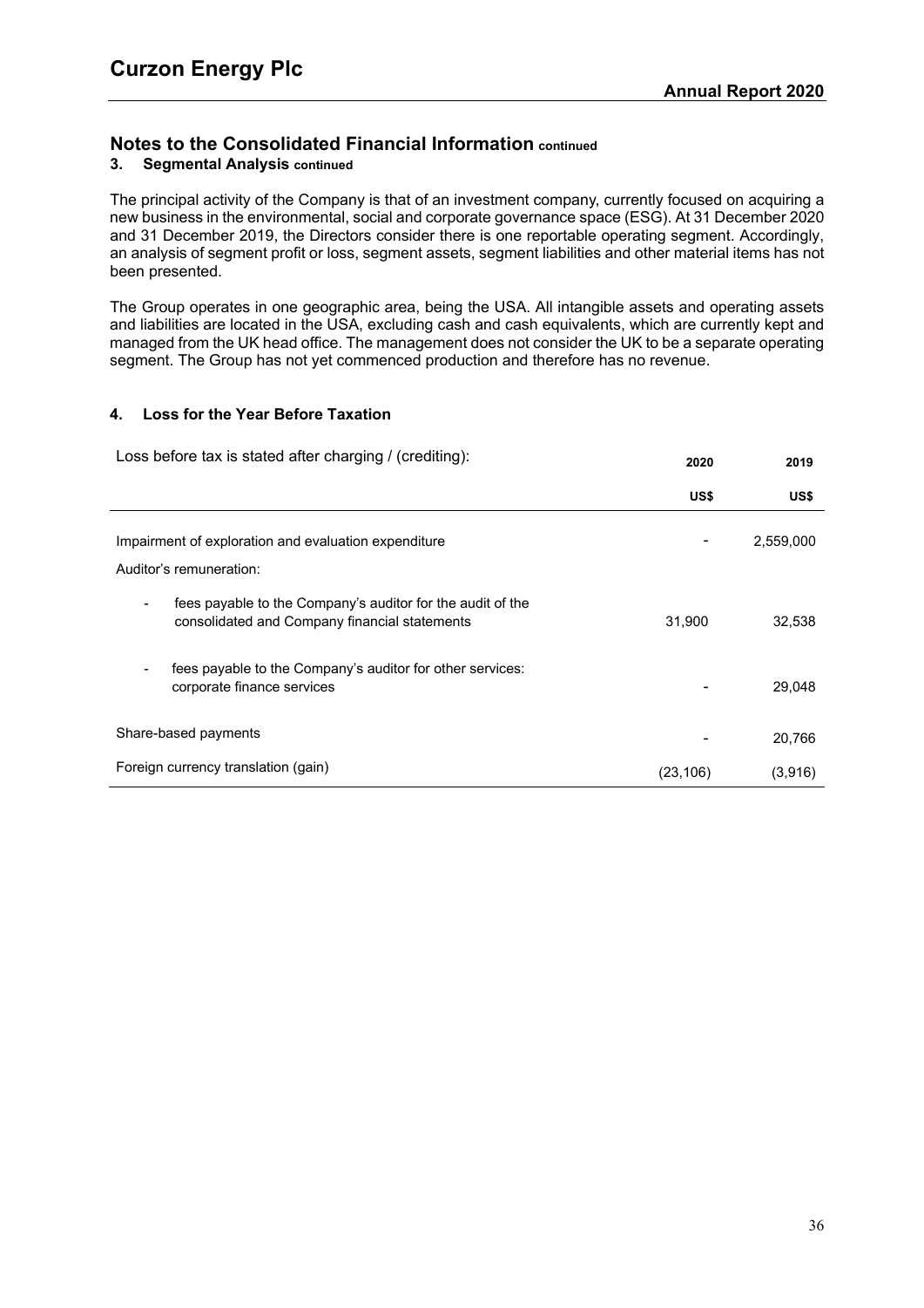## Notes to the Consolidated Financial Information continued

### 3. Segmental Analysis continued

The principal activity of the Company is that of an investment company, currently focused on acquiring a new business in the environmental, social and corporate governance space (ESG). At 31 December 2020 and 31 December 2019, the Directors consider there is one reportable operating segment. Accordingly, an analysis of segment profit or loss, segment assets, segment liabilities and other material items has not been presented.

The Group operates in one geographic area, being the USA. All intangible assets and operating assets and liabilities are located in the USA, excluding cash and cash equivalents, which are currently kept and managed from the UK head office. The management does not consider the UK to be a separate operating segment. The Group has not yet commenced production and therefore has no revenue.

### 4. Loss for the Year Before Taxation

| Loss before tax is stated after charging / (crediting): | 2020 | 2019 |
|---|---|---|
| | US$ | US$ |
| Impairment of exploration and evaluation expenditure | - | 2,559,000 |
| Auditor's remuneration: | | |
| - fees payable to the Company's auditor for the audit of the consolidated and Company financial statements | 31,900 | 32,538 |
| - fees payable to the Company's auditor for other services: corporate finance services | - | 29,048 |
| Share-based payments | - | 20,766 |
| Foreign currency translation (gain) | (23,106) | (3,916) |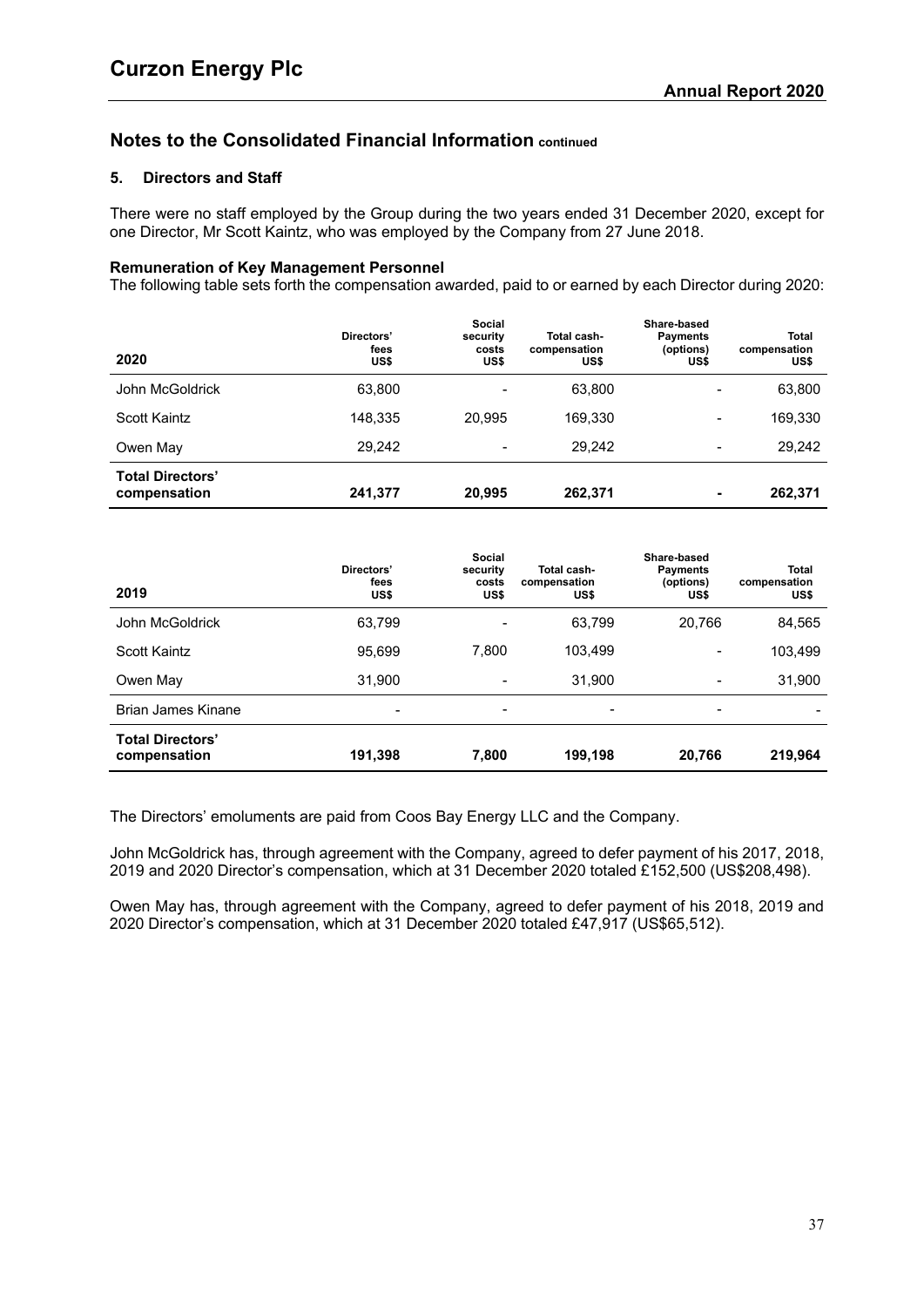## Notes to the Consolidated Financial Information continued

### 5. Directors and Staff

There were no staff employed by the Group during the two years ended 31 December 2020, except for one Director, Mr Scott Kaintz, who was employed by the Company from 27 June 2018.

**Remuneration of Key Management Personnel**

The following table sets forth the compensation awarded, paid to or earned by each Director during 2020:

| 2020 | Directors' fees US$ | Social security costs US$ | Total cash-compensation US$ | Share-based Payments (options) US$ | Total compensation US$ |
|---|---|---|---|---|---|
| John McGoldrick | 63,800 | - | 63,800 | - | 63,800 |
| Scott Kaintz | 148,335 | 20,995 | 169,330 | - | 169,330 |
| Owen May | 29,242 | - | 29,242 | - | 29,242 |
| **Total Directors' compensation** | **241,377** | **20,995** | **262,371** | **-** | **262,371** |

| 2019 | Directors' fees US$ | Social security costs US$ | Total cash-compensation US$ | Share-based Payments (options) US$ | Total compensation US$ |
|---|---|---|---|---|---|
| John McGoldrick | 63,799 | - | 63,799 | 20,766 | 84,565 |
| Scott Kaintz | 95,699 | 7,800 | 103,499 | - | 103,499 |
| Owen May | 31,900 | - | 31,900 | - | 31,900 |
| Brian James Kinane | - | - | - | - | - |
| **Total Directors' compensation** | **191,398** | **7,800** | **199,198** | **20,766** | **219,964** |

The Directors' emoluments are paid from Coos Bay Energy LLC and the Company.

John McGoldrick has, through agreement with the Company, agreed to defer payment of his 2017, 2018, 2019 and 2020 Director's compensation, which at 31 December 2020 totaled £152,500 (US$208,498).

Owen May has, through agreement with the Company, agreed to defer payment of his 2018, 2019 and 2020 Director's compensation, which at 31 December 2020 totaled £47,917 (US$65,512).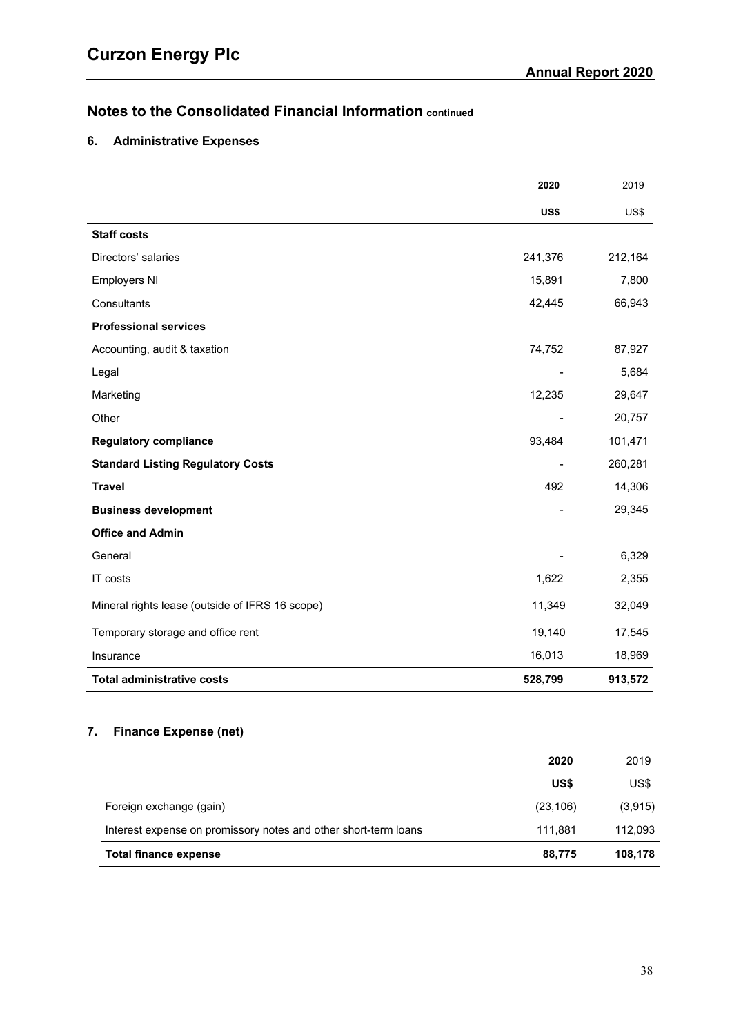## Notes to the Consolidated Financial Information continued

### 6. Administrative Expenses

| | 2020 | 2019 |
|---|---|---|
| | US$ | US$ |
| **Staff costs** | | |
| Directors' salaries | 241,376 | 212,164 |
| Employers NI | 15,891 | 7,800 |
| Consultants | 42,445 | 66,943 |
| **Professional services** | | |
| Accounting, audit & taxation | 74,752 | 87,927 |
| Legal | - | 5,684 |
| Marketing | 12,235 | 29,647 |
| Other | - | 20,757 |
| **Regulatory compliance** | 93,484 | 101,471 |
| **Standard Listing Regulatory Costs** | - | 260,281 |
| **Travel** | 492 | 14,306 |
| **Business development** | - | 29,345 |
| **Office and Admin** | | |
| General | - | 6,329 |
| IT costs | 1,622 | 2,355 |
| Mineral rights lease (outside of IFRS 16 scope) | 11,349 | 32,049 |
| Temporary storage and office rent | 19,140 | 17,545 |
| Insurance | 16,013 | 18,969 |
| **Total administrative costs** | **528,799** | **913,572** |

### 7. Finance Expense (net)

| | 2020 | 2019 |
|---|---|---|
| | US$ | US$ |
| Foreign exchange (gain) | (23,106) | (3,915) |
| Interest expense on promissory notes and other short-term loans | 111,881 | 112,093 |
| **Total finance expense** | **88,775** | **108,178** |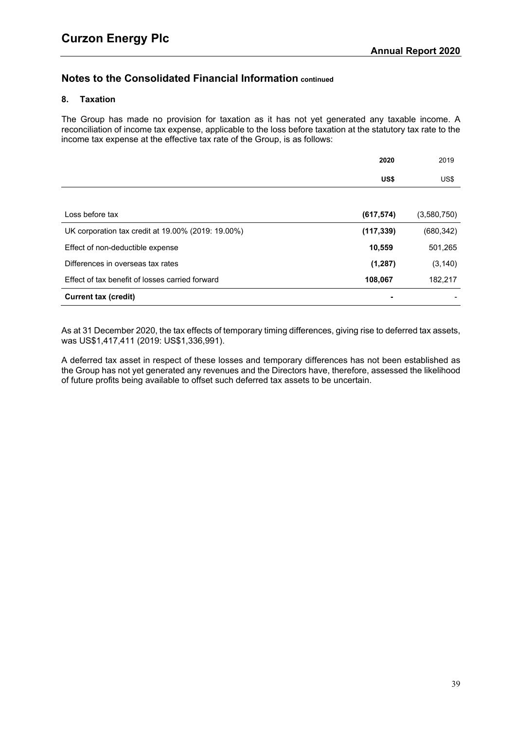## Notes to the Consolidated Financial Information continued

### 8. Taxation

The Group has made no provision for taxation as it has not yet generated any taxable income. A reconciliation of income tax expense, applicable to the loss before taxation at the statutory tax rate to the income tax expense at the effective tax rate of the Group, is as follows:

| | **2020** | 2019 |
|---|---|---|
| | **US$** | US$ |
| Loss before tax | **(617,574)** | (3,580,750) |
| UK corporation tax credit at 19.00% (2019: 19.00%) | **(117,339)** | (680,342) |
| Effect of non-deductible expense | **10,559** | 501,265 |
| Differences in overseas tax rates | **(1,287)** | (3,140) |
| Effect of tax benefit of losses carried forward | **108,067** | 182,217 |
| **Current tax (credit)** | **-** | - |

As at 31 December 2020, the tax effects of temporary timing differences, giving rise to deferred tax assets, was US$1,417,411 (2019: US$1,336,991).

A deferred tax asset in respect of these losses and temporary differences has not been established as the Group has not yet generated any revenues and the Directors have, therefore, assessed the likelihood of future profits being available to offset such deferred tax assets to be uncertain.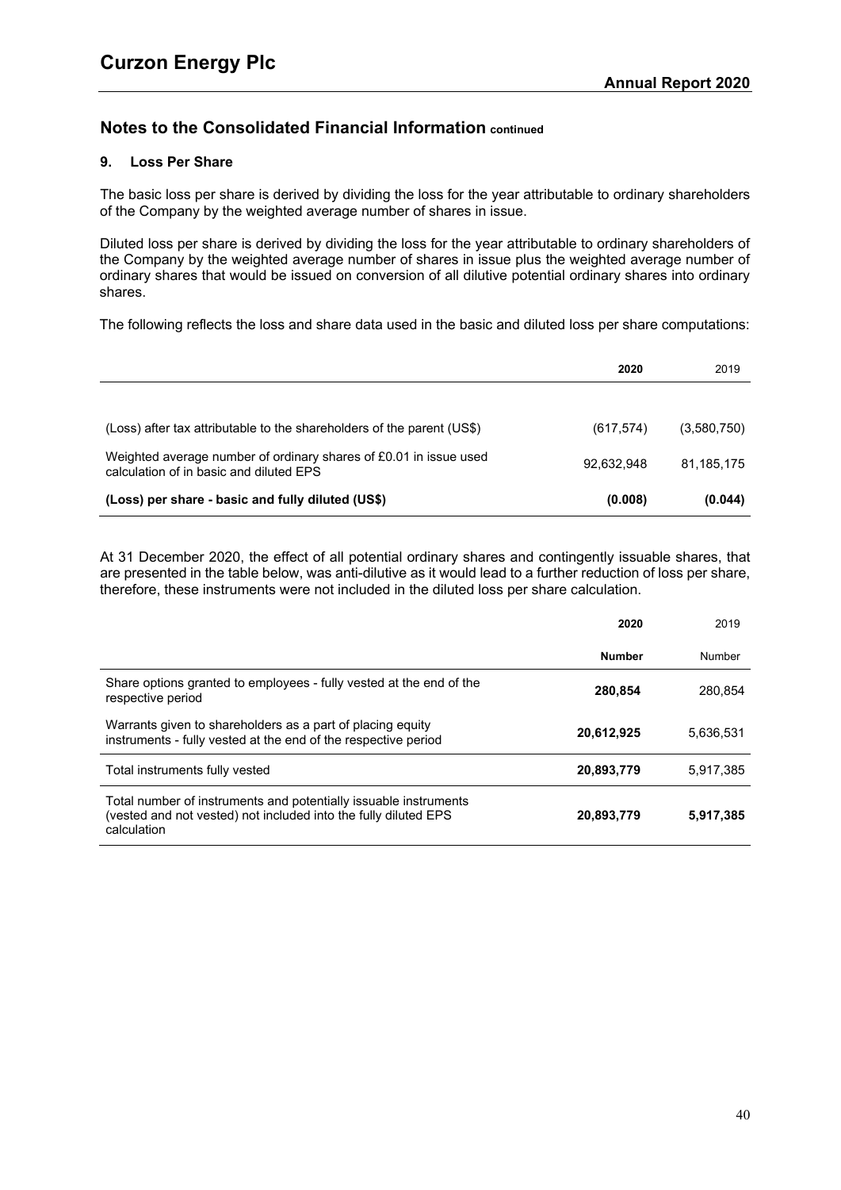## Notes to the Consolidated Financial Information continued

### 9. Loss Per Share

The basic loss per share is derived by dividing the loss for the year attributable to ordinary shareholders of the Company by the weighted average number of shares in issue.

Diluted loss per share is derived by dividing the loss for the year attributable to ordinary shareholders of the Company by the weighted average number of shares in issue plus the weighted average number of ordinary shares that would be issued on conversion of all dilutive potential ordinary shares into ordinary shares.

The following reflects the loss and share data used in the basic and diluted loss per share computations:

| | **2020** | 2019 |
|---|---|---|
| (Loss) after tax attributable to the shareholders of the parent (US$) | (617,574) | (3,580,750) |
| Weighted average number of ordinary shares of £0.01 in issue used calculation of in basic and diluted EPS | 92,632,948 | 81,185,175 |
| **(Loss) per share - basic and fully diluted (US$)** | **(0.008)** | **(0.044)** |

At 31 December 2020, the effect of all potential ordinary shares and contingently issuable shares, that are presented in the table below, was anti-dilutive as it would lead to a further reduction of loss per share, therefore, these instruments were not included in the diluted loss per share calculation.

| | **2020** | 2019 |
|---|---|---|
| | **Number** | Number |
| Share options granted to employees - fully vested at the end of the respective period | **280,854** | 280,854 |
| Warrants given to shareholders as a part of placing equity instruments - fully vested at the end of the respective period | **20,612,925** | 5,636,531 |
| Total instruments fully vested | **20,893,779** | 5,917,385 |
| Total number of instruments and potentially issuable instruments (vested and not vested) not included into the fully diluted EPS calculation | **20,893,779** | **5,917,385** |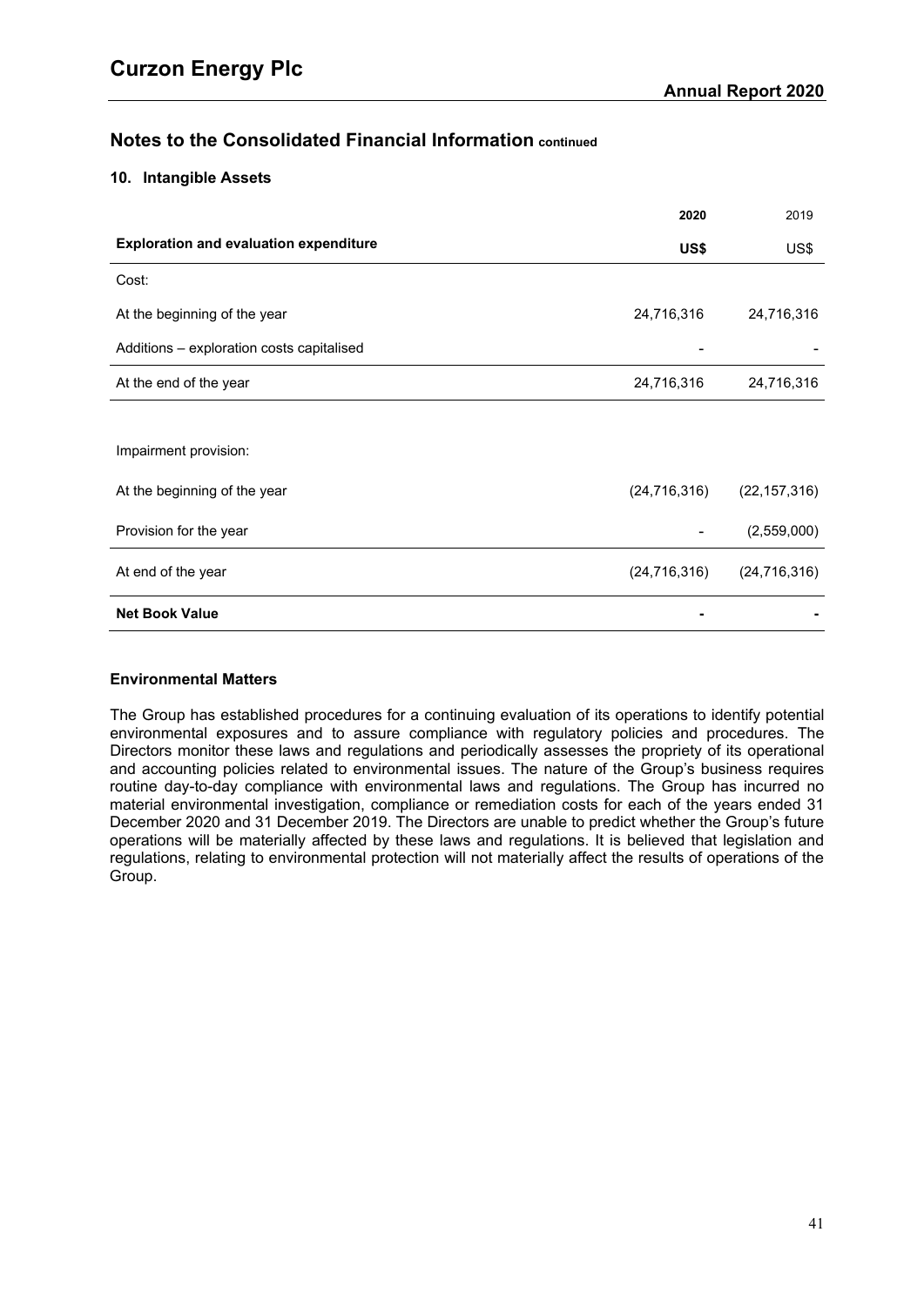## Notes to the Consolidated Financial Information continued

### 10. Intangible Assets

| | **2020** | 2019 |
|---|---|---|
| **Exploration and evaluation expenditure** | **US$** | US$ |
| Cost: | | |
| At the beginning of the year | 24,716,316 | 24,716,316 |
| Additions – exploration costs capitalised | - | - |
| At the end of the year | 24,716,316 | 24,716,316 |
| | | |
| Impairment provision: | | |
| At the beginning of the year | (24,716,316) | (22,157,316) |
| Provision for the year | - | (2,559,000) |
| At end of the year | (24,716,316) | (24,716,316) |
| **Net Book Value** | **-** | **-** |

**Environmental Matters**

The Group has established procedures for a continuing evaluation of its operations to identify potential environmental exposures and to assure compliance with regulatory policies and procedures. The Directors monitor these laws and regulations and periodically assesses the propriety of its operational and accounting policies related to environmental issues. The nature of the Group's business requires routine day-to-day compliance with environmental laws and regulations. The Group has incurred no material environmental investigation, compliance or remediation costs for each of the years ended 31 December 2020 and 31 December 2019. The Directors are unable to predict whether the Group's future operations will be materially affected by these laws and regulations. It is believed that legislation and regulations, relating to environmental protection will not materially affect the results of operations of the Group.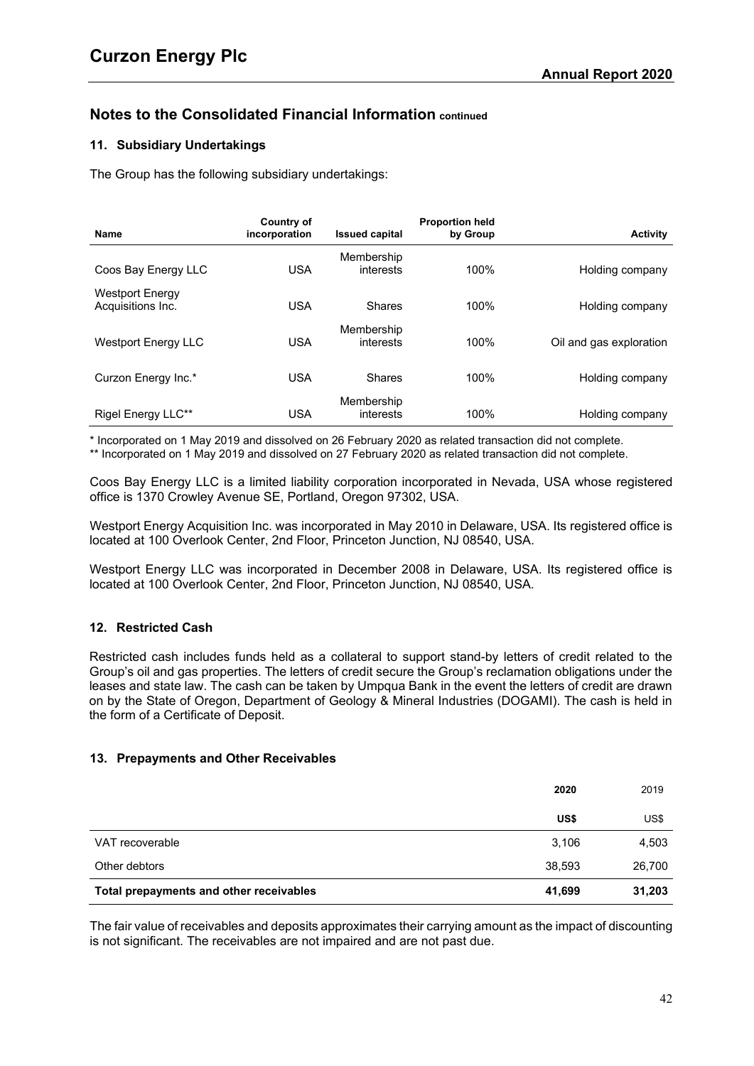## Notes to the Consolidated Financial Information continued

### 11. Subsidiary Undertakings

The Group has the following subsidiary undertakings:

| Name | Country of incorporation | Issued capital | Proportion held by Group | Activity |
|---|---|---|---|---|
| Coos Bay Energy LLC | USA | Membership interests | 100% | Holding company |
| Westport Energy Acquisitions Inc. | USA | Shares | 100% | Holding company |
| Westport Energy LLC | USA | Membership interests | 100% | Oil and gas exploration |
| Curzon Energy Inc.* | USA | Shares | 100% | Holding company |
| Rigel Energy LLC** | USA | Membership interests | 100% | Holding company |

\* Incorporated on 1 May 2019 and dissolved on 26 February 2020 as related transaction did not complete.

\*\* Incorporated on 1 May 2019 and dissolved on 27 February 2020 as related transaction did not complete.

Coos Bay Energy LLC is a limited liability corporation incorporated in Nevada, USA whose registered office is 1370 Crowley Avenue SE, Portland, Oregon 97302, USA.

Westport Energy Acquisition Inc. was incorporated in May 2010 in Delaware, USA. Its registered office is located at 100 Overlook Center, 2nd Floor, Princeton Junction, NJ 08540, USA.

Westport Energy LLC was incorporated in December 2008 in Delaware, USA. Its registered office is located at 100 Overlook Center, 2nd Floor, Princeton Junction, NJ 08540, USA.

### 12. Restricted Cash

Restricted cash includes funds held as a collateral to support stand-by letters of credit related to the Group's oil and gas properties. The letters of credit secure the Group's reclamation obligations under the leases and state law. The cash can be taken by Umpqua Bank in the event the letters of credit are drawn on by the State of Oregon, Department of Geology & Mineral Industries (DOGAMI). The cash is held in the form of a Certificate of Deposit.

### 13. Prepayments and Other Receivables

| | **2020** | 2019 |
|---|---|---|
| | **US$** | US$ |
| VAT recoverable | 3,106 | 4,503 |
| Other debtors | 38,593 | 26,700 |
| **Total prepayments and other receivables** | **41,699** | **31,203** |

The fair value of receivables and deposits approximates their carrying amount as the impact of discounting is not significant. The receivables are not impaired and are not past due.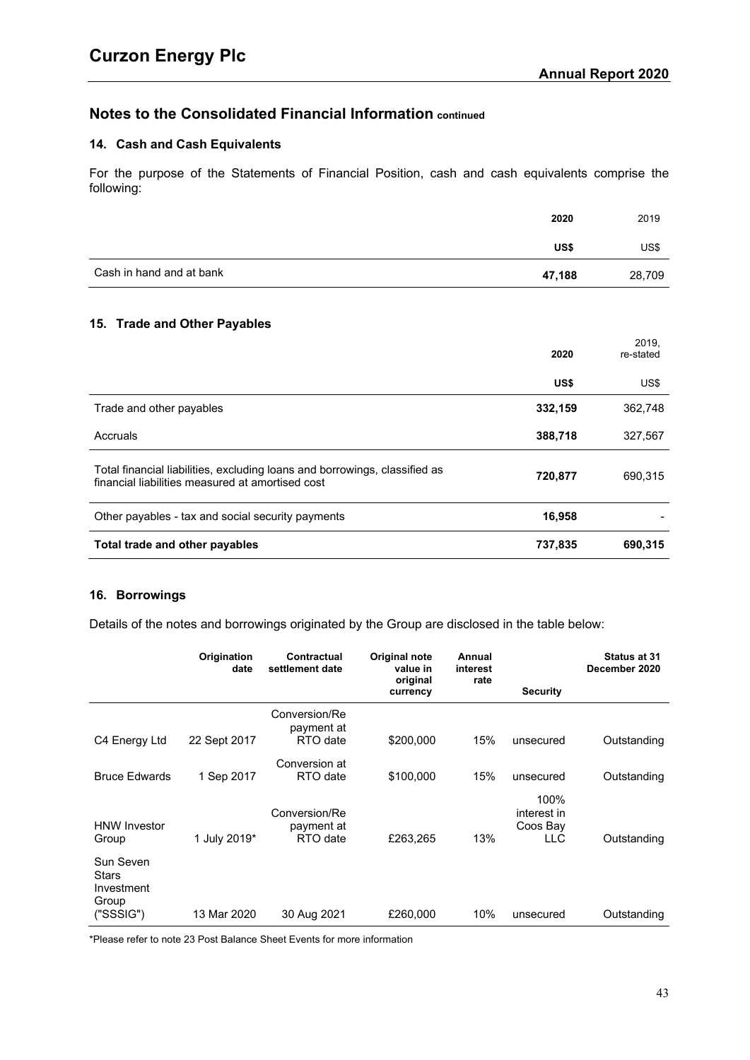## Notes to the Consolidated Financial Information continued

### 14. Cash and Cash Equivalents

For the purpose of the Statements of Financial Position, cash and cash equivalents comprise the following:

| | 2020 | 2019 |
|---|---|---|
| | US$ | US$ |
| Cash in hand and at bank | **47,188** | 28,709 |

### 15. Trade and Other Payables

| | 2020 | 2019, re-stated |
|---|---|---|
| | US$ | US$ |
| Trade and other payables | **332,159** | 362,748 |
| Accruals | **388,718** | 327,567 |
| Total financial liabilities, excluding loans and borrowings, classified as financial liabilities measured at amortised cost | **720,877** | 690,315 |
| Other payables - tax and social security payments | **16,958** | - |
| **Total trade and other payables** | **737,835** | **690,315** |

### 16. Borrowings

Details of the notes and borrowings originated by the Group are disclosed in the table below:

| | Origination date | Contractual settlement date | Original note value in original currency | Annual interest rate | Security | Status at 31 December 2020 |
|---|---|---|---|---|---|---|
| C4 Energy Ltd | 22 Sept 2017 | Conversion/Repayment at RTO date | $200,000 | 15% | unsecured | Outstanding |
| Bruce Edwards | 1 Sep 2017 | Conversion at RTO date | $100,000 | 15% | unsecured | Outstanding |
| HNW Investor Group | 1 July 2019* | Conversion/Repayment at RTO date | £263,265 | 13% | 100% interest in Coos Bay LLC | Outstanding |
| Sun Seven Stars Investment Group ("SSSIG") | 13 Mar 2020 | 30 Aug 2021 | £260,000 | 10% | unsecured | Outstanding |

*Please refer to note 23 Post Balance Sheet Events for more information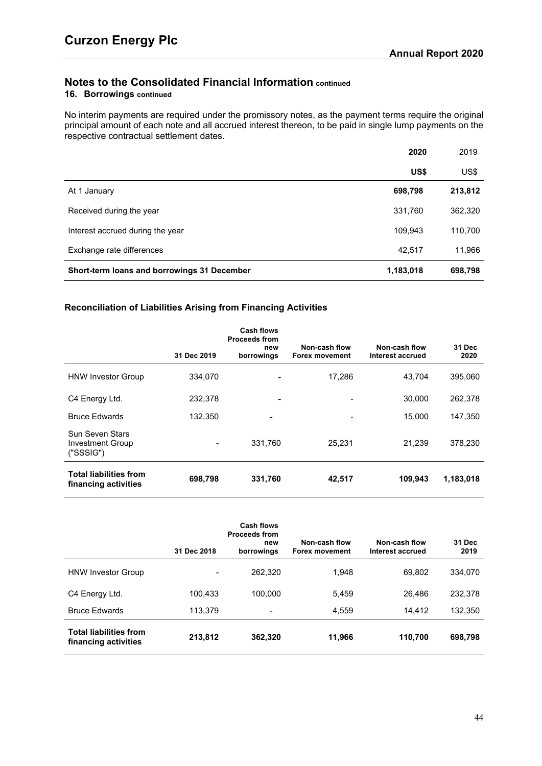## Notes to the Consolidated Financial Information continued

### 16. Borrowings continued

No interim payments are required under the promissory notes, as the payment terms require the original principal amount of each note and all accrued interest thereon, to be paid in single lump payments on the respective contractual settlement dates.

| | **2020** | 2019 |
|---|---|---|
| | **US$** | US$ |
| At 1 January | **698,798** | **213,812** |
| Received during the year | 331,760 | 362,320 |
| Interest accrued during the year | 109,943 | 110,700 |
| Exchange rate differences | 42,517 | 11,966 |
| **Short-term loans and borrowings 31 December** | **1,183,018** | **698,798** |

### Reconciliation of Liabilities Arising from Financing Activities

| | 31 Dec 2019 | Cash flows Proceeds from new borrowings | Non-cash flow Forex movement | Non-cash flow Interest accrued | 31 Dec 2020 |
|---|---|---|---|---|---|
| HNW Investor Group | 334,070 | - | 17,286 | 43,704 | 395,060 |
| C4 Energy Ltd. | 232,378 | - | - | 30,000 | 262,378 |
| Bruce Edwards | 132,350 | - | - | 15,000 | 147,350 |
| Sun Seven Stars Investment Group ("SSSIG") | - | 331,760 | 25,231 | 21,239 | 378,230 |
| **Total liabilities from financing activities** | **698,798** | **331,760** | **42,517** | **109,943** | **1,183,018** |

| | 31 Dec 2018 | Cash flows Proceeds from new borrowings | Non-cash flow Forex movement | Non-cash flow Interest accrued | 31 Dec 2019 |
|---|---|---|---|---|---|
| HNW Investor Group | - | 262,320 | 1,948 | 69,802 | 334,070 |
| C4 Energy Ltd. | 100,433 | 100,000 | 5,459 | 26,486 | 232,378 |
| Bruce Edwards | 113,379 | - | 4,559 | 14,412 | 132,350 |
| **Total liabilities from financing activities** | **213,812** | **362,320** | **11,966** | **110,700** | **698,798** |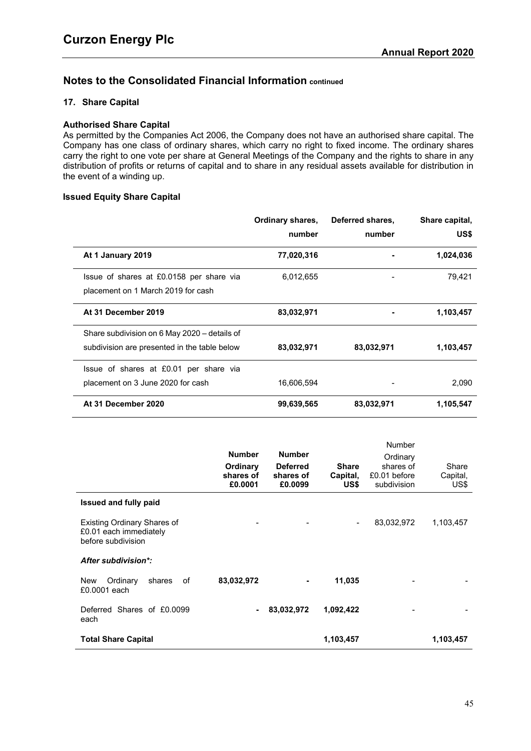## Notes to the Consolidated Financial Information continued

### 17. Share Capital

**Authorised Share Capital**

As permitted by the Companies Act 2006, the Company does not have an authorised share capital. The Company has one class of ordinary shares, which carry no right to fixed income. The ordinary shares carry the right to one vote per share at General Meetings of the Company and the rights to share in any distribution of profits or returns of capital and to share in any residual assets available for distribution in the event of a winding up.

**Issued Equity Share Capital**

| | Ordinary shares, number | Deferred shares, number | Share capital, US$ |
|---|---|---|---|
| **At 1 January 2019** | **77,020,316** | **-** | **1,024,036** |
| Issue of shares at £0.0158 per share via placement on 1 March 2019 for cash | 6,012,655 | - | 79,421 |
| **At 31 December 2019** | **83,032,971** | **-** | **1,103,457** |
| Share subdivision on 6 May 2020 – details of subdivision are presented in the table below | **83,032,971** | **83,032,971** | **1,103,457** |
| Issue of shares at £0.01 per share via placement on 3 June 2020 for cash | 16,606,594 | - | 2,090 |
| **At 31 December 2020** | **99,639,565** | **83,032,971** | **1,105,547** |

| | **Number Ordinary shares of £0.0001** | **Number Deferred shares of £0.0099** | **Share Capital, US$** | Number Ordinary shares of £0.01 before subdivision | Share Capital, US$ |
|---|---|---|---|---|---|
| **Issued and fully paid** | | | | | |
| Existing Ordinary Shares of £0.01 each immediately before subdivision | - | - | - | 83,032,972 | 1,103,457 |
| ***After subdivision*:*** | | | | | |
| New Ordinary shares of £0.0001 each | **83,032,972** | **-** | **11,035** | - | - |
| Deferred Shares of £0.0099 each | **-** | **83,032,972** | **1,092,422** | - | - |
| **Total Share Capital** | | | **1,103,457** | | **1,103,457** |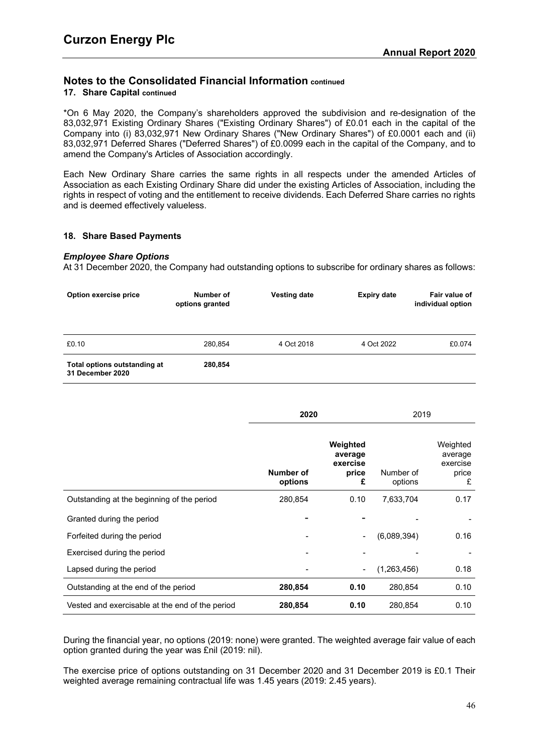## Notes to the Consolidated Financial Information continued

### 17. Share Capital continued

*On 6 May 2020, the Company's shareholders approved the subdivision and re-designation of the 83,032,971 Existing Ordinary Shares ("Existing Ordinary Shares") of £0.01 each in the capital of the Company into (i) 83,032,971 New Ordinary Shares ("New Ordinary Shares") of £0.0001 each and (ii) 83,032,971 Deferred Shares ("Deferred Shares") of £0.0099 each in the capital of the Company, and to amend the Company's Articles of Association accordingly.

Each New Ordinary Share carries the same rights in all respects under the amended Articles of Association as each Existing Ordinary Share did under the existing Articles of Association, including the rights in respect of voting and the entitlement to receive dividends. Each Deferred Share carries no rights and is deemed effectively valueless.

### 18. Share Based Payments

***Employee Share Options***

At 31 December 2020, the Company had outstanding options to subscribe for ordinary shares as follows:

| Option exercise price | Number of options granted | Vesting date | Expiry date | Fair value of individual option |
|---|---|---|---|---|
| £0.10 | 280,854 | 4 Oct 2018 | 4 Oct 2022 | £0.074 |
| **Total options outstanding at 31 December 2020** | **280,854** | | | |

| | **2020** | | 2019 | |
|---|---|---|---|---|
| | **Number of options** | **Weighted average exercise price £** | Number of options | Weighted average exercise price £ |
| Outstanding at the beginning of the period | 280,854 | 0.10 | 7,633,704 | 0.17 |
| Granted during the period | - | - | - | - |
| Forfeited during the period | - | - | (6,089,394) | 0.16 |
| Exercised during the period | - | - | - | - |
| Lapsed during the period | - | - | (1,263,456) | 0.18 |
| Outstanding at the end of the period | **280,854** | **0.10** | 280,854 | 0.10 |
| Vested and exercisable at the end of the period | **280,854** | **0.10** | 280,854 | 0.10 |

During the financial year, no options (2019: none) were granted. The weighted average fair value of each option granted during the year was £nil (2019: nil).

The exercise price of options outstanding on 31 December 2020 and 31 December 2019 is £0.1 Their weighted average remaining contractual life was 1.45 years (2019: 2.45 years).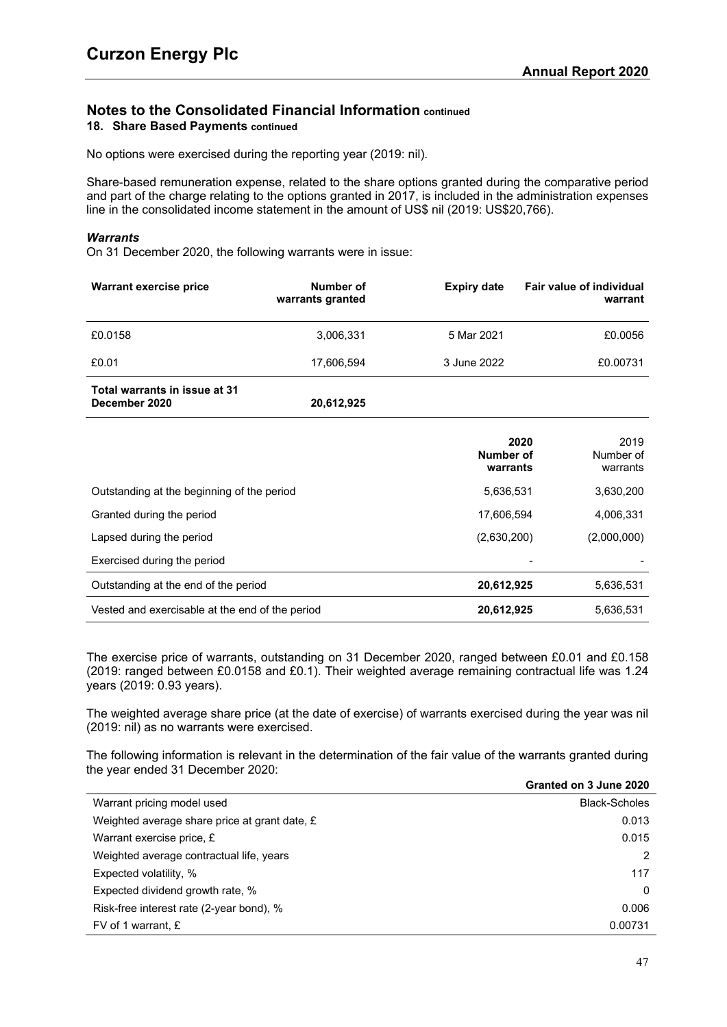## Notes to the Consolidated Financial Information continued

### 18. Share Based Payments continued

No options were exercised during the reporting year (2019: nil).

Share-based remuneration expense, related to the share options granted during the comparative period and part of the charge relating to the options granted in 2017, is included in the administration expenses line in the consolidated income statement in the amount of US$ nil (2019: US$20,766).

***Warrants***

On 31 December 2020, the following warrants were in issue:

| Warrant exercise price | Number of warrants granted | Expiry date | Fair value of individual warrant |
|---|---|---|---|
| £0.0158 | 3,006,331 | 5 Mar 2021 | £0.0056 |
| £0.01 | 17,606,594 | 3 June 2022 | £0.00731 |
| **Total warrants in issue at 31 December 2020** | **20,612,925** | | |

| | **2020 Number of warrants** | 2019 Number of warrants |
|---|---|---|
| Outstanding at the beginning of the period | 5,636,531 | 3,630,200 |
| Granted during the period | 17,606,594 | 4,006,331 |
| Lapsed during the period | (2,630,200) | (2,000,000) |
| Exercised during the period | - | - |
| Outstanding at the end of the period | **20,612,925** | 5,636,531 |
| Vested and exercisable at the end of the period | **20,612,925** | 5,636,531 |

The exercise price of warrants, outstanding on 31 December 2020, ranged between £0.01 and £0.158 (2019: ranged between £0.0158 and £0.1). Their weighted average remaining contractual life was 1.24 years (2019: 0.93 years).

The weighted average share price (at the date of exercise) of warrants exercised during the year was nil (2019: nil) as no warrants were exercised.

The following information is relevant in the determination of the fair value of the warrants granted during the year ended 31 December 2020:

| | **Granted on 3 June 2020** |
|---|---|
| Warrant pricing model used | Black-Scholes |
| Weighted average share price at grant date, £ | 0.013 |
| Warrant exercise price, £ | 0.015 |
| Weighted average contractual life, years | 2 |
| Expected volatility, % | 117 |
| Expected dividend growth rate, % | 0 |
| Risk-free interest rate (2-year bond), % | 0.006 |
| FV of 1 warrant, £ | 0.00731 |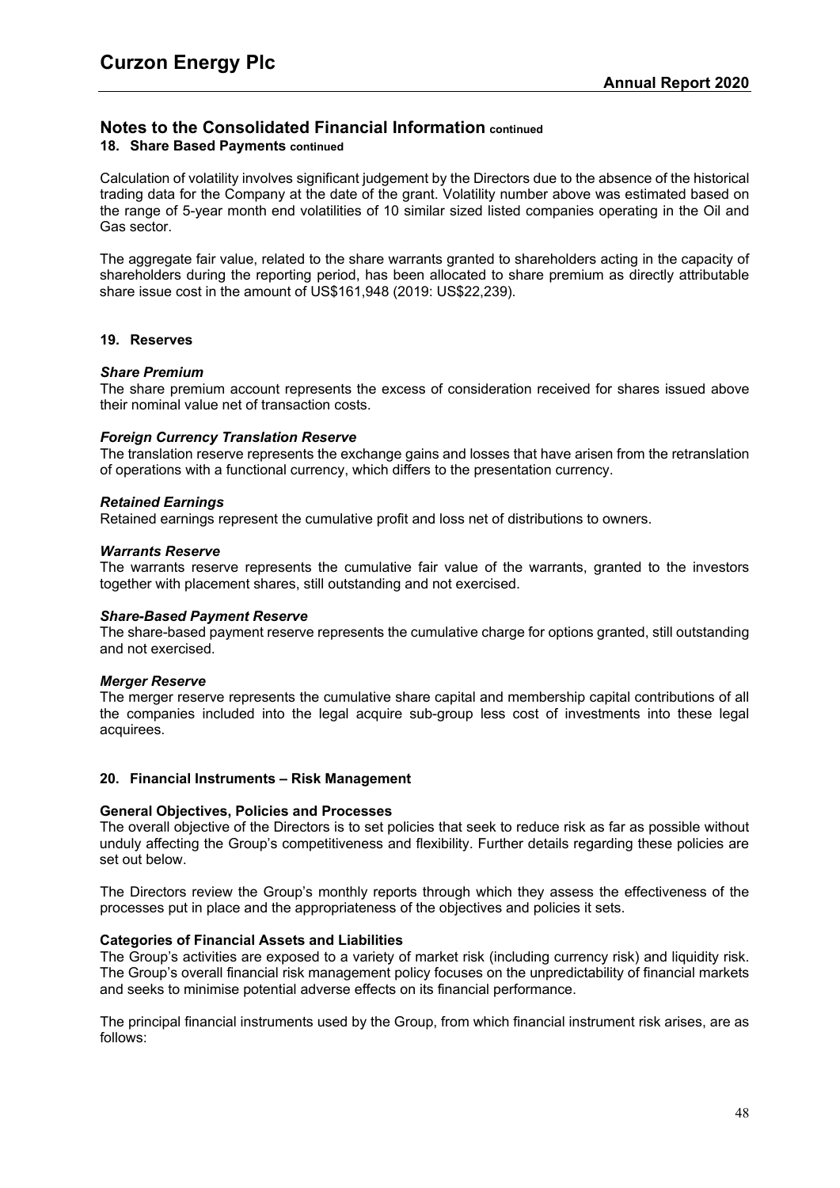## Notes to the Consolidated Financial Information continued

### 18. Share Based Payments continued

Calculation of volatility involves significant judgement by the Directors due to the absence of the historical trading data for the Company at the date of the grant. Volatility number above was estimated based on the range of 5-year month end volatilities of 10 similar sized listed companies operating in the Oil and Gas sector.

The aggregate fair value, related to the share warrants granted to shareholders acting in the capacity of shareholders during the reporting period, has been allocated to share premium as directly attributable share issue cost in the amount of US$161,948 (2019: US$22,239).

### 19. Reserves

***Share Premium***
The share premium account represents the excess of consideration received for shares issued above their nominal value net of transaction costs.

***Foreign Currency Translation Reserve***
The translation reserve represents the exchange gains and losses that have arisen from the retranslation of operations with a functional currency, which differs to the presentation currency.

***Retained Earnings***
Retained earnings represent the cumulative profit and loss net of distributions to owners.

***Warrants Reserve***
The warrants reserve represents the cumulative fair value of the warrants, granted to the investors together with placement shares, still outstanding and not exercised.

***Share-Based Payment Reserve***
The share-based payment reserve represents the cumulative charge for options granted, still outstanding and not exercised.

***Merger Reserve***
The merger reserve represents the cumulative share capital and membership capital contributions of all the companies included into the legal acquire sub-group less cost of investments into these legal acquirees.

### 20. Financial Instruments – Risk Management

**General Objectives, Policies and Processes**
The overall objective of the Directors is to set policies that seek to reduce risk as far as possible without unduly affecting the Group's competitiveness and flexibility. Further details regarding these policies are set out below.

The Directors review the Group's monthly reports through which they assess the effectiveness of the processes put in place and the appropriateness of the objectives and policies it sets.

**Categories of Financial Assets and Liabilities**
The Group's activities are exposed to a variety of market risk (including currency risk) and liquidity risk. The Group's overall financial risk management policy focuses on the unpredictability of financial markets and seeks to minimise potential adverse effects on its financial performance.

The principal financial instruments used by the Group, from which financial instrument risk arises, are as follows: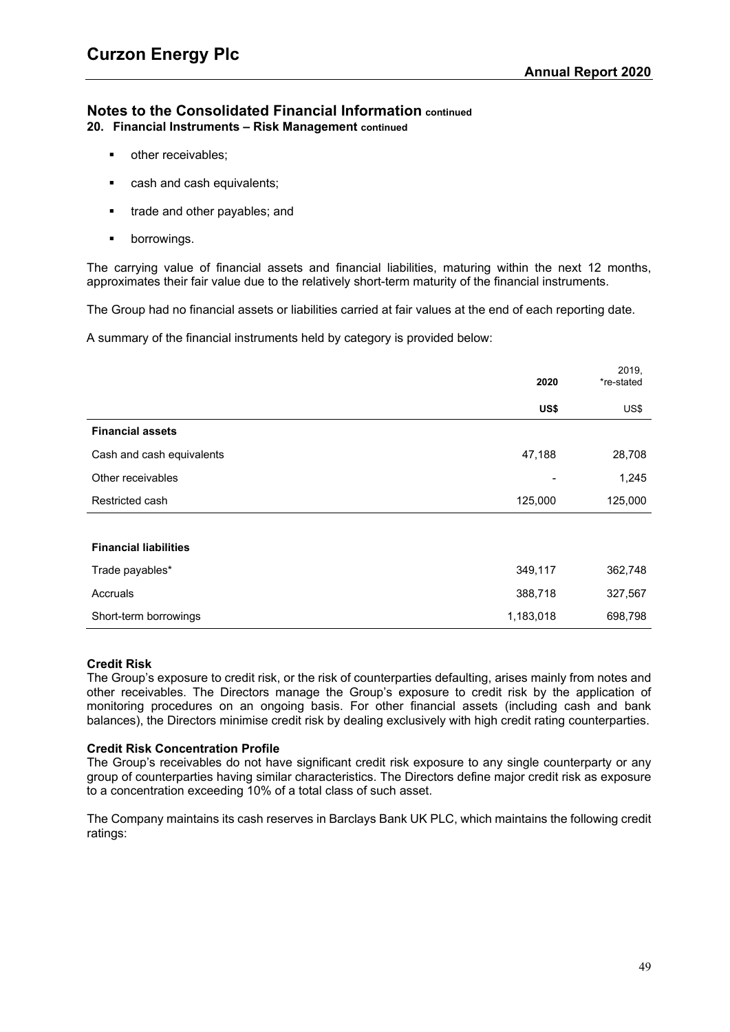## Notes to the Consolidated Financial Information continued

### 20. Financial Instruments – Risk Management continued

- other receivables;
- cash and cash equivalents;
- trade and other payables; and
- borrowings.

The carrying value of financial assets and financial liabilities, maturing within the next 12 months, approximates their fair value due to the relatively short-term maturity of the financial instruments.

The Group had no financial assets or liabilities carried at fair values at the end of each reporting date.

A summary of the financial instruments held by category is provided below:

| | **2020** | 2019, *re-stated |
|---|---|---|
| | **US$** | US$ |
| **Financial assets** | | |
| Cash and cash equivalents | 47,188 | 28,708 |
| Other receivables | - | 1,245 |
| Restricted cash | 125,000 | 125,000 |
| **Financial liabilities** | | |
| Trade payables* | 349,117 | 362,748 |
| Accruals | 388,718 | 327,567 |
| Short-term borrowings | 1,183,018 | 698,798 |

**Credit Risk**

The Group's exposure to credit risk, or the risk of counterparties defaulting, arises mainly from notes and other receivables. The Directors manage the Group's exposure to credit risk by the application of monitoring procedures on an ongoing basis. For other financial assets (including cash and bank balances), the Directors minimise credit risk by dealing exclusively with high credit rating counterparties.

**Credit Risk Concentration Profile**

The Group's receivables do not have significant credit risk exposure to any single counterparty or any group of counterparties having similar characteristics. The Directors define major credit risk as exposure to a concentration exceeding 10% of a total class of such asset.

The Company maintains its cash reserves in Barclays Bank UK PLC, which maintains the following credit ratings: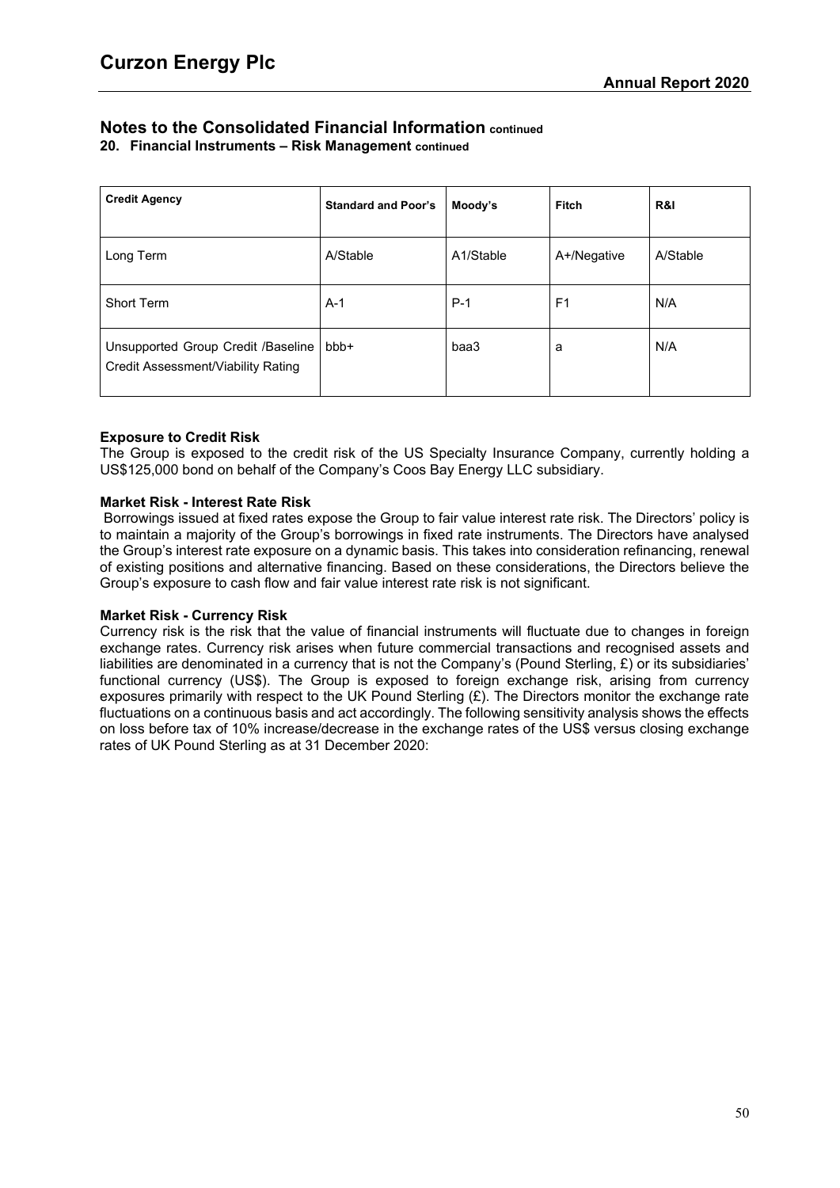## Notes to the Consolidated Financial Information continued

### 20. Financial Instruments – Risk Management continued

| Credit Agency | Standard and Poor's | Moody's | Fitch | R&I |
|---|---|---|---|---|
| Long Term | A/Stable | A1/Stable | A+/Negative | A/Stable |
| Short Term | A-1 | P-1 | F1 | N/A |
| Unsupported Group Credit /Baseline Credit Assessment/Viability Rating | bbb+ | baa3 | a | N/A |

**Exposure to Credit Risk**

The Group is exposed to the credit risk of the US Specialty Insurance Company, currently holding a US$125,000 bond on behalf of the Company's Coos Bay Energy LLC subsidiary.

**Market Risk - Interest Rate Risk**

Borrowings issued at fixed rates expose the Group to fair value interest rate risk. The Directors' policy is to maintain a majority of the Group's borrowings in fixed rate instruments. The Directors have analysed the Group's interest rate exposure on a dynamic basis. This takes into consideration refinancing, renewal of existing positions and alternative financing. Based on these considerations, the Directors believe the Group's exposure to cash flow and fair value interest rate risk is not significant.

**Market Risk - Currency Risk**

Currency risk is the risk that the value of financial instruments will fluctuate due to changes in foreign exchange rates. Currency risk arises when future commercial transactions and recognised assets and liabilities are denominated in a currency that is not the Company's (Pound Sterling, £) or its subsidiaries' functional currency (US$). The Group is exposed to foreign exchange risk, arising from currency exposures primarily with respect to the UK Pound Sterling (£). The Directors monitor the exchange rate fluctuations on a continuous basis and act accordingly. The following sensitivity analysis shows the effects on loss before tax of 10% increase/decrease in the exchange rates of the US$ versus closing exchange rates of UK Pound Sterling as at 31 December 2020: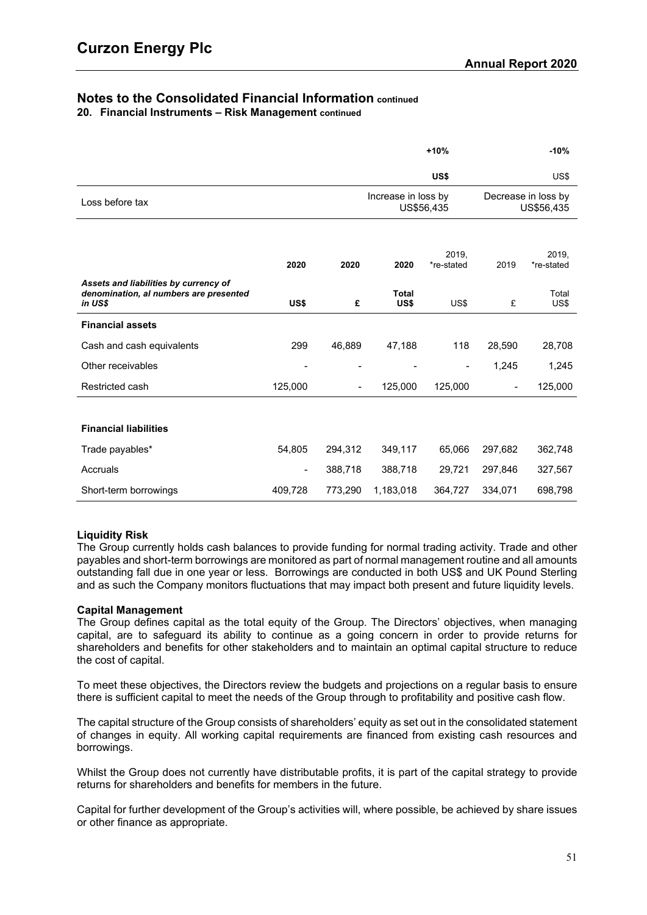## Notes to the Consolidated Financial Information continued

### 20. Financial Instruments – Risk Management continued

| | +10% | -10% |
|---|---|---|
| | **US$** | US$ |
| Loss before tax | Increase in loss by US$56,435 | Decrease in loss by US$56,435 |

| | 2020 | 2020 | 2020 | 2019, *re-stated | 2019 | 2019, *re-stated |
|---|---|---|---|---|---|---|
| ***Assets and liabilities by currency of denomination, al numbers are presented in US$*** | **US$** | **£** | **Total US$** | US$ | £ | Total US$ |
| **Financial assets** | | | | | | |
| Cash and cash equivalents | 299 | 46,889 | 47,188 | 118 | 28,590 | 28,708 |
| Other receivables | - | - | - | - | 1,245 | 1,245 |
| Restricted cash | 125,000 | - | 125,000 | 125,000 | - | 125,000 |
| **Financial liabilities** | | | | | | |
| Trade payables* | 54,805 | 294,312 | 349,117 | 65,066 | 297,682 | 362,748 |
| Accruals | - | 388,718 | 388,718 | 29,721 | 297,846 | 327,567 |
| Short-term borrowings | 409,728 | 773,290 | 1,183,018 | 364,727 | 334,071 | 698,798 |

**Liquidity Risk**

The Group currently holds cash balances to provide funding for normal trading activity. Trade and other payables and short-term borrowings are monitored as part of normal management routine and all amounts outstanding fall due in one year or less. Borrowings are conducted in both US$ and UK Pound Sterling and as such the Company monitors fluctuations that may impact both present and future liquidity levels.

**Capital Management**

The Group defines capital as the total equity of the Group. The Directors' objectives, when managing capital, are to safeguard its ability to continue as a going concern in order to provide returns for shareholders and benefits for other stakeholders and to maintain an optimal capital structure to reduce the cost of capital.

To meet these objectives, the Directors review the budgets and projections on a regular basis to ensure there is sufficient capital to meet the needs of the Group through to profitability and positive cash flow.

The capital structure of the Group consists of shareholders' equity as set out in the consolidated statement of changes in equity. All working capital requirements are financed from existing cash resources and borrowings.

Whilst the Group does not currently have distributable profits, it is part of the capital strategy to provide returns for shareholders and benefits for members in the future.

Capital for further development of the Group's activities will, where possible, be achieved by share issues or other finance as appropriate.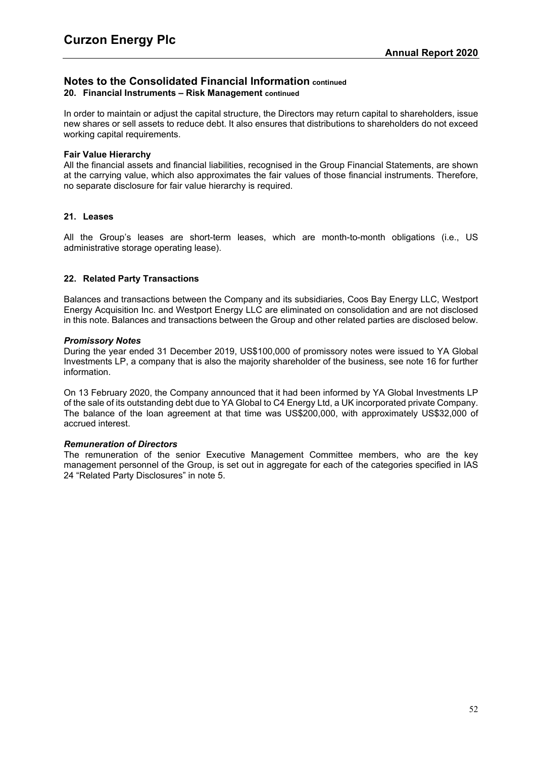## Notes to the Consolidated Financial Information continued

### 20. Financial Instruments – Risk Management continued

In order to maintain or adjust the capital structure, the Directors may return capital to shareholders, issue new shares or sell assets to reduce debt. It also ensures that distributions to shareholders do not exceed working capital requirements.

**Fair Value Hierarchy**

All the financial assets and financial liabilities, recognised in the Group Financial Statements, are shown at the carrying value, which also approximates the fair values of those financial instruments. Therefore, no separate disclosure for fair value hierarchy is required.

### 21. Leases

All the Group's leases are short-term leases, which are month-to-month obligations (i.e., US administrative storage operating lease).

### 22. Related Party Transactions

Balances and transactions between the Company and its subsidiaries, Coos Bay Energy LLC, Westport Energy Acquisition Inc. and Westport Energy LLC are eliminated on consolidation and are not disclosed in this note. Balances and transactions between the Group and other related parties are disclosed below.

***Promissory Notes***

During the year ended 31 December 2019, US$100,000 of promissory notes were issued to YA Global Investments LP, a company that is also the majority shareholder of the business, see note 16 for further information.

On 13 February 2020, the Company announced that it had been informed by YA Global Investments LP of the sale of its outstanding debt due to YA Global to C4 Energy Ltd, a UK incorporated private Company. The balance of the loan agreement at that time was US$200,000, with approximately US$32,000 of accrued interest.

***Remuneration of Directors***

The remuneration of the senior Executive Management Committee members, who are the key management personnel of the Group, is set out in aggregate for each of the categories specified in IAS 24 "Related Party Disclosures" in note 5.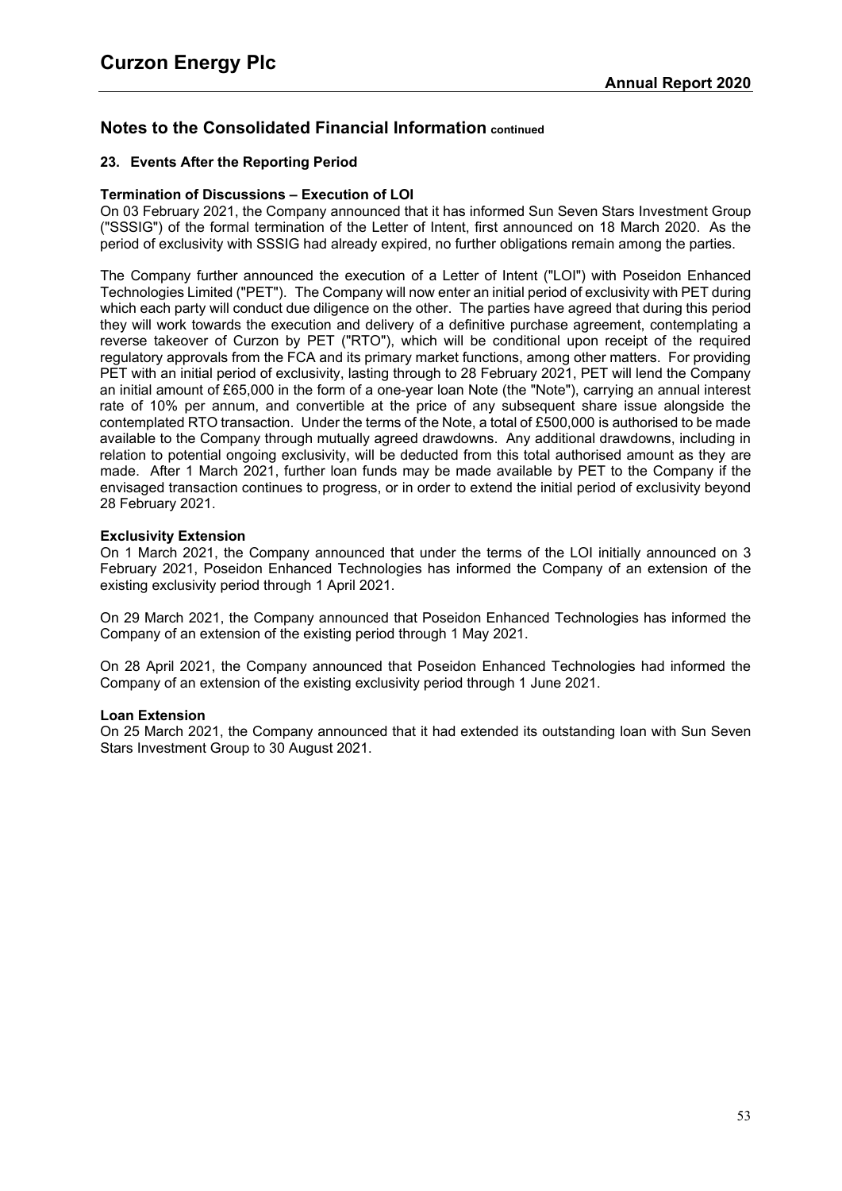## Notes to the Consolidated Financial Information continued

### 23. Events After the Reporting Period

**Termination of Discussions – Execution of LOI**

On 03 February 2021, the Company announced that it has informed Sun Seven Stars Investment Group ("SSSIG") of the formal termination of the Letter of Intent, first announced on 18 March 2020. As the period of exclusivity with SSSIG had already expired, no further obligations remain among the parties.

The Company further announced the execution of a Letter of Intent ("LOI") with Poseidon Enhanced Technologies Limited ("PET"). The Company will now enter an initial period of exclusivity with PET during which each party will conduct due diligence on the other. The parties have agreed that during this period they will work towards the execution and delivery of a definitive purchase agreement, contemplating a reverse takeover of Curzon by PET ("RTO"), which will be conditional upon receipt of the required regulatory approvals from the FCA and its primary market functions, among other matters. For providing PET with an initial period of exclusivity, lasting through to 28 February 2021, PET will lend the Company an initial amount of £65,000 in the form of a one-year loan Note (the "Note"), carrying an annual interest rate of 10% per annum, and convertible at the price of any subsequent share issue alongside the contemplated RTO transaction. Under the terms of the Note, a total of £500,000 is authorised to be made available to the Company through mutually agreed drawdowns. Any additional drawdowns, including in relation to potential ongoing exclusivity, will be deducted from this total authorised amount as they are made. After 1 March 2021, further loan funds may be made available by PET to the Company if the envisaged transaction continues to progress, or in order to extend the initial period of exclusivity beyond 28 February 2021.

**Exclusivity Extension**

On 1 March 2021, the Company announced that under the terms of the LOI initially announced on 3 February 2021, Poseidon Enhanced Technologies has informed the Company of an extension of the existing exclusivity period through 1 April 2021.

On 29 March 2021, the Company announced that Poseidon Enhanced Technologies has informed the Company of an extension of the existing period through 1 May 2021.

On 28 April 2021, the Company announced that Poseidon Enhanced Technologies had informed the Company of an extension of the existing exclusivity period through 1 June 2021.

**Loan Extension**

On 25 March 2021, the Company announced that it had extended its outstanding loan with Sun Seven Stars Investment Group to 30 August 2021.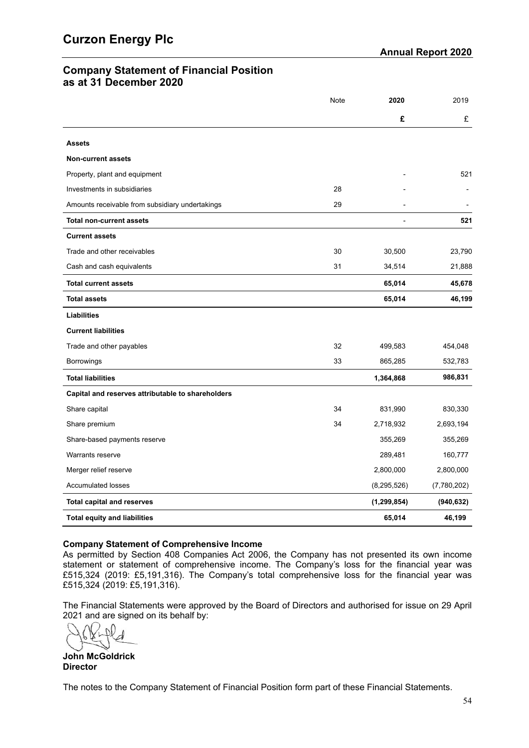# Curzon Energy Plc

## Company Statement of Financial Position as at 31 December 2020

| | Note | 2020 | 2019 |
|---|---|---|---|
| | | **£** | £ |
| **Assets** | | | |
| **Non-current assets** | | | |
| Property, plant and equipment | | - | 521 |
| Investments in subsidiaries | 28 | - | - |
| Amounts receivable from subsidiary undertakings | 29 | - | - |
| **Total non-current assets** | | - | **521** |
| **Current assets** | | | |
| Trade and other receivables | 30 | 30,500 | 23,790 |
| Cash and cash equivalents | 31 | 34,514 | 21,888 |
| **Total current assets** | | **65,014** | **45,678** |
| **Total assets** | | **65,014** | **46,199** |
| **Liabilities** | | | |
| **Current liabilities** | | | |
| Trade and other payables | 32 | 499,583 | 454,048 |
| Borrowings | 33 | 865,285 | 532,783 |
| **Total liabilities** | | **1,364,868** | **986,831** |
| **Capital and reserves attributable to shareholders** | | | |
| Share capital | 34 | 831,990 | 830,330 |
| Share premium | 34 | 2,718,932 | 2,693,194 |
| Share-based payments reserve | | 355,269 | 355,269 |
| Warrants reserve | | 289,481 | 160,777 |
| Merger relief reserve | | 2,800,000 | 2,800,000 |
| Accumulated losses | | (8,295,526) | (7,780,202) |
| **Total capital and reserves** | | **(1,299,854)** | **(940,632)** |
| **Total equity and liabilities** | | **65,014** | **46,199** |

**Company Statement of Comprehensive Income**

As permitted by Section 408 Companies Act 2006, the Company has not presented its own income statement or statement of comprehensive income. The Company's loss for the financial year was £515,324 (2019: £5,191,316). The Company's total comprehensive loss for the financial year was £515,324 (2019: £5,191,316).

The Financial Statements were approved by the Board of Directors and authorised for issue on 29 April 2021 and are signed on its behalf by:

**John McGoldrick**
**Director**

The notes to the Company Statement of Financial Position form part of these Financial Statements.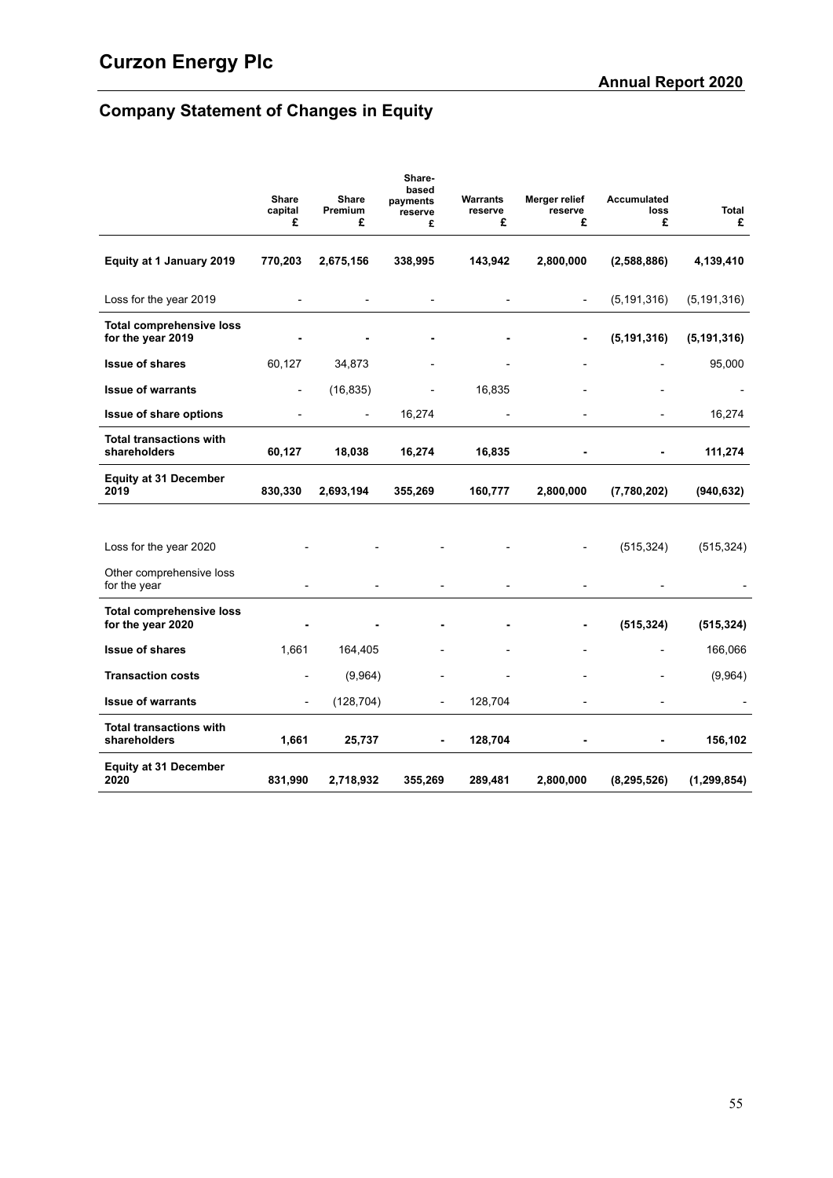## Company Statement of Changes in Equity

| | Share capital £ | Share Premium £ | Share-based payments reserve £ | Warrants reserve £ | Merger relief reserve £ | Accumulated loss £ | Total £ |
|---|---|---|---|---|---|---|---|
| **Equity at 1 January 2019** | **770,203** | **2,675,156** | **338,995** | **143,942** | **2,800,000** | **(2,588,886)** | **4,139,410** |
| Loss for the year 2019 | - | - | - | - | - | (5,191,316) | (5,191,316) |
| **Total comprehensive loss for the year 2019** | **-** | **-** | **-** | **-** | **-** | **(5,191,316)** | **(5,191,316)** |
| **Issue of shares** | 60,127 | 34,873 | - | - | - | - | 95,000 |
| **Issue of warrants** | - | (16,835) | - | 16,835 | - | - | - |
| **Issue of share options** | - | - | 16,274 | - | - | - | 16,274 |
| **Total transactions with shareholders** | **60,127** | **18,038** | **16,274** | **16,835** | **-** | **-** | **111,274** |
| **Equity at 31 December 2019** | **830,330** | **2,693,194** | **355,269** | **160,777** | **2,800,000** | **(7,780,202)** | **(940,632)** |
| Loss for the year 2020 | - | - | - | - | - | (515,324) | (515,324) |
| Other comprehensive loss for the year | - | - | - | - | - | - | - |
| **Total comprehensive loss for the year 2020** | **-** | **-** | **-** | **-** | **-** | **(515,324)** | **(515,324)** |
| **Issue of shares** | 1,661 | 164,405 | - | - | - | - | 166,066 |
| **Transaction costs** | - | (9,964) | - | - | - | - | (9,964) |
| **Issue of warrants** | - | (128,704) | - | 128,704 | - | - | - |
| **Total transactions with shareholders** | **1,661** | **25,737** | **-** | **128,704** | **-** | **-** | **156,102** |
| **Equity at 31 December 2020** | **831,990** | **2,718,932** | **355,269** | **289,481** | **2,800,000** | **(8,295,526)** | **(1,299,854)** |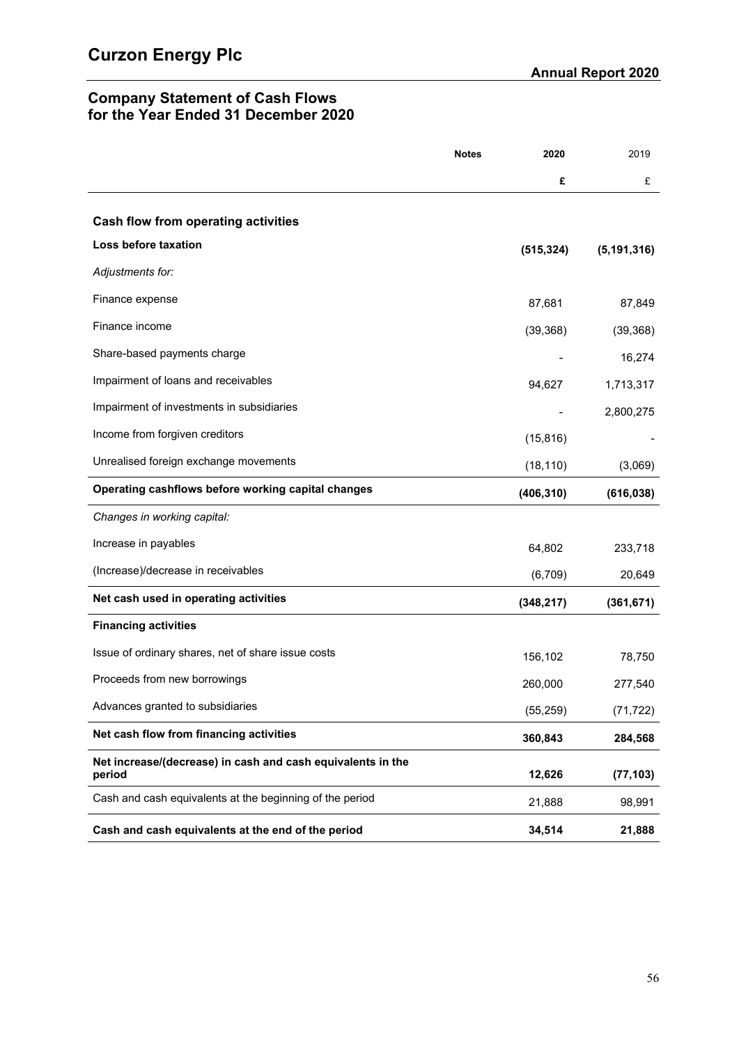# Company Statement of Cash Flows for the Year Ended 31 December 2020

| | Notes | 2020 | 2019 |
|---|---|---|---|
| | | **£** | £ |
| **Cash flow from operating activities** | | | |
| **Loss before taxation** | | **(515,324)** | **(5,191,316)** |
| *Adjustments for:* | | | |
| Finance expense | | 87,681 | 87,849 |
| Finance income | | (39,368) | (39,368) |
| Share-based payments charge | | - | 16,274 |
| Impairment of loans and receivables | | 94,627 | 1,713,317 |
| Impairment of investments in subsidiaries | | - | 2,800,275 |
| Income from forgiven creditors | | (15,816) | - |
| Unrealised foreign exchange movements | | (18,110) | (3,069) |
| **Operating cashflows before working capital changes** | | **(406,310)** | **(616,038)** |
| *Changes in working capital:* | | | |
| Increase in payables | | 64,802 | 233,718 |
| (Increase)/decrease in receivables | | (6,709) | 20,649 |
| **Net cash used in operating activities** | | **(348,217)** | **(361,671)** |
| **Financing activities** | | | |
| Issue of ordinary shares, net of share issue costs | | 156,102 | 78,750 |
| Proceeds from new borrowings | | 260,000 | 277,540 |
| Advances granted to subsidiaries | | (55,259) | (71,722) |
| **Net cash flow from financing activities** | | **360,843** | **284,568** |
| **Net increase/(decrease) in cash and cash equivalents in the period** | | **12,626** | **(77,103)** |
| Cash and cash equivalents at the beginning of the period | | 21,888 | 98,991 |
| **Cash and cash equivalents at the end of the period** | | **34,514** | **21,888** |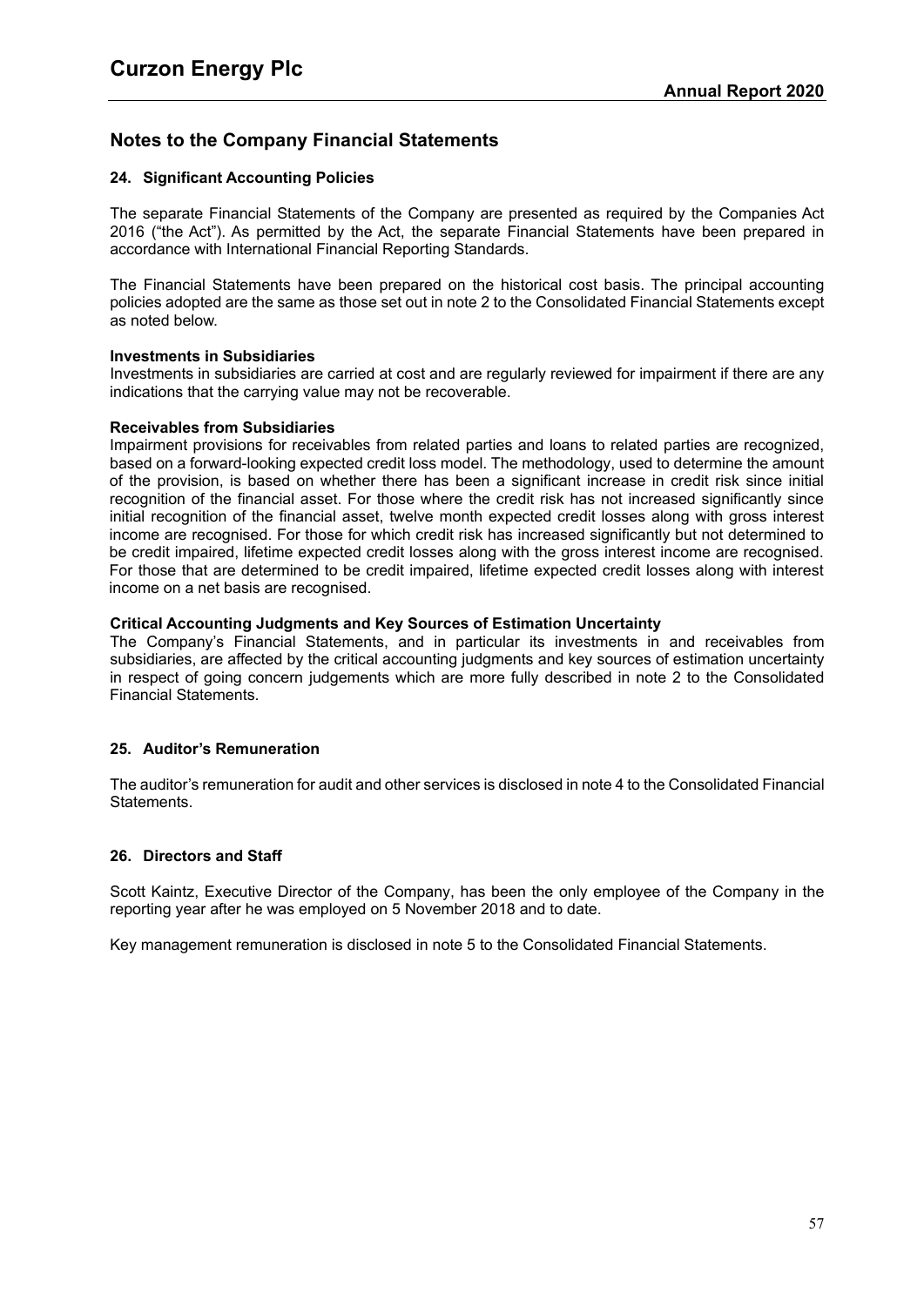## Notes to the Company Financial Statements

### 24. Significant Accounting Policies

The separate Financial Statements of the Company are presented as required by the Companies Act 2016 ("the Act"). As permitted by the Act, the separate Financial Statements have been prepared in accordance with International Financial Reporting Standards.

The Financial Statements have been prepared on the historical cost basis. The principal accounting policies adopted are the same as those set out in note 2 to the Consolidated Financial Statements except as noted below.

**Investments in Subsidiaries**
Investments in subsidiaries are carried at cost and are regularly reviewed for impairment if there are any indications that the carrying value may not be recoverable.

**Receivables from Subsidiaries**
Impairment provisions for receivables from related parties and loans to related parties are recognized, based on a forward-looking expected credit loss model. The methodology, used to determine the amount of the provision, is based on whether there has been a significant increase in credit risk since initial recognition of the financial asset. For those where the credit risk has not increased significantly since initial recognition of the financial asset, twelve month expected credit losses along with gross interest income are recognised. For those for which credit risk has increased significantly but not determined to be credit impaired, lifetime expected credit losses along with the gross interest income are recognised. For those that are determined to be credit impaired, lifetime expected credit losses along with interest income on a net basis are recognised.

**Critical Accounting Judgments and Key Sources of Estimation Uncertainty**
The Company's Financial Statements, and in particular its investments in and receivables from subsidiaries, are affected by the critical accounting judgments and key sources of estimation uncertainty in respect of going concern judgements which are more fully described in note 2 to the Consolidated Financial Statements.

### 25. Auditor's Remuneration

The auditor's remuneration for audit and other services is disclosed in note 4 to the Consolidated Financial Statements.

### 26. Directors and Staff

Scott Kaintz, Executive Director of the Company, has been the only employee of the Company in the reporting year after he was employed on 5 November 2018 and to date.

Key management remuneration is disclosed in note 5 to the Consolidated Financial Statements.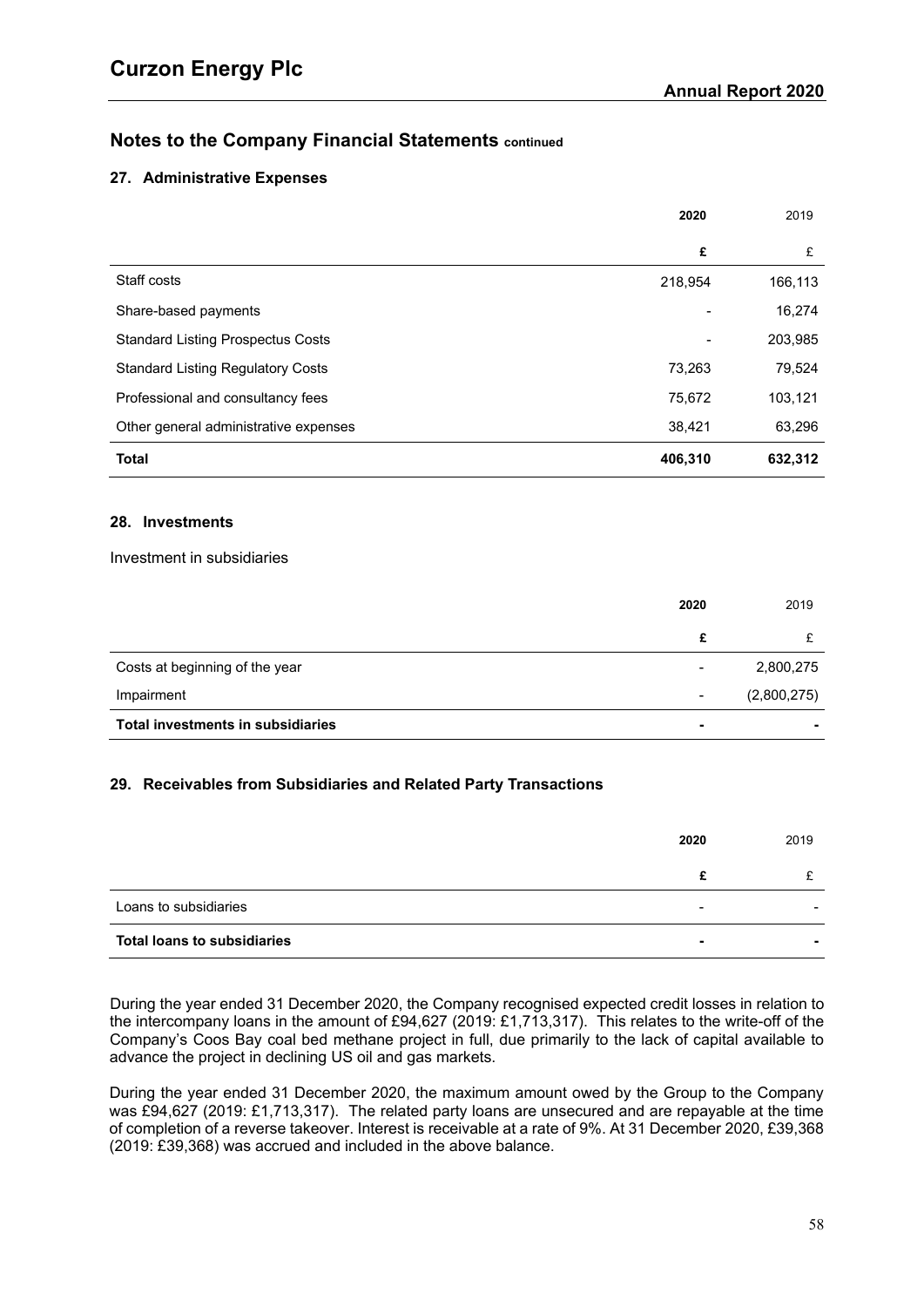## Notes to the Company Financial Statements continued

### 27. Administrative Expenses

| | 2020 | 2019 |
|---|---|---|
| | £ | £ |
| Staff costs | 218,954 | 166,113 |
| Share-based payments | - | 16,274 |
| Standard Listing Prospectus Costs | - | 203,985 |
| Standard Listing Regulatory Costs | 73,263 | 79,524 |
| Professional and consultancy fees | 75,672 | 103,121 |
| Other general administrative expenses | 38,421 | 63,296 |
| **Total** | **406,310** | **632,312** |

### 28. Investments

Investment in subsidiaries

| | 2020 | 2019 |
|---|---|---|
| | £ | £ |
| Costs at beginning of the year | - | 2,800,275 |
| Impairment | - | (2,800,275) |
| **Total investments in subsidiaries** | **-** | **-** |

### 29. Receivables from Subsidiaries and Related Party Transactions

| | 2020 | 2019 |
|---|---|---|
| | £ | £ |
| Loans to subsidiaries | - | - |
| **Total loans to subsidiaries** | **-** | **-** |

During the year ended 31 December 2020, the Company recognised expected credit losses in relation to the intercompany loans in the amount of £94,627 (2019: £1,713,317). This relates to the write-off of the Company's Coos Bay coal bed methane project in full, due primarily to the lack of capital available to advance the project in declining US oil and gas markets.

During the year ended 31 December 2020, the maximum amount owed by the Group to the Company was £94,627 (2019: £1,713,317). The related party loans are unsecured and are repayable at the time of completion of a reverse takeover. Interest is receivable at a rate of 9%. At 31 December 2020, £39,368 (2019: £39,368) was accrued and included in the above balance.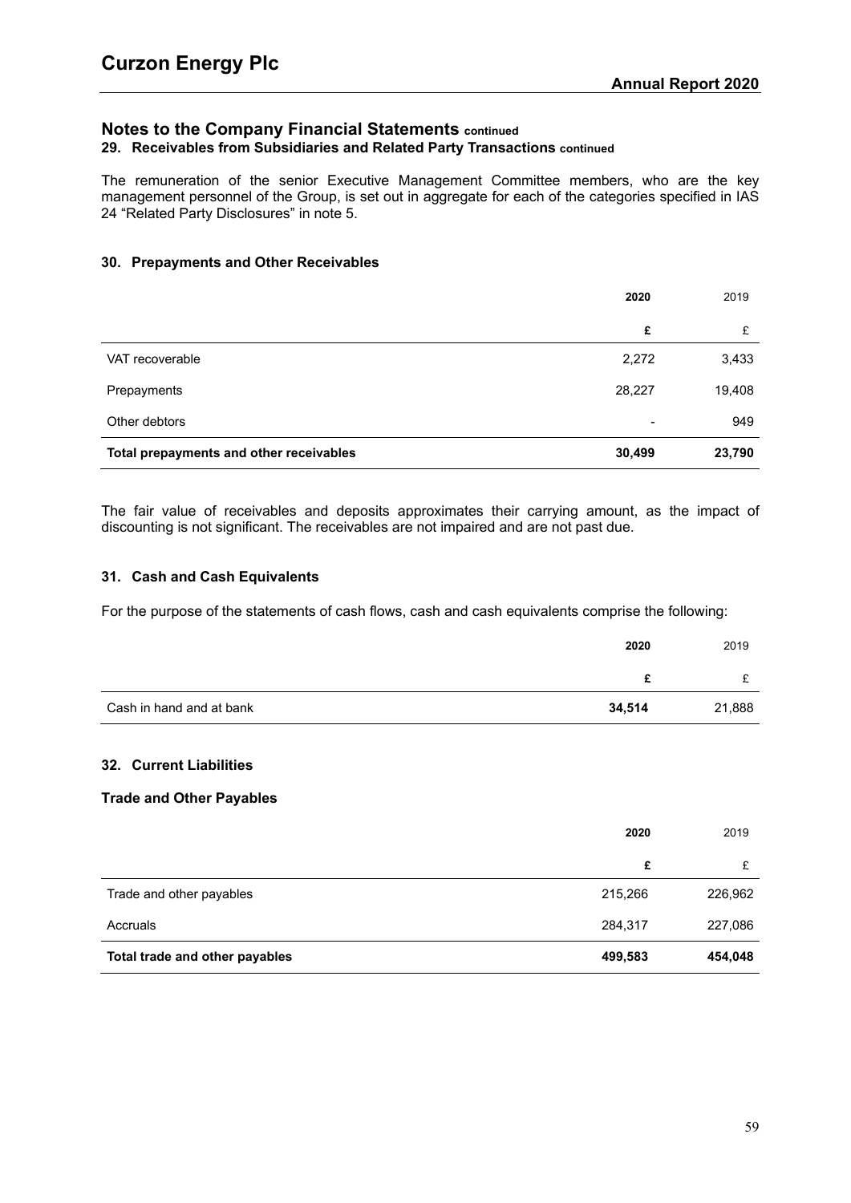## Notes to the Company Financial Statements continued

### 29. Receivables from Subsidiaries and Related Party Transactions continued

The remuneration of the senior Executive Management Committee members, who are the key management personnel of the Group, is set out in aggregate for each of the categories specified in IAS 24 “Related Party Disclosures” in note 5.

### 30. Prepayments and Other Receivables

| | 2020 | 2019 |
|---|---|---|
| | £ | £ |
| VAT recoverable | 2,272 | 3,433 |
| Prepayments | 28,227 | 19,408 |
| Other debtors | - | 949 |
| **Total prepayments and other receivables** | **30,499** | **23,790** |

The fair value of receivables and deposits approximates their carrying amount, as the impact of discounting is not significant. The receivables are not impaired and are not past due.

### 31. Cash and Cash Equivalents

For the purpose of the statements of cash flows, cash and cash equivalents comprise the following:

| | 2020 | 2019 |
|---|---|---|
| | £ | £ |
| Cash in hand and at bank | **34,514** | 21,888 |

### 32. Current Liabilities

#### Trade and Other Payables

| | 2020 | 2019 |
|---|---|---|
| | £ | £ |
| Trade and other payables | 215,266 | 226,962 |
| Accruals | 284,317 | 227,086 |
| **Total trade and other payables** | **499,583** | **454,048** |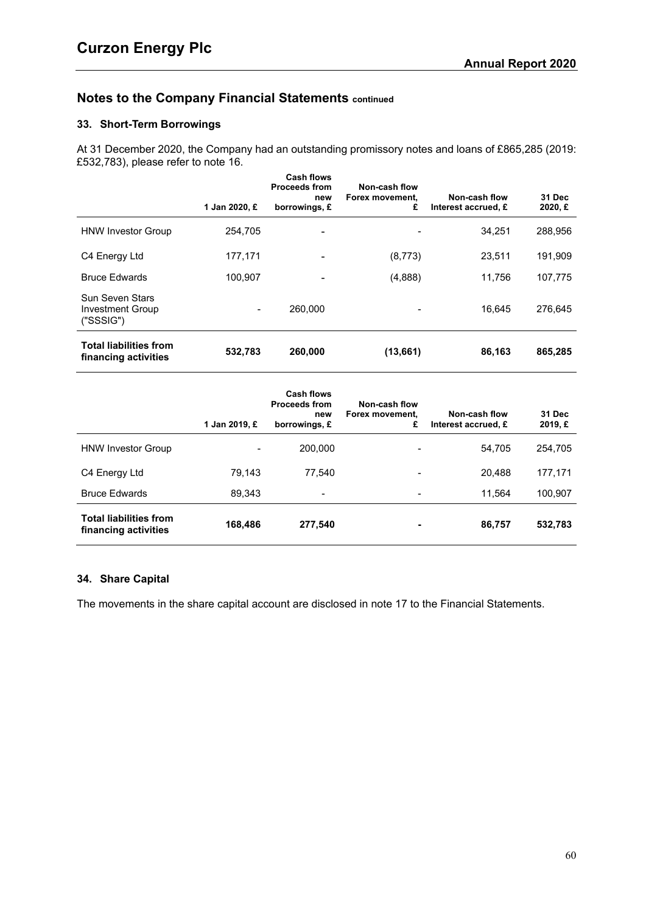## Notes to the Company Financial Statements continued

### 33. Short-Term Borrowings

At 31 December 2020, the Company had an outstanding promissory notes and loans of £865,285 (2019: £532,783), please refer to note 16.

| | 1 Jan 2020, £ | Cash flows Proceeds from new borrowings, £ | Non-cash flow Forex movement, £ | Non-cash flow Interest accrued, £ | 31 Dec 2020, £ |
|---|---|---|---|---|---|
| HNW Investor Group | 254,705 | - | - | 34,251 | 288,956 |
| C4 Energy Ltd | 177,171 | - | (8,773) | 23,511 | 191,909 |
| Bruce Edwards | 100,907 | - | (4,888) | 11,756 | 107,775 |
| Sun Seven Stars Investment Group ("SSSIG") | - | 260,000 | - | 16,645 | 276,645 |
| **Total liabilities from financing activities** | **532,783** | **260,000** | **(13,661)** | **86,163** | **865,285** |

| | 1 Jan 2019, £ | Cash flows Proceeds from new borrowings, £ | Non-cash flow Forex movement, £ | Non-cash flow Interest accrued, £ | 31 Dec 2019, £ |
|---|---|---|---|---|---|
| HNW Investor Group | - | 200,000 | - | 54,705 | 254,705 |
| C4 Energy Ltd | 79,143 | 77,540 | - | 20,488 | 177,171 |
| Bruce Edwards | 89,343 | - | - | 11,564 | 100,907 |
| **Total liabilities from financing activities** | **168,486** | **277,540** | **-** | **86,757** | **532,783** |

### 34. Share Capital

The movements in the share capital account are disclosed in note 17 to the Financial Statements.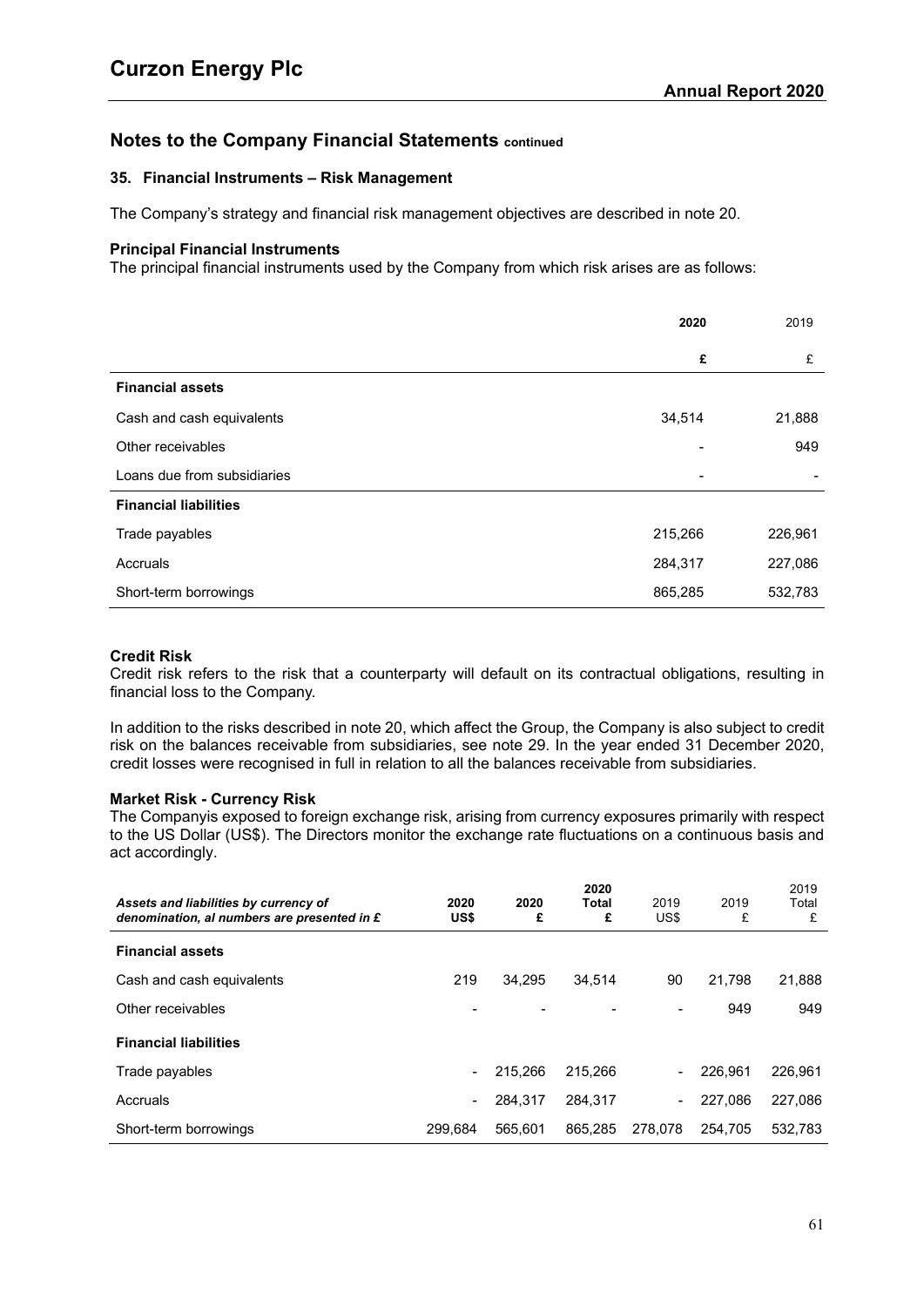## Notes to the Company Financial Statements continued

### 35. Financial Instruments – Risk Management

The Company's strategy and financial risk management objectives are described in note 20.

**Principal Financial Instruments**
The principal financial instruments used by the Company from which risk arises are as follows:

| | 2020 | 2019 |
|---|---|---|
| | £ | £ |
| **Financial assets** | | |
| Cash and cash equivalents | 34,514 | 21,888 |
| Other receivables | - | 949 |
| Loans due from subsidiaries | - | - |
| **Financial liabilities** | | |
| Trade payables | 215,266 | 226,961 |
| Accruals | 284,317 | 227,086 |
| Short-term borrowings | 865,285 | 532,783 |

**Credit Risk**
Credit risk refers to the risk that a counterparty will default on its contractual obligations, resulting in financial loss to the Company.

In addition to the risks described in note 20, which affect the Group, the Company is also subject to credit risk on the balances receivable from subsidiaries, see note 29. In the year ended 31 December 2020, credit losses were recognised in full in relation to all the balances receivable from subsidiaries.

**Market Risk - Currency Risk**
The Companyis exposed to foreign exchange risk, arising from currency exposures primarily with respect to the US Dollar (US$). The Directors monitor the exchange rate fluctuations on a continuous basis and act accordingly.

| *Assets and liabilities by currency of denomination, al numbers are presented in £* | 2020 US$ | 2020 £ | 2020 Total £ | 2019 US$ | 2019 £ | 2019 Total £ |
|---|---|---|---|---|---|---|
| **Financial assets** | | | | | | |
| Cash and cash equivalents | 219 | 34,295 | 34,514 | 90 | 21,798 | 21,888 |
| Other receivables | - | - | - | - | 949 | 949 |
| **Financial liabilities** | | | | | | |
| Trade payables | - | 215,266 | 215,266 | - | 226,961 | 226,961 |
| Accruals | - | 284,317 | 284,317 | - | 227,086 | 227,086 |
| Short-term borrowings | 299,684 | 565,601 | 865,285 | 278,078 | 254,705 | 532,783 |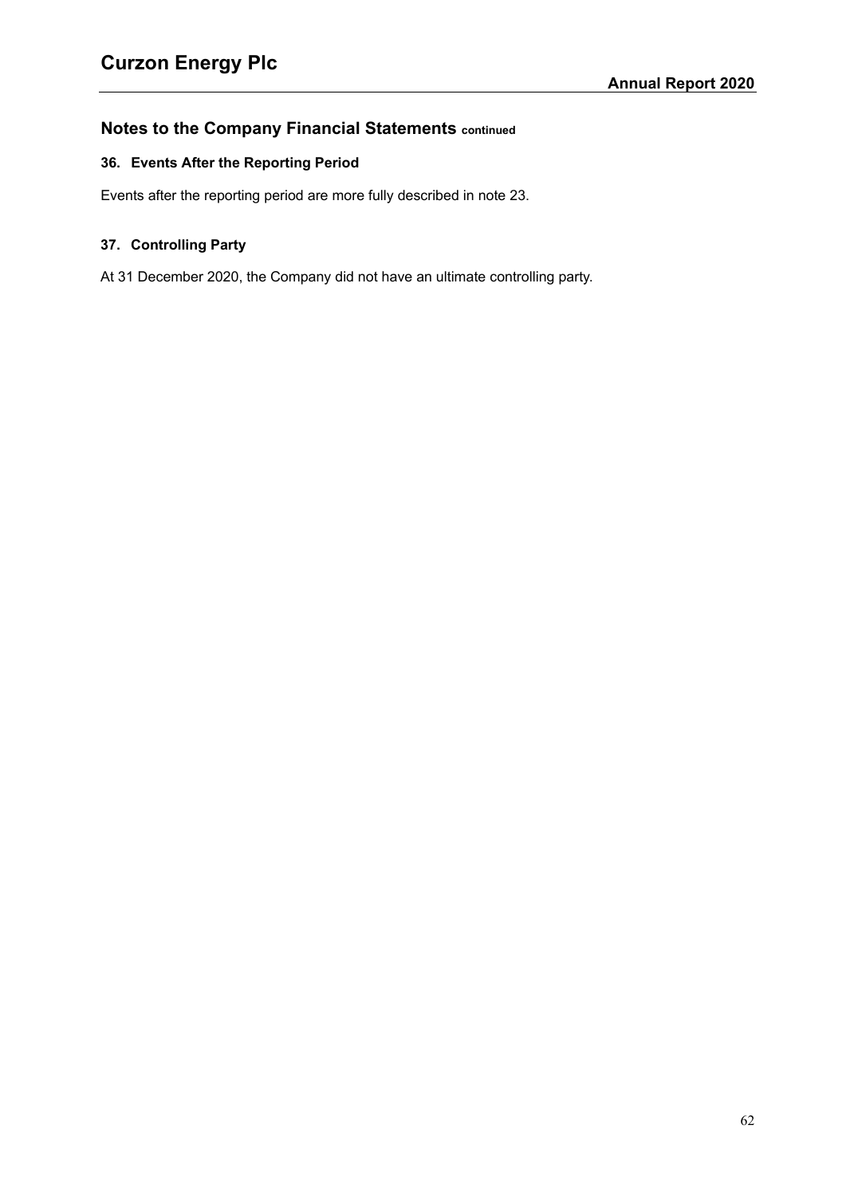## Notes to the Company Financial Statements continued

### 36. Events After the Reporting Period

Events after the reporting period are more fully described in note 23.

### 37. Controlling Party

At 31 December 2020, the Company did not have an ultimate controlling party.